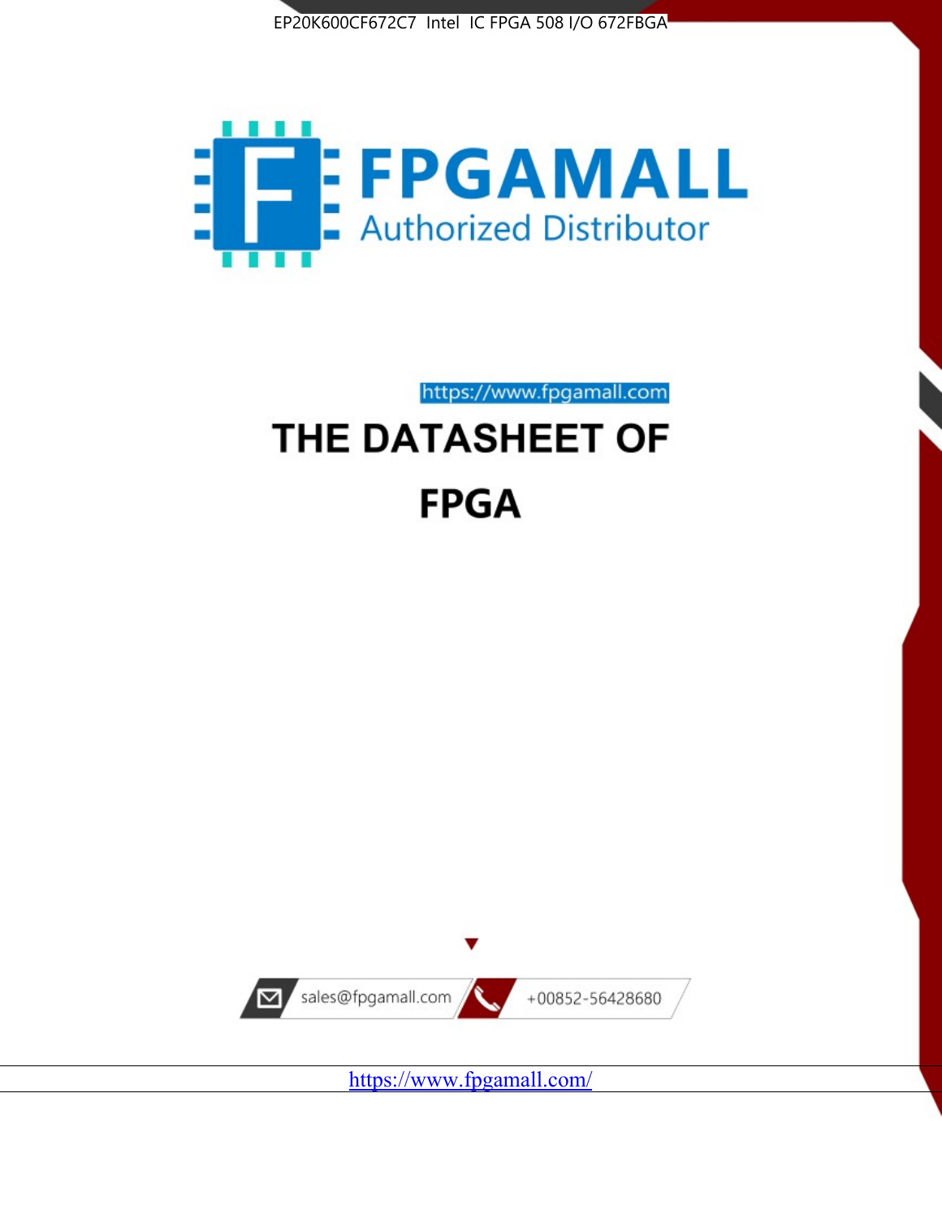EP20K600CF672C7 Intel IC FPGA 508 I/O 672FBGA

FPGAMALL

Authorized Distributor

https://www.fpgamall.com

# THE DATASHEET OF

# FPGA

sales@fpgamall.com

+00852-56428680

https://www.fpgamall.com/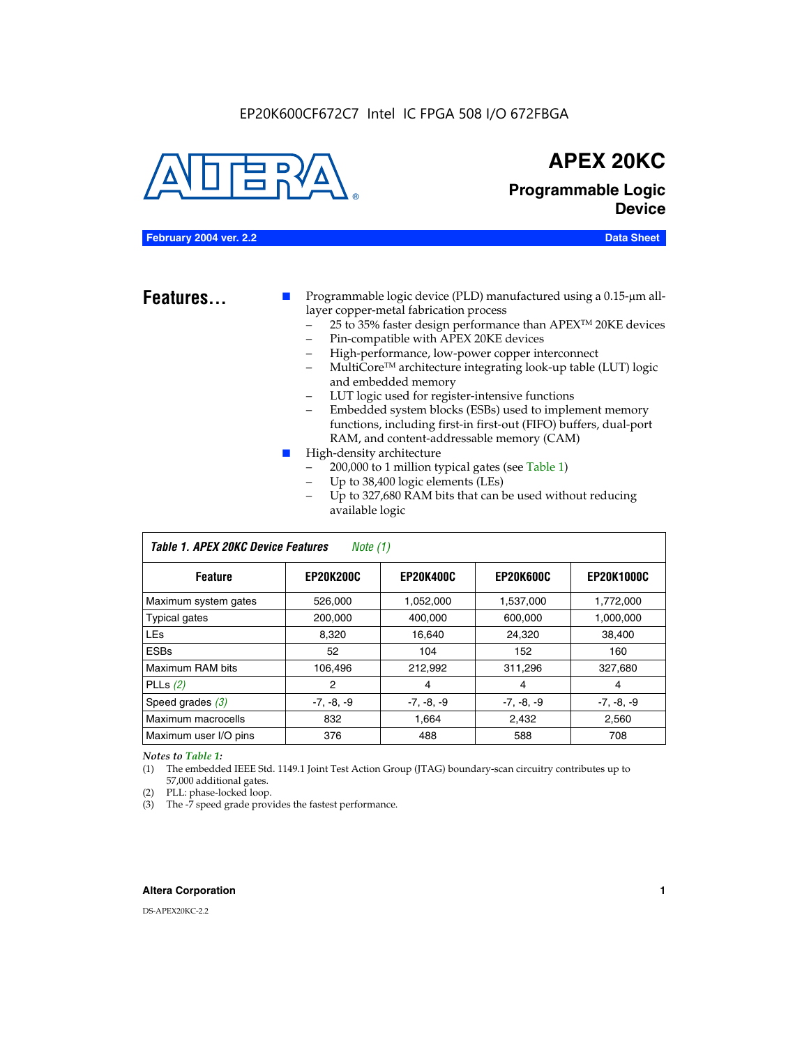EP20K600CF672C7 Intel IC FPGA 508 I/O 672FBGA

# APEX 20KC

## Programmable Logic Device

**February 2004 ver. 2.2** **Data Sheet**

## Features...

- Programmable logic device (PLD) manufactured using a 0.15-µm all-layer copper-metal fabrication process
  - 25 to 35% faster design performance than APEX™ 20KE devices
  - Pin-compatible with APEX 20KE devices
  - High-performance, low-power copper interconnect
  - MultiCore™ architecture integrating look-up table (LUT) logic and embedded memory
  - LUT logic used for register-intensive functions
  - Embedded system blocks (ESBs) used to implement memory functions, including first-in first-out (FIFO) buffers, dual-port RAM, and content-addressable memory (CAM)
- High-density architecture
  - 200,000 to 1 million typical gates (see Table 1)
  - Up to 38,400 logic elements (LEs)
  - Up to 327,680 RAM bits that can be used without reducing available logic

*Table 1. APEX 20KC Device Features* *Note (1)*

| Feature | EP20K200C | EP20K400C | EP20K600C | EP20K1000C |
|---|---|---|---|---|
| Maximum system gates | 526,000 | 1,052,000 | 1,537,000 | 1,772,000 |
| Typical gates | 200,000 | 400,000 | 600,000 | 1,000,000 |
| LEs | 8,320 | 16,640 | 24,320 | 38,400 |
| ESBs | 52 | 104 | 152 | 160 |
| Maximum RAM bits | 106,496 | 212,992 | 311,296 | 327,680 |
| PLLs (2) | 2 | 4 | 4 | 4 |
| Speed grades (3) | -7, -8, -9 | -7, -8, -9 | -7, -8, -9 | -7, -8, -9 |
| Maximum macrocells | 832 | 1,664 | 2,432 | 2,560 |
| Maximum user I/O pins | 376 | 488 | 588 | 708 |

*Notes to Table 1:*

(1) The embedded IEEE Std. 1149.1 Joint Test Action Group (JTAG) boundary-scan circuitry contributes up to 57,000 additional gates.

(2) PLL: phase-locked loop.

(3) The -7 speed grade provides the fastest performance.

**Altera Corporation**

DS-APEX20KC-2.2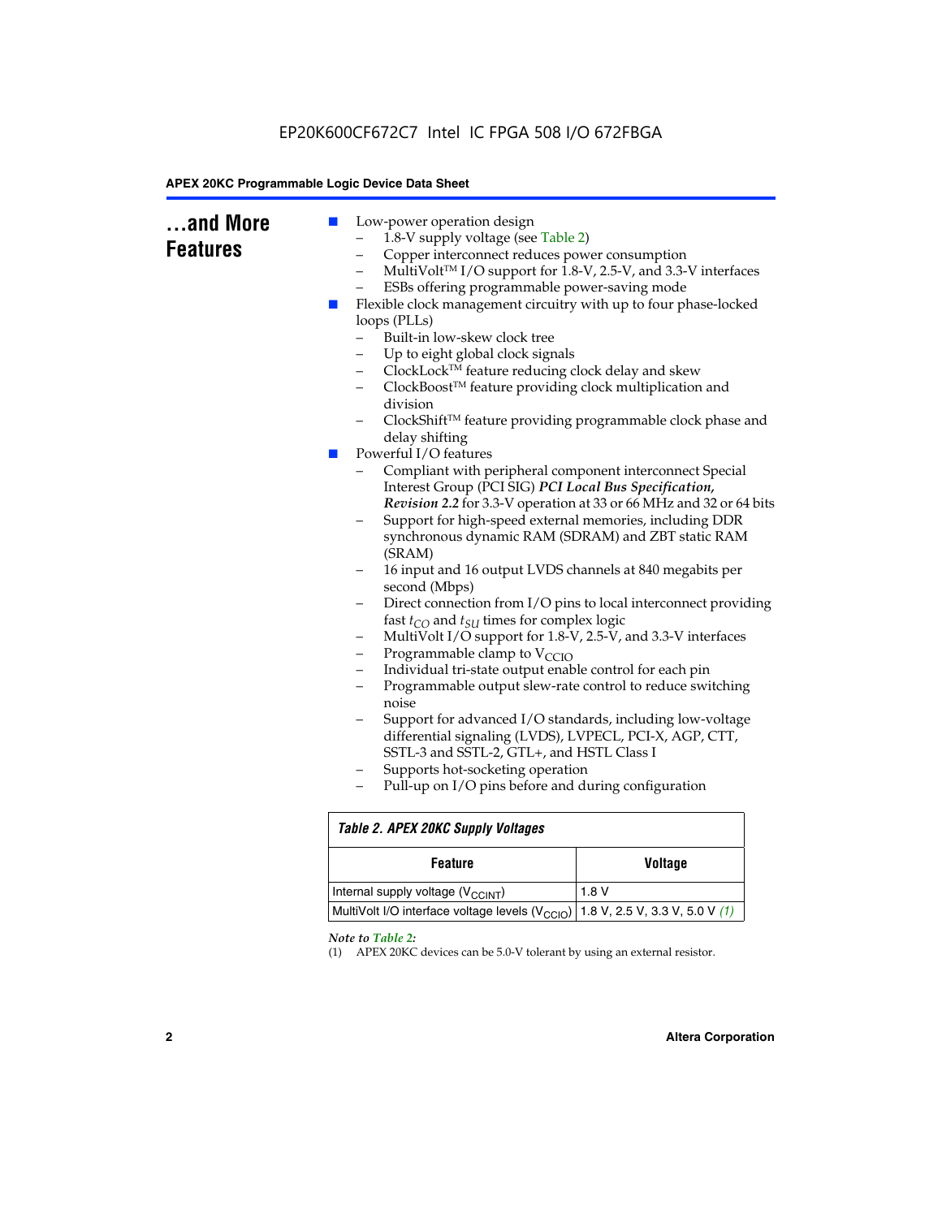## ...and More Features

- Low-power operation design
  - 1.8-V supply voltage (see Table 2)
  - Copper interconnect reduces power consumption
  - MultiVolt™ I/O support for 1.8-V, 2.5-V, and 3.3-V interfaces
  - ESBs offering programmable power-saving mode
- Flexible clock management circuitry with up to four phase-locked loops (PLLs)
  - Built-in low-skew clock tree
  - Up to eight global clock signals
  - ClockLock™ feature reducing clock delay and skew
  - ClockBoost™ feature providing clock multiplication and division
  - ClockShift™ feature providing programmable clock phase and delay shifting
- Powerful I/O features
  - Compliant with peripheral component interconnect Special Interest Group (PCI SIG) ***PCI Local Bus Specification, Revision 2.2*** for 3.3-V operation at 33 or 66 MHz and 32 or 64 bits
  - Support for high-speed external memories, including DDR synchronous dynamic RAM (SDRAM) and ZBT static RAM (SRAM)
  - 16 input and 16 output LVDS channels at 840 megabits per second (Mbps)
  - Direct connection from I/O pins to local interconnect providing fast $t_{CO}$ and $t_{SU}$ times for complex logic
  - MultiVolt I/O support for 1.8-V, 2.5-V, and 3.3-V interfaces
  - Programmable clamp to $V_{CCIO}$
  - Individual tri-state output enable control for each pin
  - Programmable output slew-rate control to reduce switching noise
  - Support for advanced I/O standards, including low-voltage differential signaling (LVDS), LVPECL, PCI-X, AGP, CTT, SSTL-3 and SSTL-2, GTL+, and HSTL Class I
  - Supports hot-socketing operation
  - Pull-up on I/O pins before and during configuration

*Table 2. APEX 20KC Supply Voltages*

| Feature | Voltage |
|---|---|
| Internal supply voltage ($V_{CCINT}$) | 1.8 V |
| MultiVolt I/O interface voltage levels ($V_{CCIO}$) | 1.8 V, 2.5 V, 3.3 V, 5.0 V *(1)* |

*Note to Table 2:*

(1) APEX 20KC devices can be 5.0-V tolerant by using an external resistor.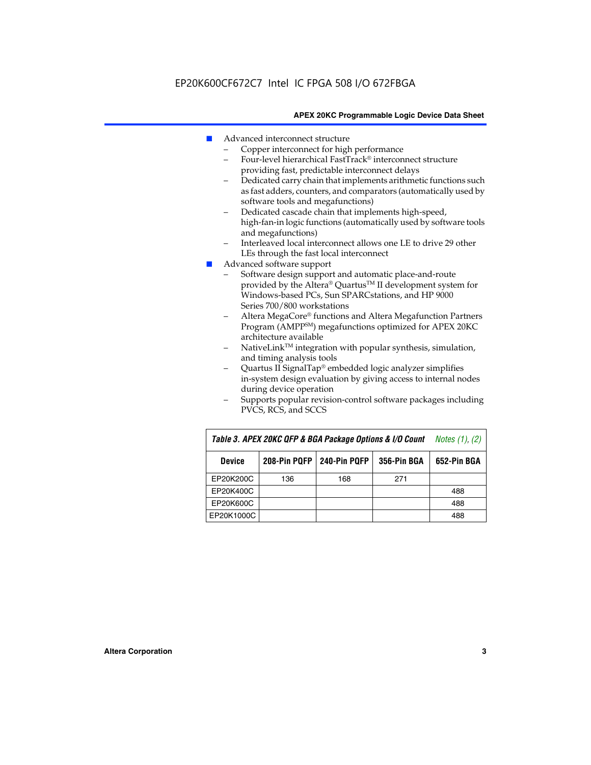- Advanced interconnect structure
  - Copper interconnect for high performance
  - Four-level hierarchical FastTrack® interconnect structure providing fast, predictable interconnect delays
  - Dedicated carry chain that implements arithmetic functions such as fast adders, counters, and comparators (automatically used by software tools and megafunctions)
  - Dedicated cascade chain that implements high-speed, high-fan-in logic functions (automatically used by software tools and megafunctions)
  - Interleaved local interconnect allows one LE to drive 29 other LEs through the fast local interconnect
- Advanced software support
  - Software design support and automatic place-and-route provided by the Altera® Quartus™ II development system for Windows-based PCs, Sun SPARCstations, and HP 9000 Series 700/800 workstations
  - Altera MegaCore® functions and Altera Megafunction Partners Program (AMPP℠) megafunctions optimized for APEX 20KC architecture available
  - NativeLink™ integration with popular synthesis, simulation, and timing analysis tools
  - Quartus II SignalTap® embedded logic analyzer simplifies in-system design evaluation by giving access to internal nodes during device operation
  - Supports popular revision-control software packages including PVCS, RCS, and SCCS

**Table 3. APEX 20KC QFP & BGA Package Options & I/O Count** *Notes (1), (2)*

| Device | 208-Pin PQFP | 240-Pin PQFP | 356-Pin BGA | 652-Pin BGA |
|---|---|---|---|---|
| EP20K200C | 136 | 168 | 271 | |
| EP20K400C | | | | 488 |
| EP20K600C | | | | 488 |
| EP20K1000C | | | | 488 |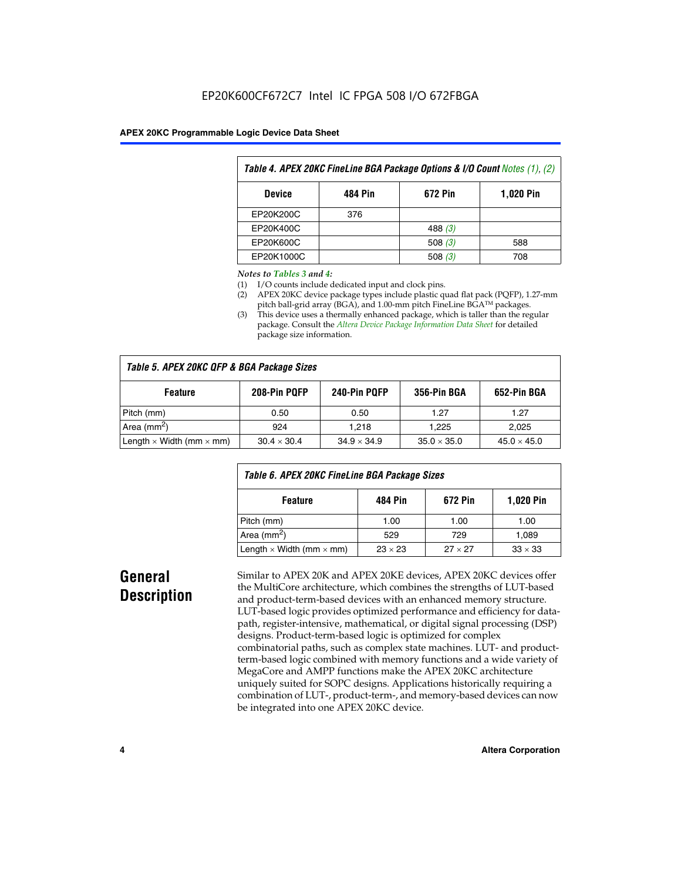| Table 4. APEX 20KC FineLine BGA Package Options & I/O Count *Notes (1), (2)* | | | |
|---|---|---|---|
| **Device** | **484 Pin** | **672 Pin** | **1,020 Pin** |
| EP20K200C | 376 | | |
| EP20K400C | | 488 *(3)* | |
| EP20K600C | | 508 *(3)* | 588 |
| EP20K1000C | | 508 *(3)* | 708 |

*Notes to Tables 3 and 4:*

(1) I/O counts include dedicated input and clock pins.
(2) APEX 20KC device package types include plastic quad flat pack (PQFP), 1.27-mm pitch ball-grid array (BGA), and 1.00-mm pitch FineLine BGA™ packages.
(3) This device uses a thermally enhanced package, which is taller than the regular package. Consult the *Altera Device Package Information Data Sheet* for detailed package size information.

| Table 5. APEX 20KC QFP & BGA Package Sizes | | | | |
|---|---|---|---|---|
| **Feature** | **208-Pin PQFP** | **240-Pin PQFP** | **356-Pin BGA** | **652-Pin BGA** |
| Pitch (mm) | 0.50 | 0.50 | 1.27 | 1.27 |
| Area (mm$^2$) | 924 | 1,218 | 1,225 | 2,025 |
| Length × Width (mm × mm) | 30.4 × 30.4 | 34.9 × 34.9 | 35.0 × 35.0 | 45.0 × 45.0 |

| Table 6. APEX 20KC FineLine BGA Package Sizes | | | |
|---|---|---|---|
| **Feature** | **484 Pin** | **672 Pin** | **1,020 Pin** |
| Pitch (mm) | 1.00 | 1.00 | 1.00 |
| Area (mm$^2$) | 529 | 729 | 1,089 |
| Length × Width (mm × mm) | 23 × 23 | 27 × 27 | 33 × 33 |

## General Description

Similar to APEX 20K and APEX 20KE devices, APEX 20KC devices offer the MultiCore architecture, which combines the strengths of LUT-based and product-term-based devices with an enhanced memory structure. LUT-based logic provides optimized performance and efficiency for data-path, register-intensive, mathematical, or digital signal processing (DSP) designs. Product-term-based logic is optimized for complex combinatorial paths, such as complex state machines. LUT- and product-term-based logic combined with memory functions and a wide variety of MegaCore and AMPP functions make the APEX 20KC architecture uniquely suited for SOPC designs. Applications historically requiring a combination of LUT-, product-term-, and memory-based devices can now be integrated into one APEX 20KC device.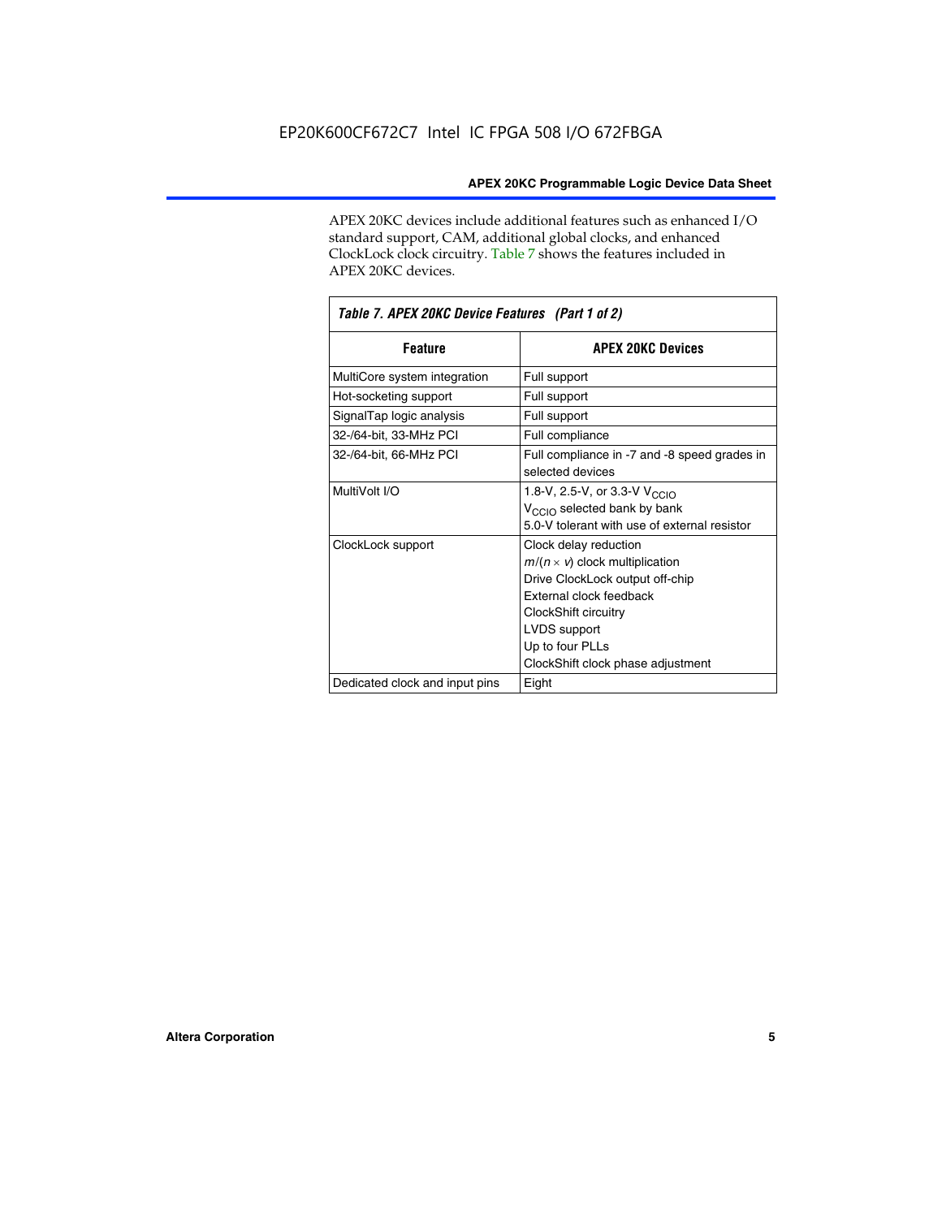APEX 20KC devices include additional features such as enhanced I/O standard support, CAM, additional global clocks, and enhanced ClockLock clock circuitry. Table 7 shows the features included in APEX 20KC devices.

*Table 7. APEX 20KC Device Features (Part 1 of 2)*

| Feature | APEX 20KC Devices |
| --- | --- |
| MultiCore system integration | Full support |
| Hot-socketing support | Full support |
| SignalTap logic analysis | Full support |
| 32-/64-bit, 33-MHz PCI | Full compliance |
| 32-/64-bit, 66-MHz PCI | Full compliance in -7 and -8 speed grades in selected devices |
| MultiVolt I/O | 1.8-V, 2.5-V, or 3.3-V $V_{CCIO}$<br>$V_{CCIO}$ selected bank by bank<br>5.0-V tolerant with use of external resistor |
| ClockLock support | Clock delay reduction<br>$m/(n \times v)$ clock multiplication<br>Drive ClockLock output off-chip<br>External clock feedback<br>ClockShift circuitry<br>LVDS support<br>Up to four PLLs<br>ClockShift clock phase adjustment |
| Dedicated clock and input pins | Eight |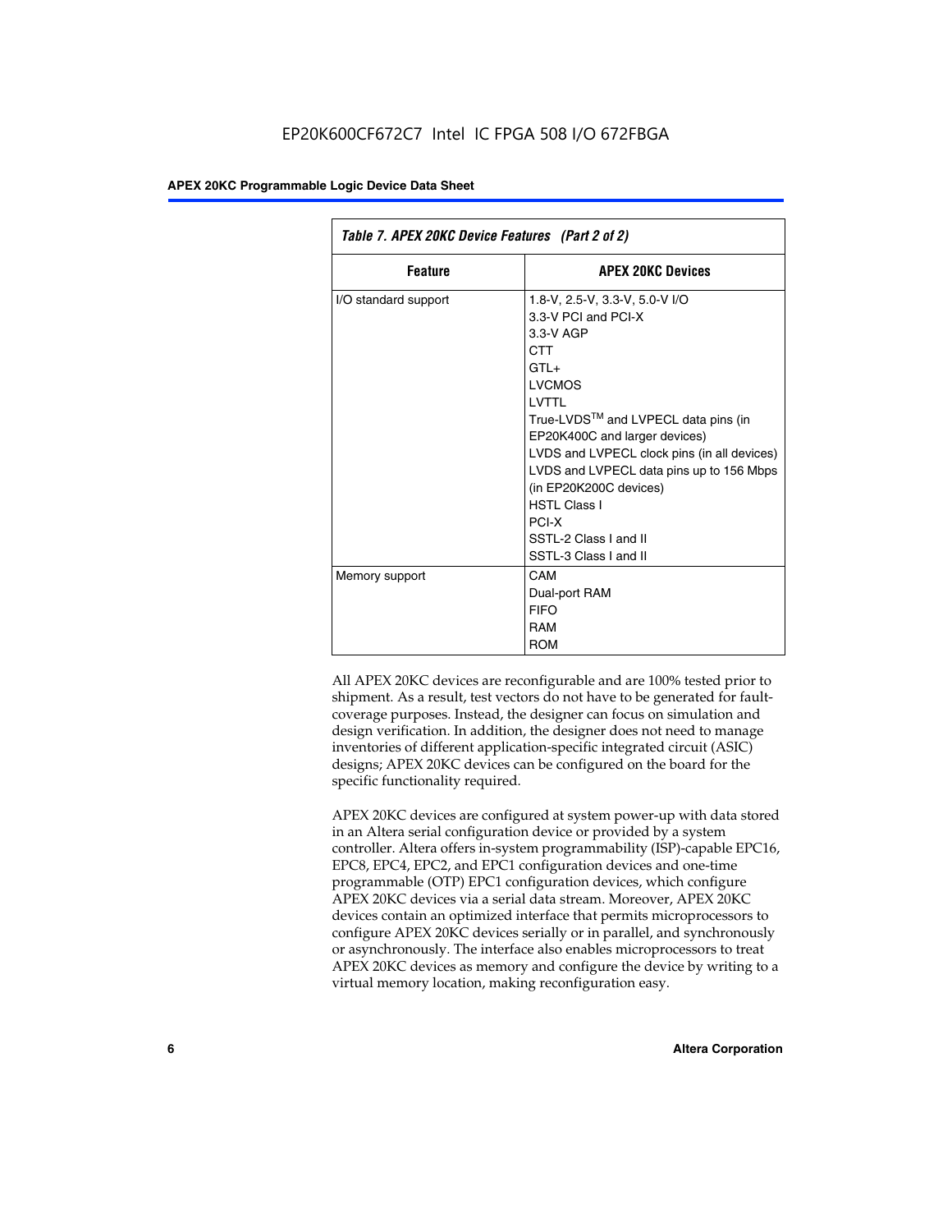*Table 7. APEX 20KC Device Features (Part 2 of 2)*

| Feature | APEX 20KC Devices |
|---|---|
| I/O standard support | 1.8-V, 2.5-V, 3.3-V, 5.0-V I/O<br>3.3-V PCI and PCI-X<br>3.3-V AGP<br>CTT<br>GTL+<br>LVCMOS<br>LVTTL<br>True-LVDS™ and LVPECL data pins (in EP20K400C and larger devices)<br>LVDS and LVPECL clock pins (in all devices)<br>LVDS and LVPECL data pins up to 156 Mbps (in EP20K200C devices)<br>HSTL Class I<br>PCI-X<br>SSTL-2 Class I and II<br>SSTL-3 Class I and II |
| Memory support | CAM<br>Dual-port RAM<br>FIFO<br>RAM<br>ROM |

All APEX 20KC devices are reconfigurable and are 100% tested prior to shipment. As a result, test vectors do not have to be generated for fault-coverage purposes. Instead, the designer can focus on simulation and design verification. In addition, the designer does not need to manage inventories of different application-specific integrated circuit (ASIC) designs; APEX 20KC devices can be configured on the board for the specific functionality required.

APEX 20KC devices are configured at system power-up with data stored in an Altera serial configuration device or provided by a system controller. Altera offers in-system programmability (ISP)-capable EPC16, EPC8, EPC4, EPC2, and EPC1 configuration devices and one-time programmable (OTP) EPC1 configuration devices, which configure APEX 20KC devices via a serial data stream. Moreover, APEX 20KC devices contain an optimized interface that permits microprocessors to configure APEX 20KC devices serially or in parallel, and synchronously or asynchronously. The interface also enables microprocessors to treat APEX 20KC devices as memory and configure the device by writing to a virtual memory location, making reconfiguration easy.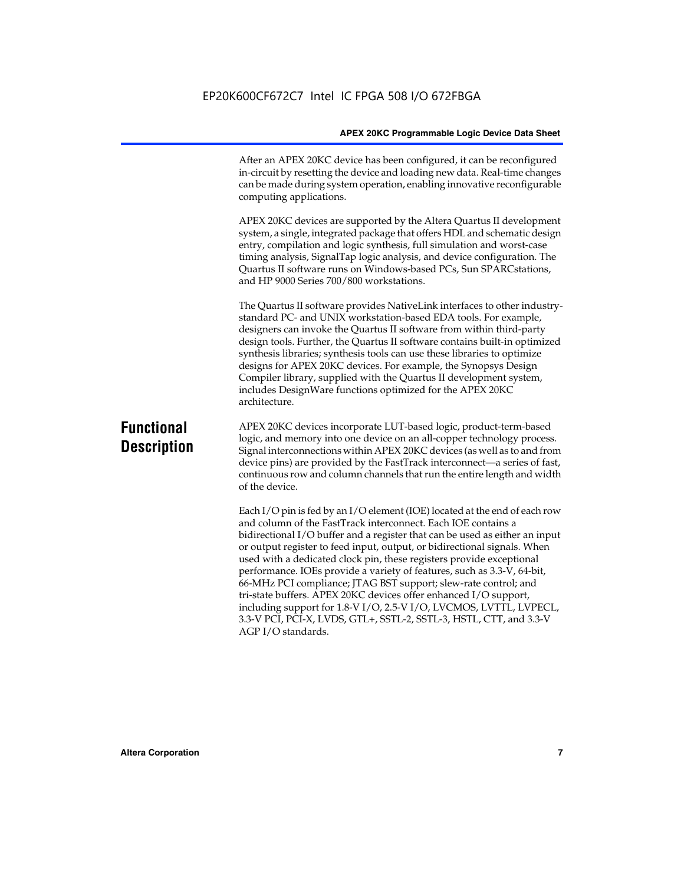After an APEX 20KC device has been configured, it can be reconfigured in-circuit by resetting the device and loading new data. Real-time changes can be made during system operation, enabling innovative reconfigurable computing applications.

APEX 20KC devices are supported by the Altera Quartus II development system, a single, integrated package that offers HDL and schematic design entry, compilation and logic synthesis, full simulation and worst-case timing analysis, SignalTap logic analysis, and device configuration. The Quartus II software runs on Windows-based PCs, Sun SPARCstations, and HP 9000 Series 700/800 workstations.

The Quartus II software provides NativeLink interfaces to other industry-standard PC- and UNIX workstation-based EDA tools. For example, designers can invoke the Quartus II software from within third-party design tools. Further, the Quartus II software contains built-in optimized synthesis libraries; synthesis tools can use these libraries to optimize designs for APEX 20KC devices. For example, the Synopsys Design Compiler library, supplied with the Quartus II development system, includes DesignWare functions optimized for the APEX 20KC architecture.

## Functional Description

APEX 20KC devices incorporate LUT-based logic, product-term-based logic, and memory into one device on an all-copper technology process. Signal interconnections within APEX 20KC devices (as well as to and from device pins) are provided by the FastTrack interconnect—a series of fast, continuous row and column channels that run the entire length and width of the device.

Each I/O pin is fed by an I/O element (IOE) located at the end of each row and column of the FastTrack interconnect. Each IOE contains a bidirectional I/O buffer and a register that can be used as either an input or output register to feed input, output, or bidirectional signals. When used with a dedicated clock pin, these registers provide exceptional performance. IOEs provide a variety of features, such as 3.3-V, 64-bit, 66-MHz PCI compliance; JTAG BST support; slew-rate control; and tri-state buffers. APEX 20KC devices offer enhanced I/O support, including support for 1.8-V I/O, 2.5-V I/O, LVCMOS, LVTTL, LVPECL, 3.3-V PCI, PCI-X, LVDS, GTL+, SSTL-2, SSTL-3, HSTL, CTT, and 3.3-V AGP I/O standards.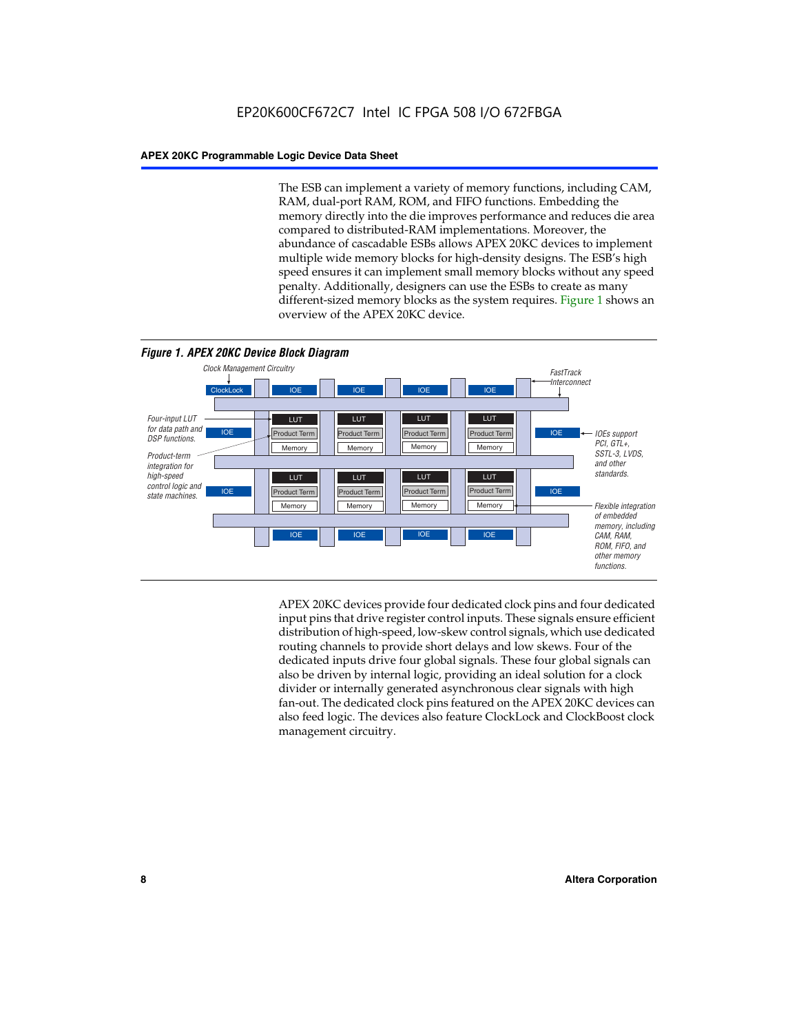The ESB can implement a variety of memory functions, including CAM, RAM, dual-port RAM, ROM, and FIFO functions. Embedding the memory directly into the die improves performance and reduces die area compared to distributed-RAM implementations. Moreover, the abundance of cascadable ESBs allows APEX 20KC devices to implement multiple wide memory blocks for high-density designs. The ESB's high speed ensures it can implement small memory blocks without any speed penalty. Additionally, designers can use the ESBs to create as many different-sized memory blocks as the system requires. Figure 1 shows an overview of the APEX 20KC device.

***Figure 1. APEX 20KC Device Block Diagram***

APEX 20KC devices provide four dedicated clock pins and four dedicated input pins that drive register control inputs. These signals ensure efficient distribution of high-speed, low-skew control signals, which use dedicated routing channels to provide short delays and low skews. Four of the dedicated inputs drive four global signals. These four global signals can also be driven by internal logic, providing an ideal solution for a clock divider or internally generated asynchronous clear signals with high fan-out. The dedicated clock pins featured on the APEX 20KC devices can also feed logic. The devices also feature ClockLock and ClockBoost clock management circuitry.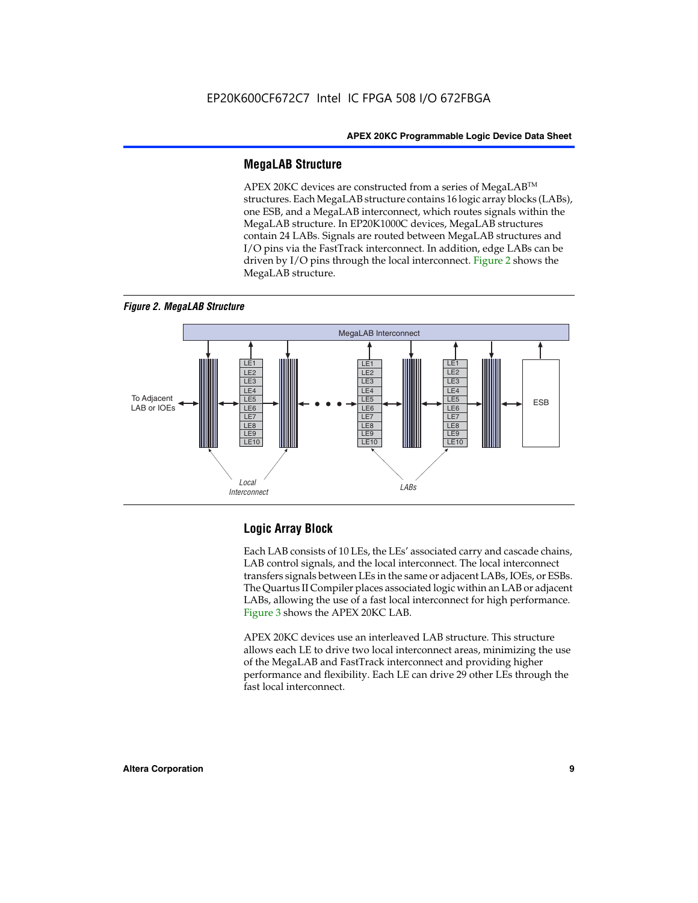## MegaLAB Structure

APEX 20KC devices are constructed from a series of MegaLAB™ structures. Each MegaLAB structure contains 16 logic array blocks (LABs), one ESB, and a MegaLAB interconnect, which routes signals within the MegaLAB structure. In EP20K1000C devices, MegaLAB structures contain 24 LABs. Signals are routed between MegaLAB structures and I/O pins via the FastTrack interconnect. In addition, edge LABs can be driven by I/O pins through the local interconnect. Figure 2 shows the MegaLAB structure.

*Figure 2. MegaLAB Structure*

## Logic Array Block

Each LAB consists of 10 LEs, the LEs' associated carry and cascade chains, LAB control signals, and the local interconnect. The local interconnect transfers signals between LEs in the same or adjacent LABs, IOEs, or ESBs. The Quartus II Compiler places associated logic within an LAB or adjacent LABs, allowing the use of a fast local interconnect for high performance. Figure 3 shows the APEX 20KC LAB.

APEX 20KC devices use an interleaved LAB structure. This structure allows each LE to drive two local interconnect areas, minimizing the use of the MegaLAB and FastTrack interconnect and providing higher performance and flexibility. Each LE can drive 29 other LEs through the fast local interconnect.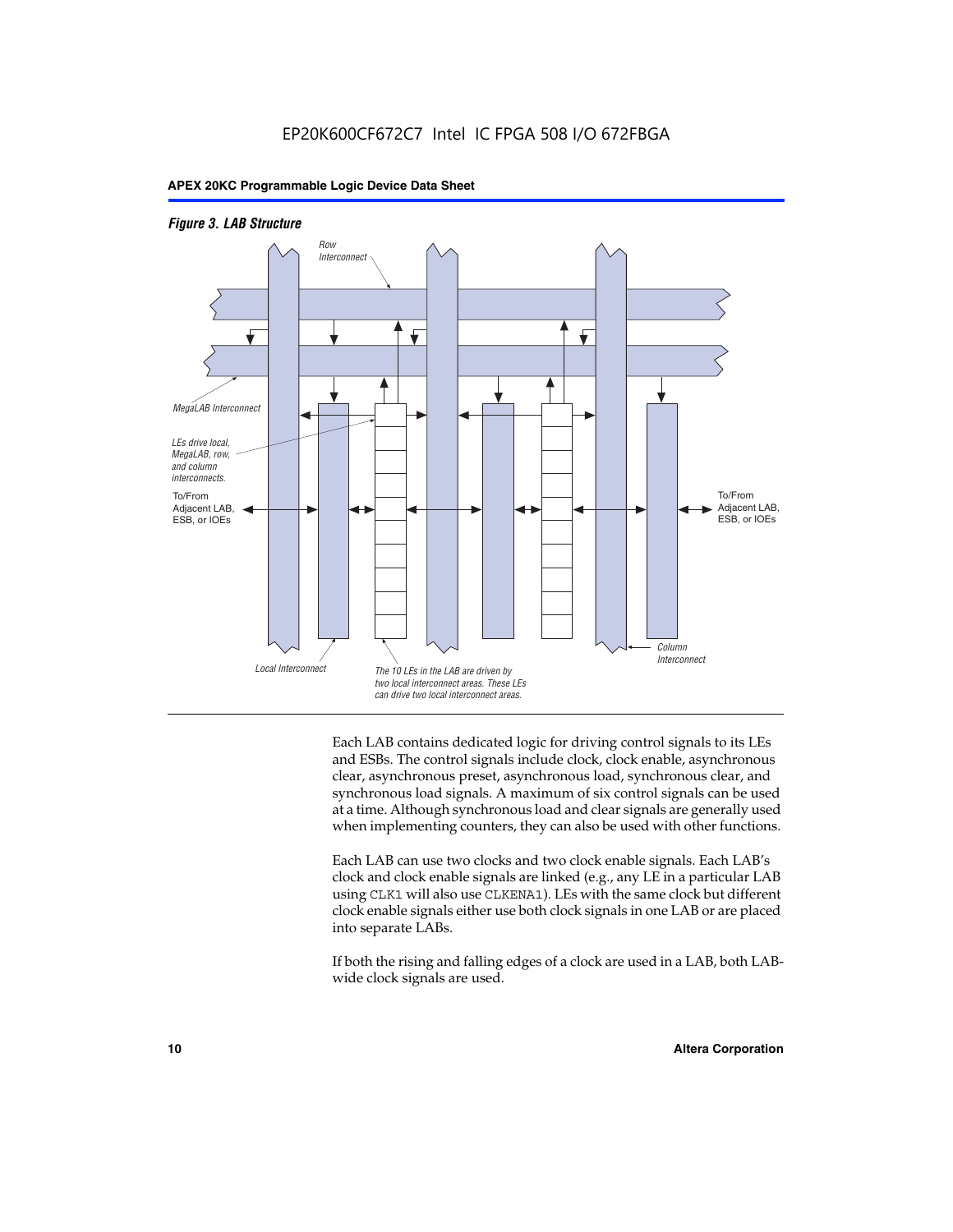*Figure 3. LAB Structure*

Row Interconnect

MegaLAB Interconnect

LEs drive local, MegaLAB, row, and column interconnects.

To/From Adjacent LAB, ESB, or IOEs

To/From Adjacent LAB, ESB, or IOEs

Local Interconnect

The 10 LEs in the LAB are driven by two local interconnect areas. These LEs can drive two local interconnect areas.

Column Interconnect

Each LAB contains dedicated logic for driving control signals to its LEs and ESBs. The control signals include clock, clock enable, asynchronous clear, asynchronous preset, asynchronous load, synchronous clear, and synchronous load signals. A maximum of six control signals can be used at a time. Although synchronous load and clear signals are generally used when implementing counters, they can also be used with other functions.

Each LAB can use two clocks and two clock enable signals. Each LAB's clock and clock enable signals are linked (e.g., any LE in a particular LAB using `CLK1` will also use `CLKENA1`). LEs with the same clock but different clock enable signals either use both clock signals in one LAB or are placed into separate LABs.

If both the rising and falling edges of a clock are used in a LAB, both LAB-wide clock signals are used.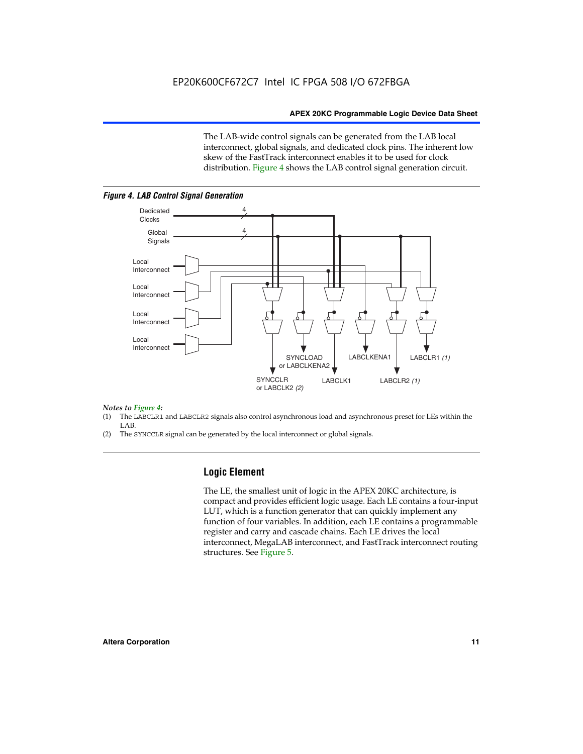The LAB-wide control signals can be generated from the LAB local interconnect, global signals, and dedicated clock pins. The inherent low skew of the FastTrack interconnect enables it to be used for clock distribution. Figure 4 shows the LAB control signal generation circuit.

*Figure 4. LAB Control Signal Generation*

*Notes to Figure 4:*

(1) The LABCLR1 and LABCLR2 signals also control asynchronous load and asynchronous preset for LEs within the LAB.

(2) The SYNCCLR signal can be generated by the local interconnect or global signals.

## Logic Element

The LE, the smallest unit of logic in the APEX 20KC architecture, is compact and provides efficient logic usage. Each LE contains a four-input LUT, which is a function generator that can quickly implement any function of four variables. In addition, each LE contains a programmable register and carry and cascade chains. Each LE drives the local interconnect, MegaLAB interconnect, and FastTrack interconnect routing structures. See Figure 5.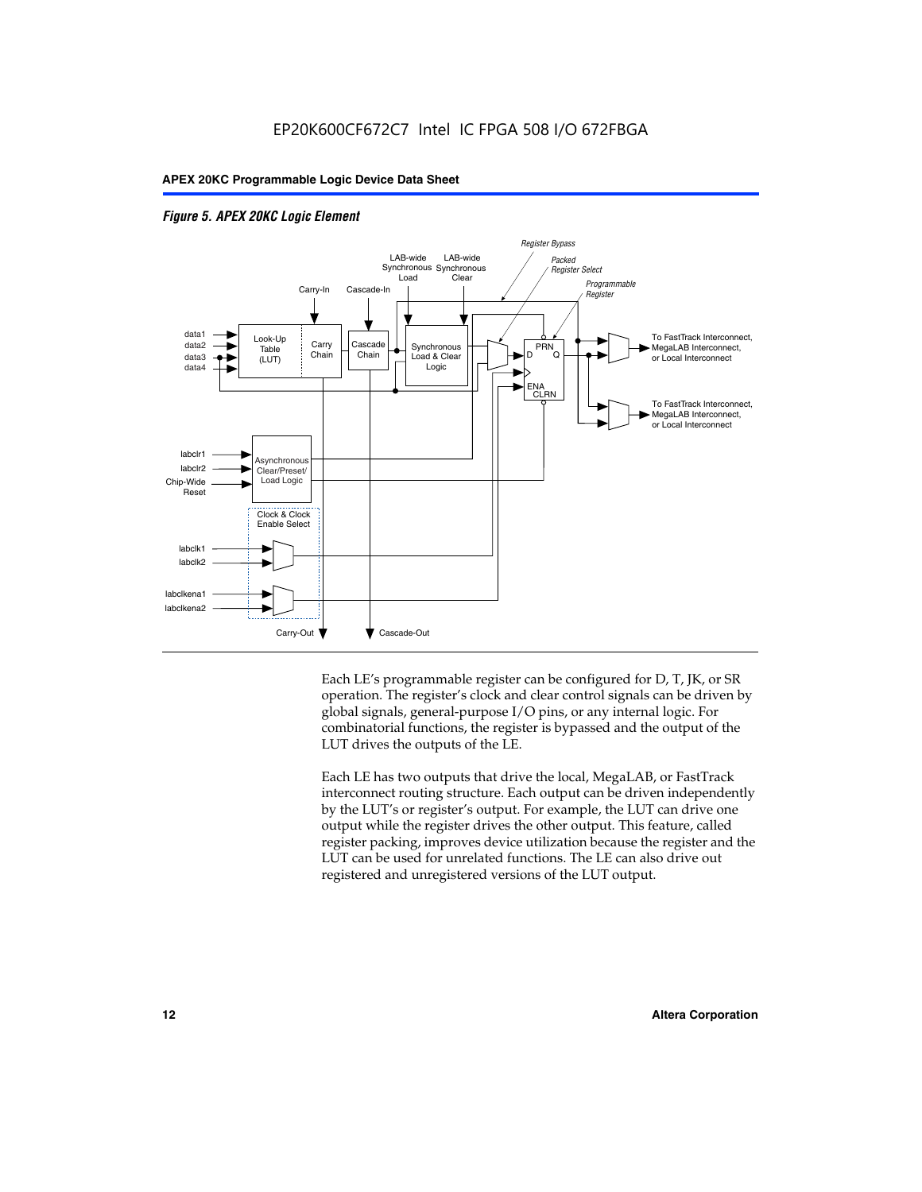*Figure 5. APEX 20KC Logic Element*

Each LE's programmable register can be configured for D, T, JK, or SR operation. The register's clock and clear control signals can be driven by global signals, general-purpose I/O pins, or any internal logic. For combinatorial functions, the register is bypassed and the output of the LUT drives the outputs of the LE.

Each LE has two outputs that drive the local, MegaLAB, or FastTrack interconnect routing structure. Each output can be driven independently by the LUT's or register's output. For example, the LUT can drive one output while the register drives the other output. This feature, called register packing, improves device utilization because the register and the LUT can be used for unrelated functions. The LE can also drive out registered and unregistered versions of the LUT output.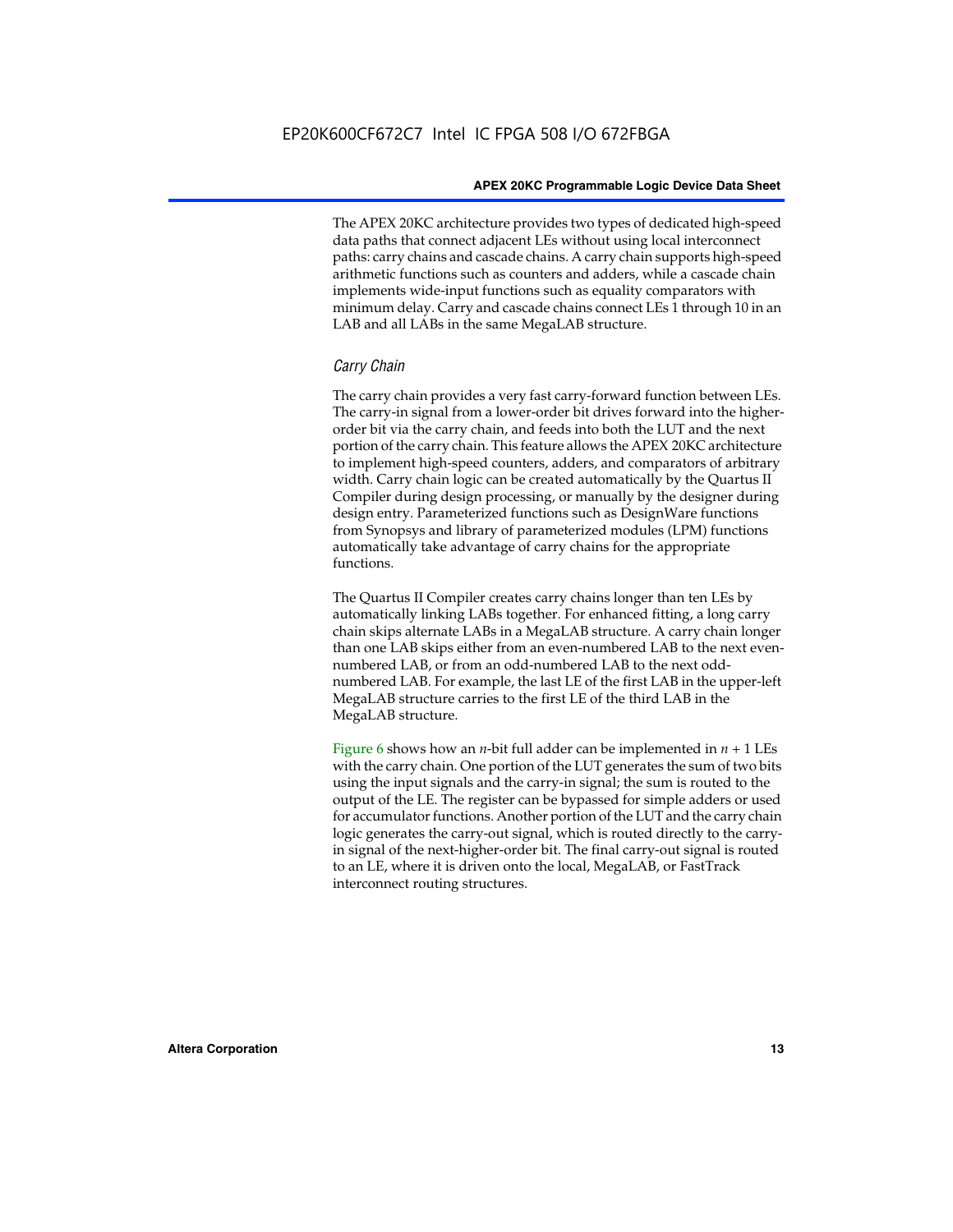The APEX 20KC architecture provides two types of dedicated high-speed data paths that connect adjacent LEs without using local interconnect paths: carry chains and cascade chains. A carry chain supports high-speed arithmetic functions such as counters and adders, while a cascade chain implements wide-input functions such as equality comparators with minimum delay. Carry and cascade chains connect LEs 1 through 10 in an LAB and all LABs in the same MegaLAB structure.

### *Carry Chain*

The carry chain provides a very fast carry-forward function between LEs. The carry-in signal from a lower-order bit drives forward into the higher-order bit via the carry chain, and feeds into both the LUT and the next portion of the carry chain. This feature allows the APEX 20KC architecture to implement high-speed counters, adders, and comparators of arbitrary width. Carry chain logic can be created automatically by the Quartus II Compiler during design processing, or manually by the designer during design entry. Parameterized functions such as DesignWare functions from Synopsys and library of parameterized modules (LPM) functions automatically take advantage of carry chains for the appropriate functions.

The Quartus II Compiler creates carry chains longer than ten LEs by automatically linking LABs together. For enhanced fitting, a long carry chain skips alternate LABs in a MegaLAB structure. A carry chain longer than one LAB skips either from an even-numbered LAB to the next even-numbered LAB, or from an odd-numbered LAB to the next odd-numbered LAB. For example, the last LE of the first LAB in the upper-left MegaLAB structure carries to the first LE of the third LAB in the MegaLAB structure.

Figure 6 shows how an $n$-bit full adder can be implemented in $n + 1$ LEs with the carry chain. One portion of the LUT generates the sum of two bits using the input signals and the carry-in signal; the sum is routed to the output of the LE. The register can be bypassed for simple adders or used for accumulator functions. Another portion of the LUT and the carry chain logic generates the carry-out signal, which is routed directly to the carry-in signal of the next-higher-order bit. The final carry-out signal is routed to an LE, where it is driven onto the local, MegaLAB, or FastTrack interconnect routing structures.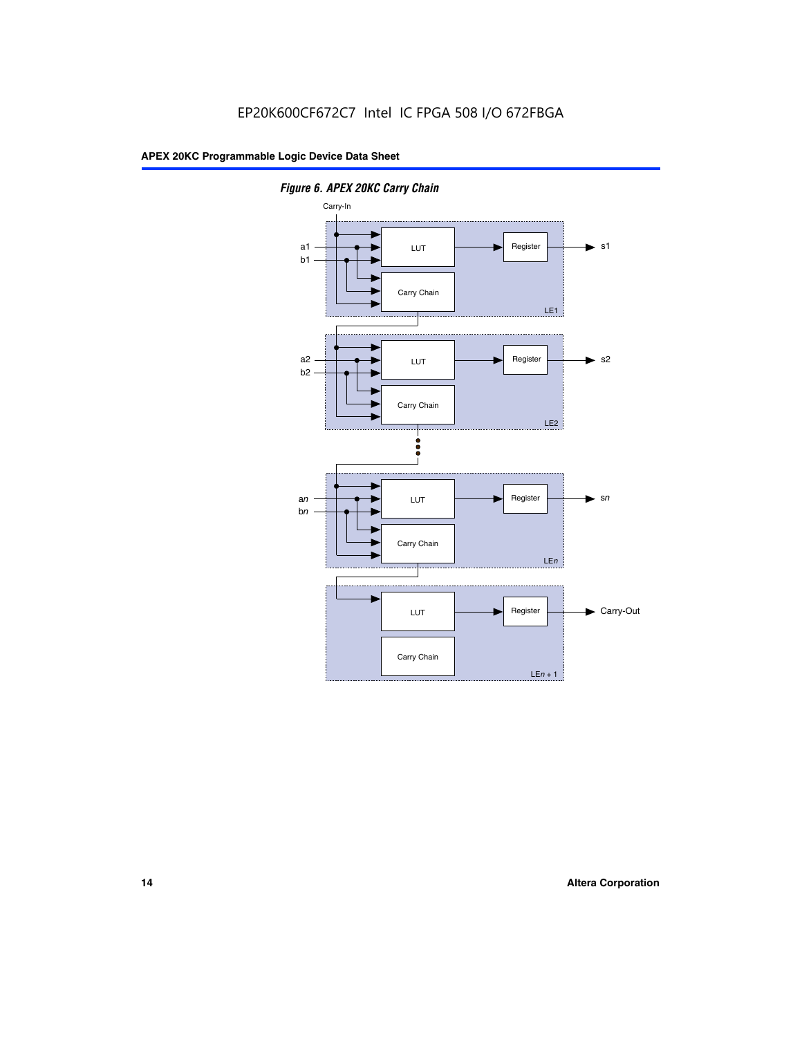*Figure 6. APEX 20KC Carry Chain*

Carry-In

a1
b1

LUT

Register

s1

Carry Chain

LE1

a2
b2

LUT

Register

s2

Carry Chain

LE2

*a*n
*b*n

LUT

Register

*s*n

Carry Chain

LE*n*

LUT

Register

Carry-Out

Carry Chain

LE*n* + 1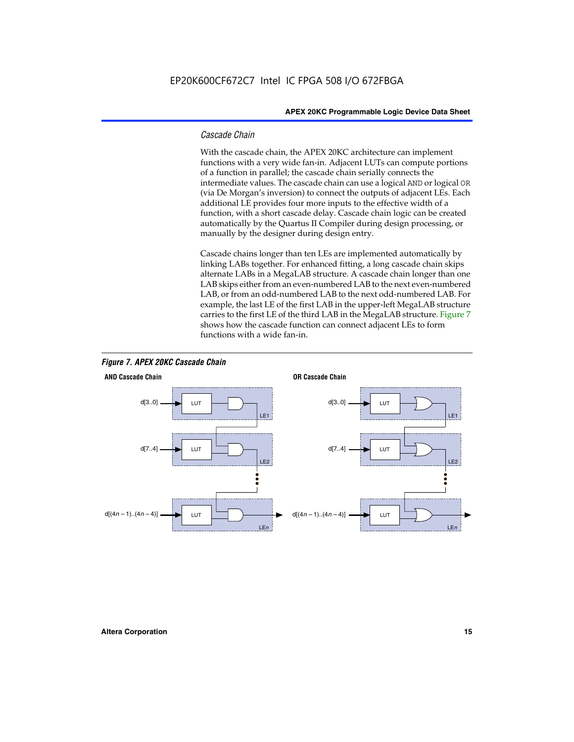### *Cascade Chain*

With the cascade chain, the APEX 20KC architecture can implement functions with a very wide fan-in. Adjacent LUTs can compute portions of a function in parallel; the cascade chain serially connects the intermediate values. The cascade chain can use a logical AND or logical OR (via De Morgan's inversion) to connect the outputs of adjacent LEs. Each additional LE provides four more inputs to the effective width of a function, with a short cascade delay. Cascade chain logic can be created automatically by the Quartus II Compiler during design processing, or manually by the designer during design entry.

Cascade chains longer than ten LEs are implemented automatically by linking LABs together. For enhanced fitting, a long cascade chain skips alternate LABs in a MegaLAB structure. A cascade chain longer than one LAB skips either from an even-numbered LAB to the next even-numbered LAB, or from an odd-numbered LAB to the next odd-numbered LAB. For example, the last LE of the first LAB in the upper-left MegaLAB structure carries to the first LE of the third LAB in the MegaLAB structure. Figure 7 shows how the cascade function can connect adjacent LEs to form functions with a wide fan-in.

***Figure 7. APEX 20KC Cascade Chain***

**AND Cascade Chain**

d[3..0] → LUT → LE1
d[7..4] → LUT → LE2
d[(4n – 1)..(4n – 4)] → LUT → LEn

**OR Cascade Chain**

d[3..0] → LUT → LE1
d[7..4] → LUT → LE2
d[(4n – 1)..(4n – 4)] → LUT → LEn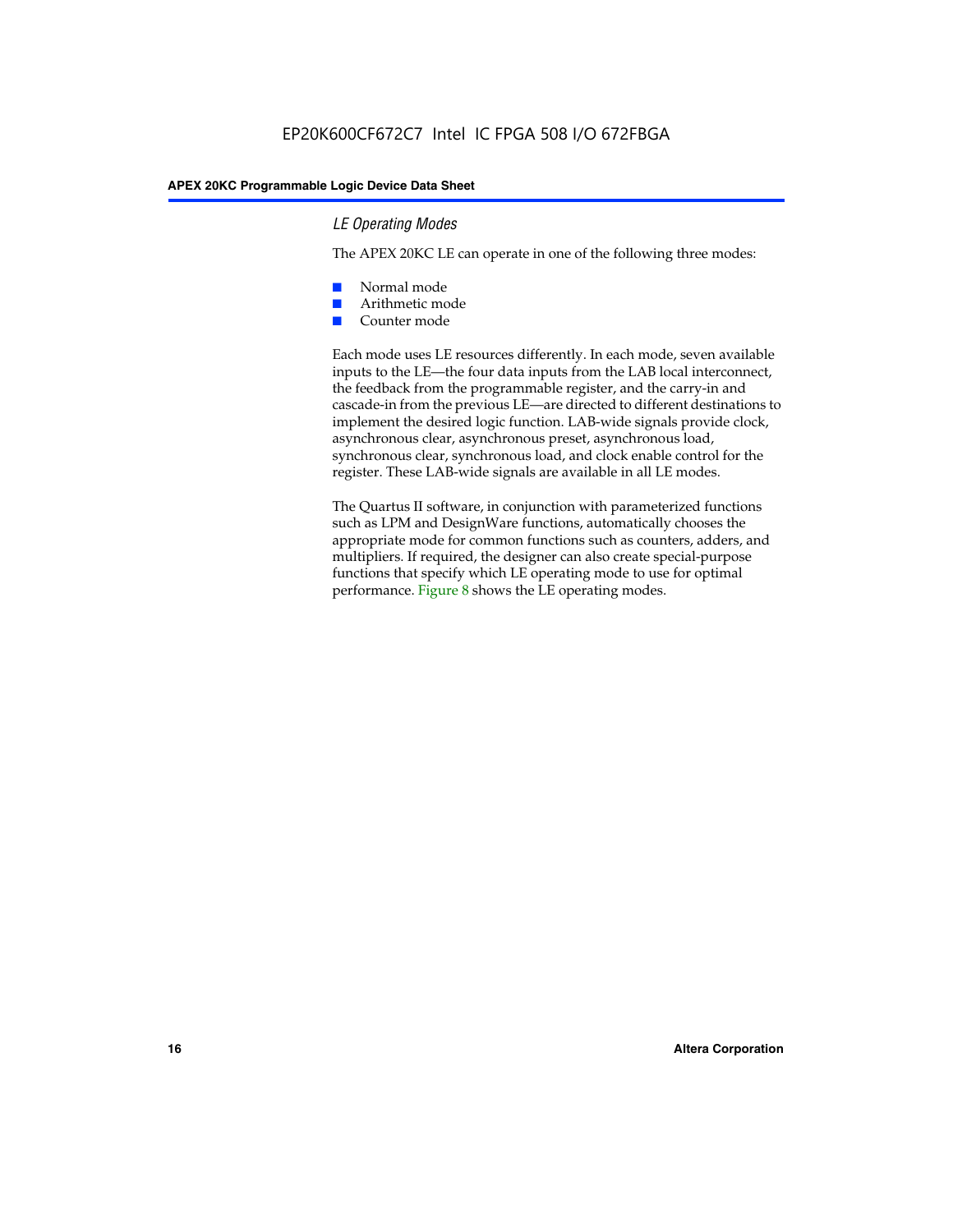### *LE Operating Modes*

The APEX 20KC LE can operate in one of the following three modes:

- Normal mode
- Arithmetic mode
- Counter mode

Each mode uses LE resources differently. In each mode, seven available inputs to the LE—the four data inputs from the LAB local interconnect, the feedback from the programmable register, and the carry-in and cascade-in from the previous LE—are directed to different destinations to implement the desired logic function. LAB-wide signals provide clock, asynchronous clear, asynchronous preset, asynchronous load, synchronous clear, synchronous load, and clock enable control for the register. These LAB-wide signals are available in all LE modes.

The Quartus II software, in conjunction with parameterized functions such as LPM and DesignWare functions, automatically chooses the appropriate mode for common functions such as counters, adders, and multipliers. If required, the designer can also create special-purpose functions that specify which LE operating mode to use for optimal performance. Figure 8 shows the LE operating modes.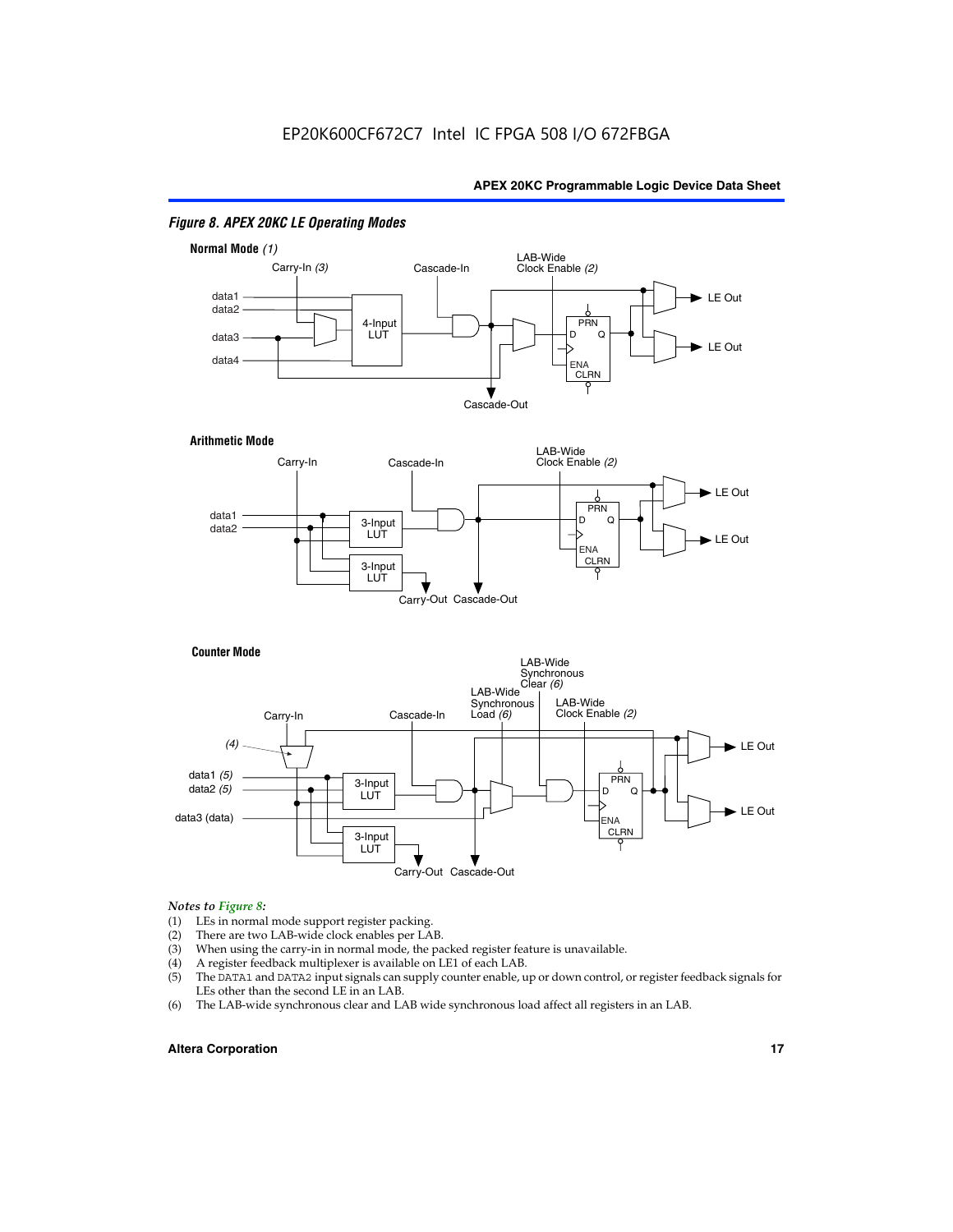### *Figure 8. APEX 20KC LE Operating Modes*

**Normal Mode** *(1)*

Carry-In *(3)*, Cascade-In, LAB-Wide Clock Enable *(2)*, data1, data2, data3, data4, 4-Input LUT, PRN, D, Q, ENA, CLRN, LE Out, LE Out, Cascade-Out

**Arithmetic Mode**

Carry-In, Cascade-In, LAB-Wide Clock Enable *(2)*, data1, data2, 3-Input LUT, 3-Input LUT, PRN, D, Q, ENA, CLRN, LE Out, LE Out, Carry-Out, Cascade-Out

**Counter Mode**

Carry-In, *(4)*, Cascade-In, LAB-Wide Synchronous Load *(6)*, LAB-Wide Synchronous Clear *(6)*, LAB-Wide Clock Enable *(2)*, data1 *(5)*, data2 *(5)*, data3 (data), 3-Input LUT, 3-Input LUT, PRN, D, Q, ENA, CLRN, LE Out, LE Out, Carry-Out, Cascade-Out

*Notes to Figure 8:*

(1) LEs in normal mode support register packing.
(2) There are two LAB-wide clock enables per LAB.
(3) When using the carry-in in normal mode, the packed register feature is unavailable.
(4) A register feedback multiplexer is available on LE1 of each LAB.
(5) The DATA1 and DATA2 input signals can supply counter enable, up or down control, or register feedback signals for LEs other than the second LE in an LAB.
(6) The LAB-wide synchronous clear and LAB wide synchronous load affect all registers in an LAB.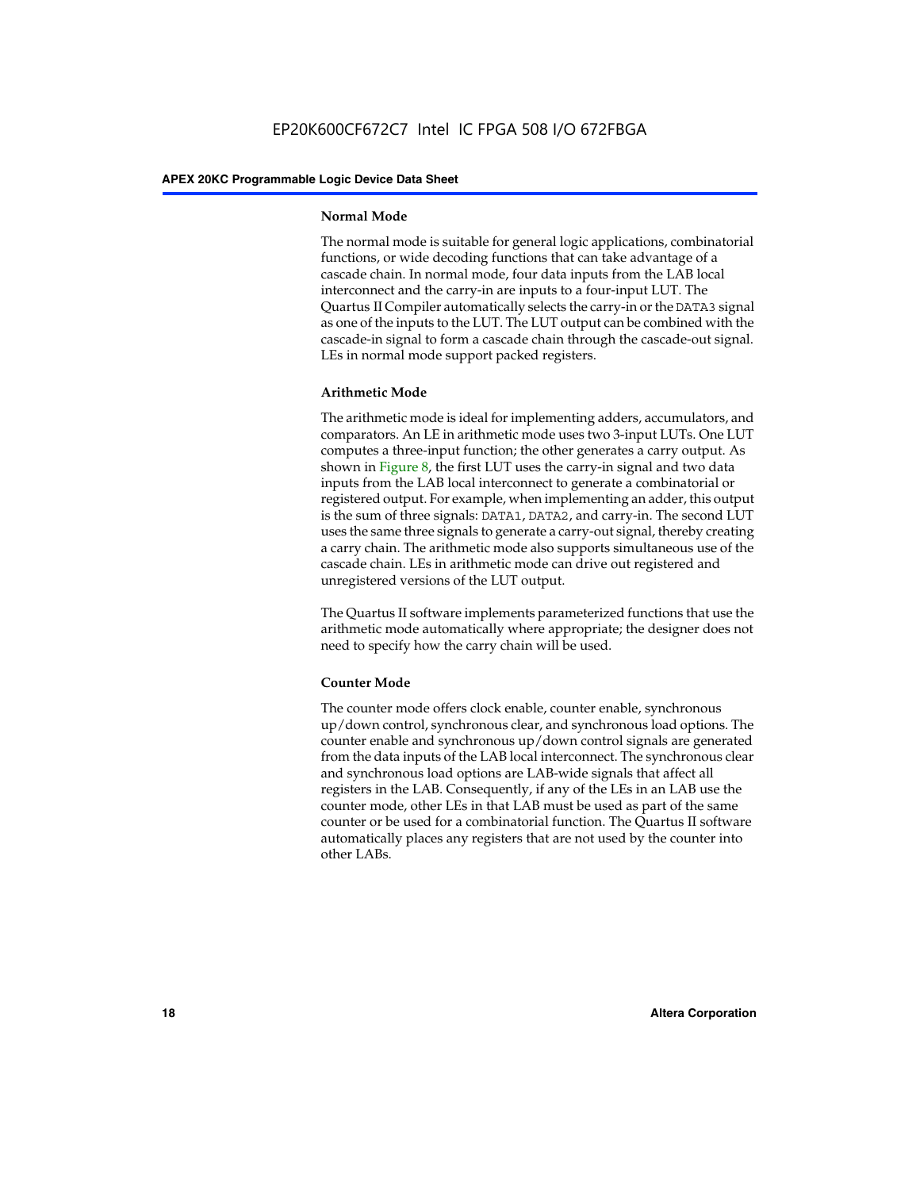### Normal Mode

The normal mode is suitable for general logic applications, combinatorial functions, or wide decoding functions that can take advantage of a cascade chain. In normal mode, four data inputs from the LAB local interconnect and the carry-in are inputs to a four-input LUT. The Quartus II Compiler automatically selects the carry-in or the DATA3 signal as one of the inputs to the LUT. The LUT output can be combined with the cascade-in signal to form a cascade chain through the cascade-out signal. LEs in normal mode support packed registers.

### Arithmetic Mode

The arithmetic mode is ideal for implementing adders, accumulators, and comparators. An LE in arithmetic mode uses two 3-input LUTs. One LUT computes a three-input function; the other generates a carry output. As shown in Figure 8, the first LUT uses the carry-in signal and two data inputs from the LAB local interconnect to generate a combinatorial or registered output. For example, when implementing an adder, this output is the sum of three signals: DATA1, DATA2, and carry-in. The second LUT uses the same three signals to generate a carry-out signal, thereby creating a carry chain. The arithmetic mode also supports simultaneous use of the cascade chain. LEs in arithmetic mode can drive out registered and unregistered versions of the LUT output.

The Quartus II software implements parameterized functions that use the arithmetic mode automatically where appropriate; the designer does not need to specify how the carry chain will be used.

### Counter Mode

The counter mode offers clock enable, counter enable, synchronous up/down control, synchronous clear, and synchronous load options. The counter enable and synchronous up/down control signals are generated from the data inputs of the LAB local interconnect. The synchronous clear and synchronous load options are LAB-wide signals that affect all registers in the LAB. Consequently, if any of the LEs in an LAB use the counter mode, other LEs in that LAB must be used as part of the same counter or be used for a combinatorial function. The Quartus II software automatically places any registers that are not used by the counter into other LABs.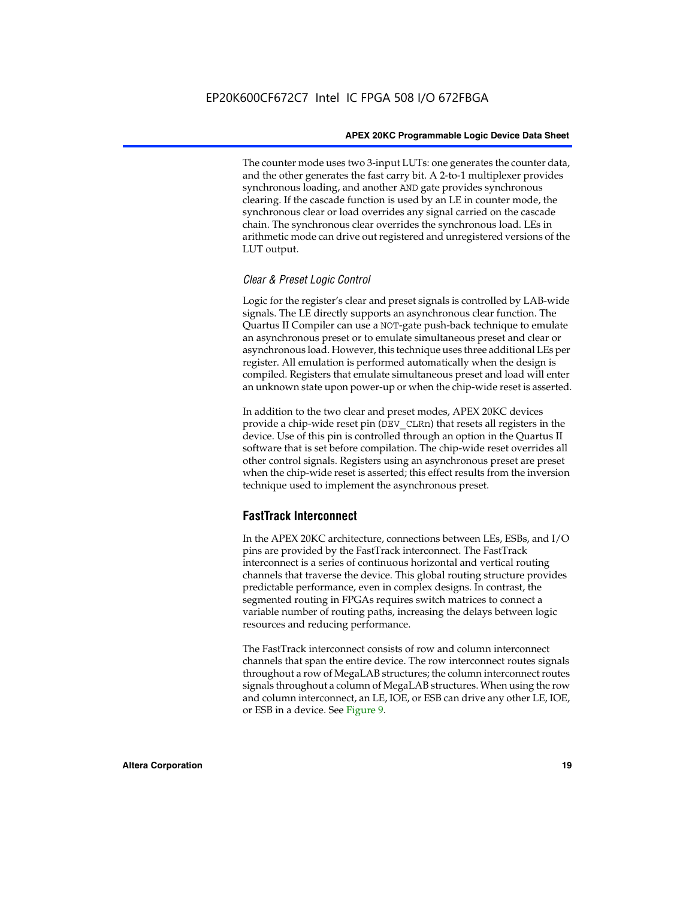The counter mode uses two 3-input LUTs: one generates the counter data, and the other generates the fast carry bit. A 2-to-1 multiplexer provides synchronous loading, and another AND gate provides synchronous clearing. If the cascade function is used by an LE in counter mode, the synchronous clear or load overrides any signal carried on the cascade chain. The synchronous clear overrides the synchronous load. LEs in arithmetic mode can drive out registered and unregistered versions of the LUT output.

### *Clear & Preset Logic Control*

Logic for the register's clear and preset signals is controlled by LAB-wide signals. The LE directly supports an asynchronous clear function. The Quartus II Compiler can use a NOT-gate push-back technique to emulate an asynchronous preset or to emulate simultaneous preset and clear or asynchronous load. However, this technique uses three additional LEs per register. All emulation is performed automatically when the design is compiled. Registers that emulate simultaneous preset and load will enter an unknown state upon power-up or when the chip-wide reset is asserted.

In addition to the two clear and preset modes, APEX 20KC devices provide a chip-wide reset pin (DEV_CLRn) that resets all registers in the device. Use of this pin is controlled through an option in the Quartus II software that is set before compilation. The chip-wide reset overrides all other control signals. Registers using an asynchronous preset are preset when the chip-wide reset is asserted; this effect results from the inversion technique used to implement the asynchronous preset.

## FastTrack Interconnect

In the APEX 20KC architecture, connections between LEs, ESBs, and I/O pins are provided by the FastTrack interconnect. The FastTrack interconnect is a series of continuous horizontal and vertical routing channels that traverse the device. This global routing structure provides predictable performance, even in complex designs. In contrast, the segmented routing in FPGAs requires switch matrices to connect a variable number of routing paths, increasing the delays between logic resources and reducing performance.

The FastTrack interconnect consists of row and column interconnect channels that span the entire device. The row interconnect routes signals throughout a row of MegaLAB structures; the column interconnect routes signals throughout a column of MegaLAB structures. When using the row and column interconnect, an LE, IOE, or ESB can drive any other LE, IOE, or ESB in a device. See Figure 9.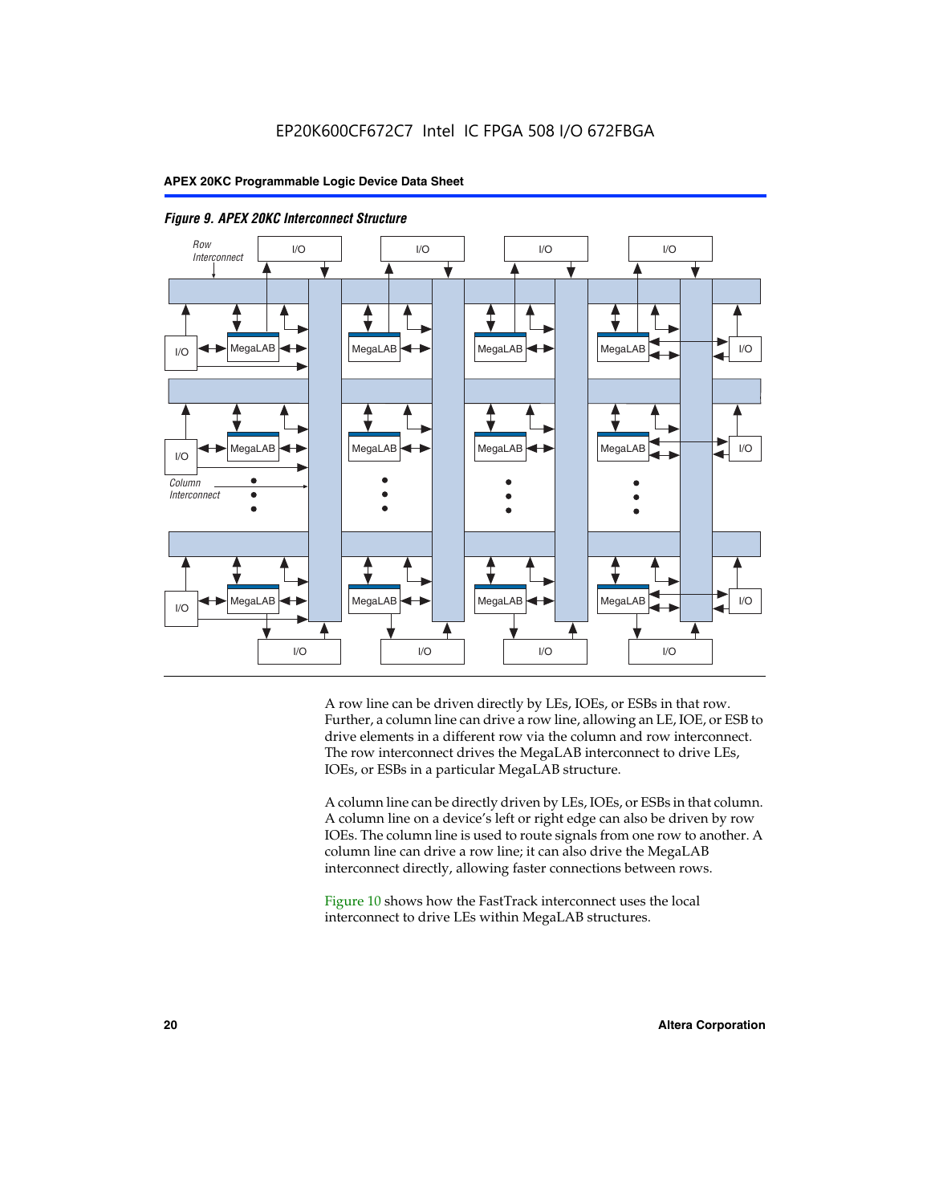*Figure 9. APEX 20KC Interconnect Structure*

A row line can be driven directly by LEs, IOEs, or ESBs in that row. Further, a column line can drive a row line, allowing an LE, IOE, or ESB to drive elements in a different row via the column and row interconnect. The row interconnect drives the MegaLAB interconnect to drive LEs, IOEs, or ESBs in a particular MegaLAB structure.

A column line can be directly driven by LEs, IOEs, or ESBs in that column. A column line on a device's left or right edge can also be driven by row IOEs. The column line is used to route signals from one row to another. A column line can drive a row line; it can also drive the MegaLAB interconnect directly, allowing faster connections between rows.

Figure 10 shows how the FastTrack interconnect uses the local interconnect to drive LEs within MegaLAB structures.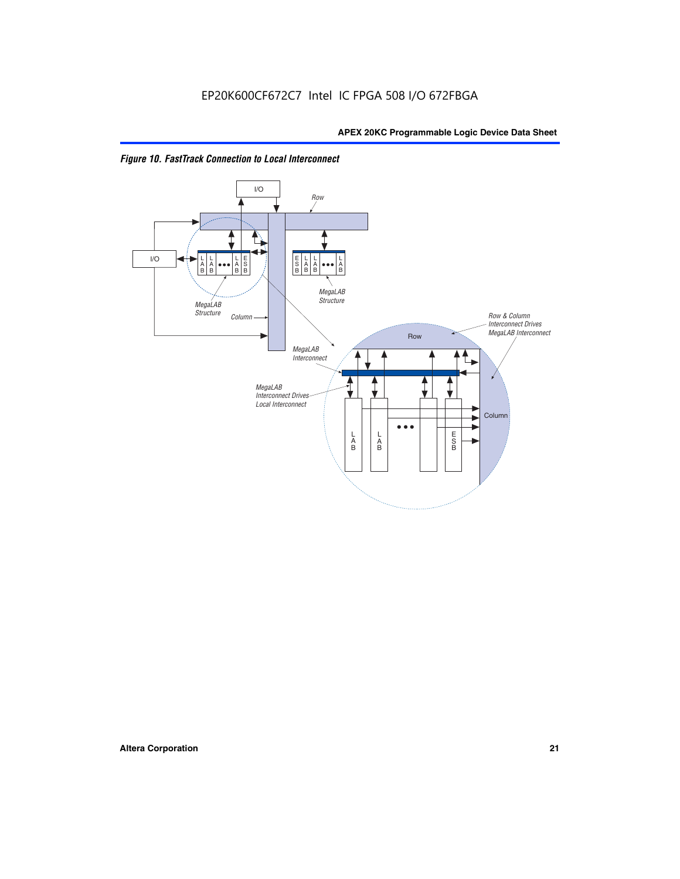*Figure 10. FastTrack Connection to Local Interconnect*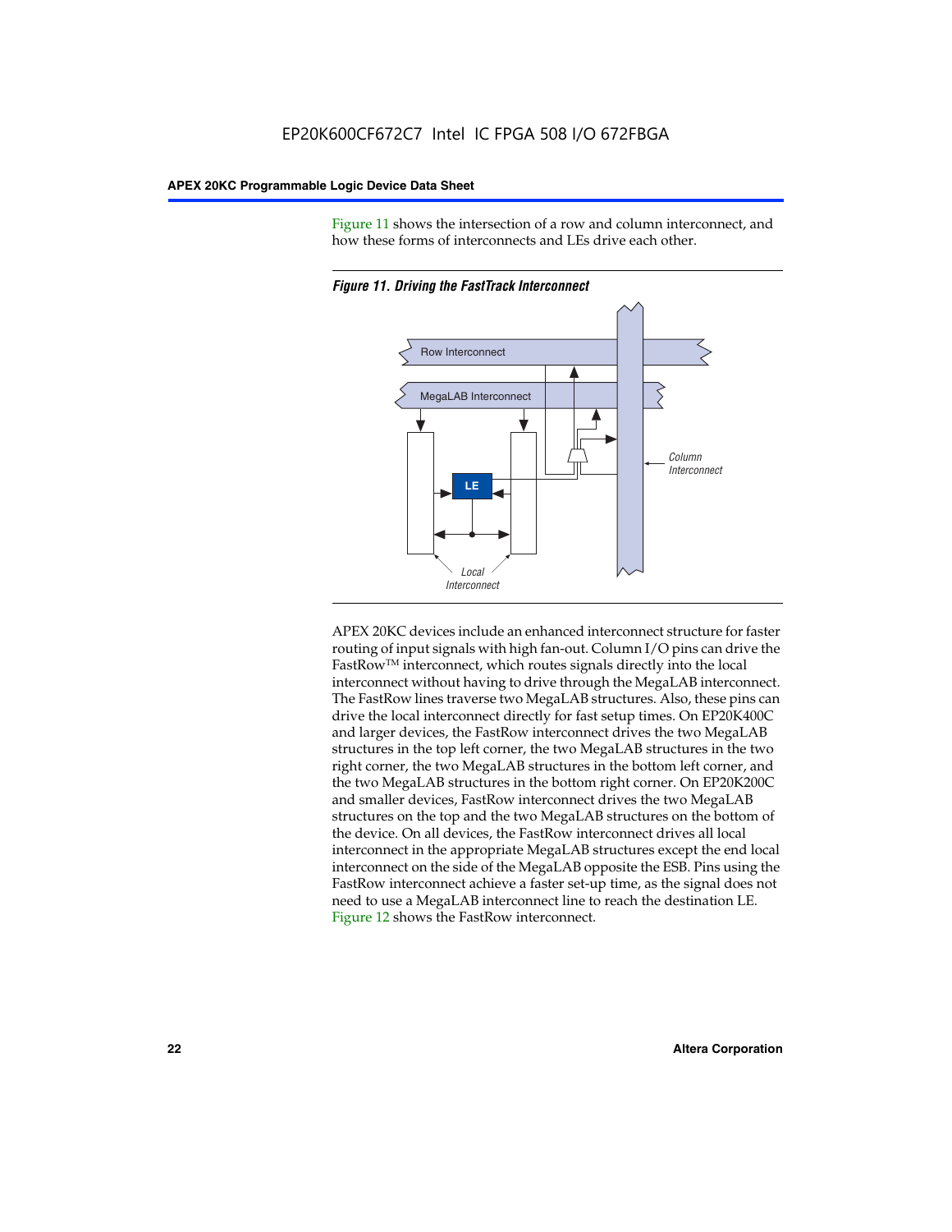Figure 11 shows the intersection of a row and column interconnect, and how these forms of interconnects and LEs drive each other.

*Figure 11. Driving the FastTrack Interconnect*

APEX 20KC devices include an enhanced interconnect structure for faster routing of input signals with high fan-out. Column I/O pins can drive the FastRow™ interconnect, which routes signals directly into the local interconnect without having to drive through the MegaLAB interconnect. The FastRow lines traverse two MegaLAB structures. Also, these pins can drive the local interconnect directly for fast setup times. On EP20K400C and larger devices, the FastRow interconnect drives the two MegaLAB structures in the top left corner, the two MegaLAB structures in the two right corner, the two MegaLAB structures in the bottom left corner, and the two MegaLAB structures in the bottom right corner. On EP20K200C and smaller devices, FastRow interconnect drives the two MegaLAB structures on the top and the two MegaLAB structures on the bottom of the device. On all devices, the FastRow interconnect drives all local interconnect in the appropriate MegaLAB structures except the end local interconnect on the side of the MegaLAB opposite the ESB. Pins using the FastRow interconnect achieve a faster set-up time, as the signal does not need to use a MegaLAB interconnect line to reach the destination LE. Figure 12 shows the FastRow interconnect.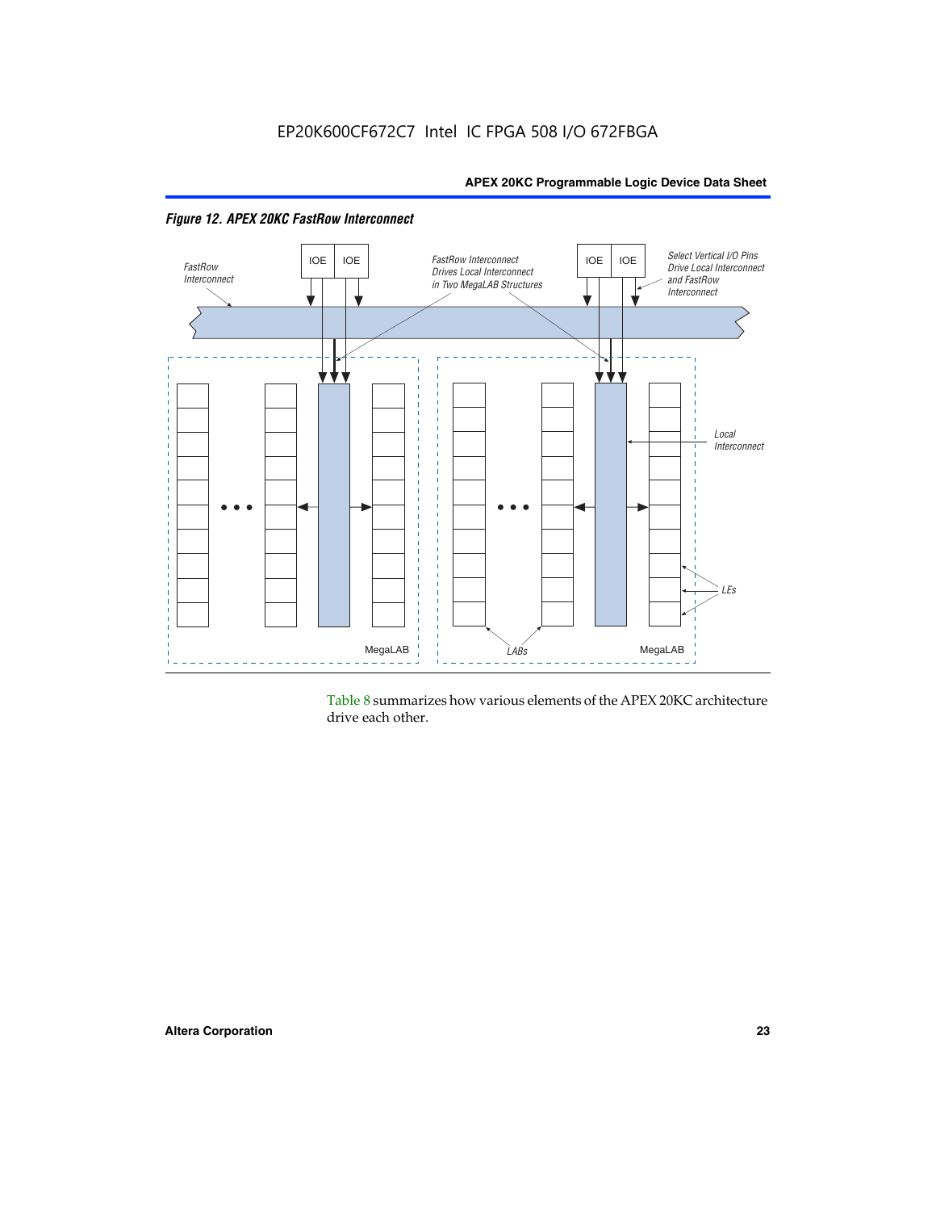*Figure 12. APEX 20KC FastRow Interconnect*

Table 8 summarizes how various elements of the APEX 20KC architecture drive each other.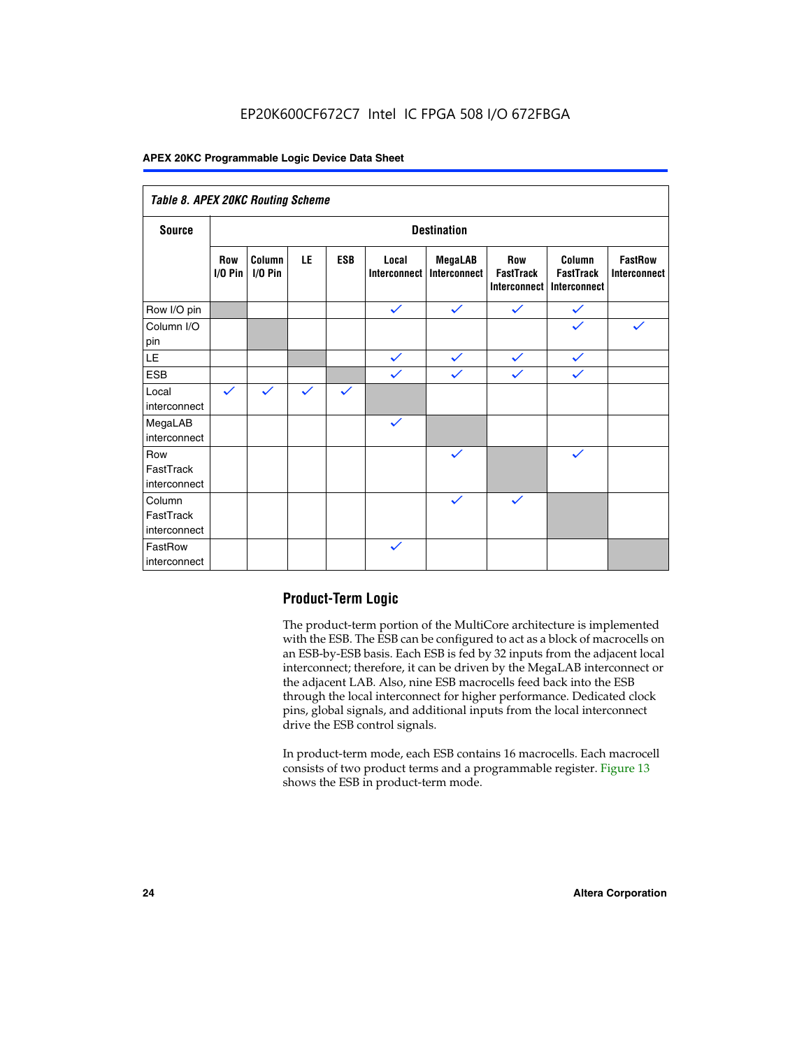*Table 8. APEX 20KC Routing Scheme*

| Source | Destination | | | | | | | | |
|---|---|---|---|---|---|---|---|---|---|
| | Row I/O Pin | Column I/O Pin | LE | ESB | Local Interconnect | MegaLAB Interconnect | Row FastTrack Interconnect | Column FastTrack Interconnect | FastRow Interconnect |
| Row I/O pin | | | | | ✓ | ✓ | ✓ | ✓ | |
| Column I/O pin | | | | | | | | ✓ | ✓ |
| LE | | | | | ✓ | ✓ | ✓ | ✓ | |
| ESB | | | | | ✓ | ✓ | ✓ | ✓ | |
| Local interconnect | ✓ | ✓ | ✓ | ✓ | | | | | |
| MegaLAB interconnect | | | | | ✓ | | | | |
| Row FastTrack interconnect | | | | | | ✓ | | ✓ | |
| Column FastTrack interconnect | | | | | | ✓ | ✓ | | |
| FastRow interconnect | | | | | ✓ | | | | |

## Product-Term Logic

The product-term portion of the MultiCore architecture is implemented with the ESB. The ESB can be configured to act as a block of macrocells on an ESB-by-ESB basis. Each ESB is fed by 32 inputs from the adjacent local interconnect; therefore, it can be driven by the MegaLAB interconnect or the adjacent LAB. Also, nine ESB macrocells feed back into the ESB through the local interconnect for higher performance. Dedicated clock pins, global signals, and additional inputs from the local interconnect drive the ESB control signals.

In product-term mode, each ESB contains 16 macrocells. Each macrocell consists of two product terms and a programmable register. Figure 13 shows the ESB in product-term mode.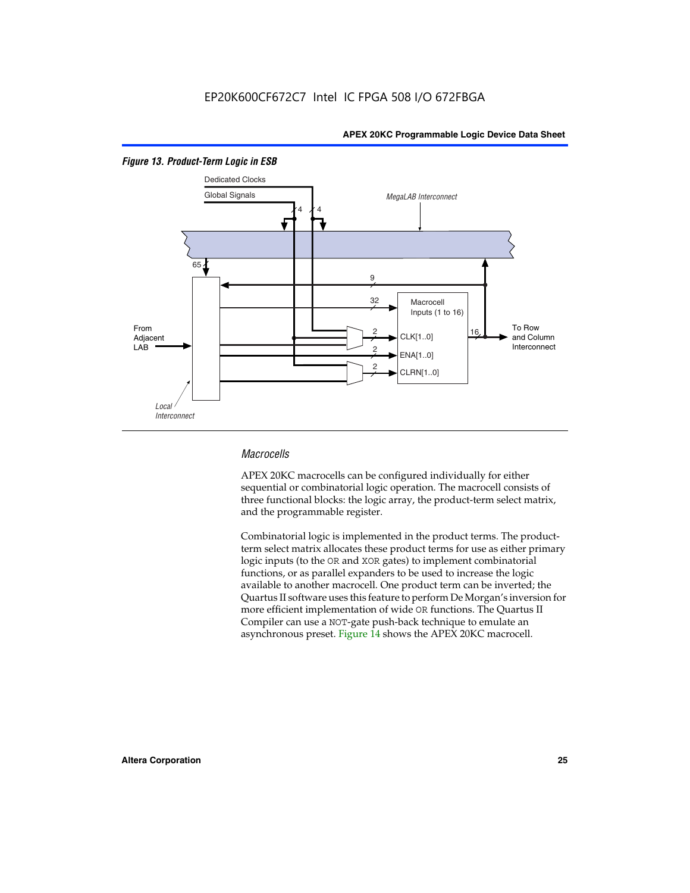*Figure 13. Product-Term Logic in ESB*

### *Macrocells*

APEX 20KC macrocells can be configured individually for either sequential or combinatorial logic operation. The macrocell consists of three functional blocks: the logic array, the product-term select matrix, and the programmable register.

Combinatorial logic is implemented in the product terms. The product-term select matrix allocates these product terms for use as either primary logic inputs (to the OR and XOR gates) to implement combinatorial functions, or as parallel expanders to be used to increase the logic available to another macrocell. One product term can be inverted; the Quartus II software uses this feature to perform De Morgan's inversion for more efficient implementation of wide OR functions. The Quartus II Compiler can use a NOT-gate push-back technique to emulate an asynchronous preset. Figure 14 shows the APEX 20KC macrocell.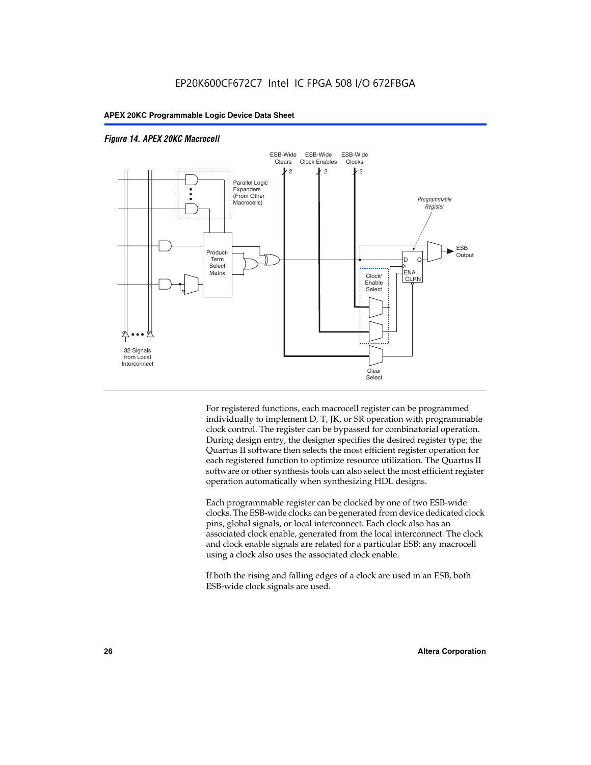*Figure 14. APEX 20KC Macrocell*

For registered functions, each macrocell register can be programmed individually to implement D, T, JK, or SR operation with programmable clock control. The register can be bypassed for combinatorial operation. During design entry, the designer specifies the desired register type; the Quartus II software then selects the most efficient register operation for each registered function to optimize resource utilization. The Quartus II software or other synthesis tools can also select the most efficient register operation automatically when synthesizing HDL designs.

Each programmable register can be clocked by one of two ESB-wide clocks. The ESB-wide clocks can be generated from device dedicated clock pins, global signals, or local interconnect. Each clock also has an associated clock enable, generated from the local interconnect. The clock and clock enable signals are related for a particular ESB; any macrocell using a clock also uses the associated clock enable.

If both the rising and falling edges of a clock are used in an ESB, both ESB-wide clock signals are used.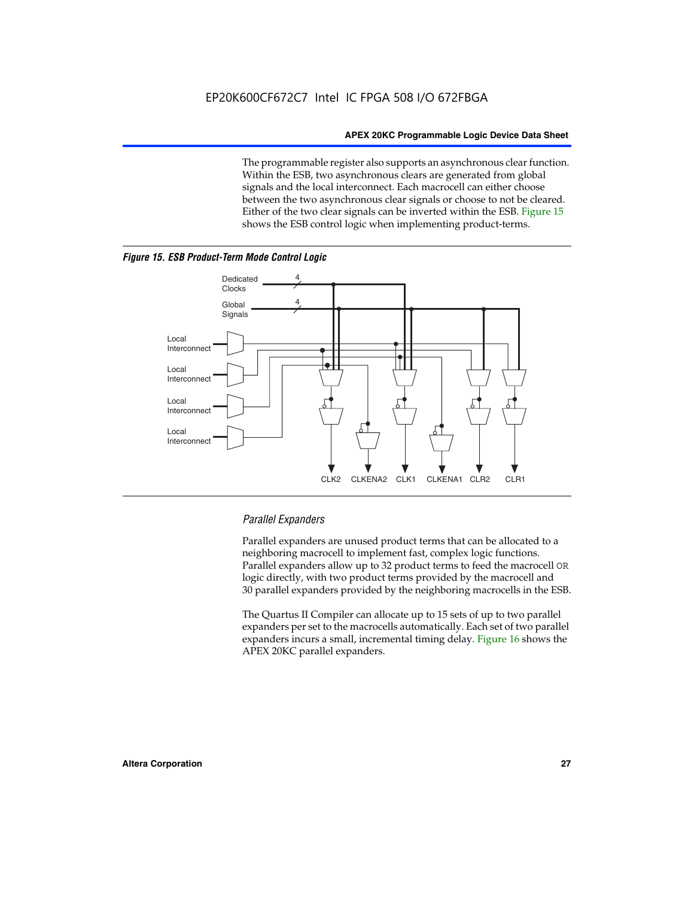The programmable register also supports an asynchronous clear function. Within the ESB, two asynchronous clears are generated from global signals and the local interconnect. Each macrocell can either choose between the two asynchronous clear signals or choose to not be cleared. Either of the two clear signals can be inverted within the ESB. Figure 15 shows the ESB control logic when implementing product-terms.

***Figure 15. ESB Product-Term Mode Control Logic***

### *Parallel Expanders*

Parallel expanders are unused product terms that can be allocated to a neighboring macrocell to implement fast, complex logic functions. Parallel expanders allow up to 32 product terms to feed the macrocell OR logic directly, with two product terms provided by the macrocell and 30 parallel expanders provided by the neighboring macrocells in the ESB.

The Quartus II Compiler can allocate up to 15 sets of up to two parallel expanders per set to the macrocells automatically. Each set of two parallel expanders incurs a small, incremental timing delay. Figure 16 shows the APEX 20KC parallel expanders.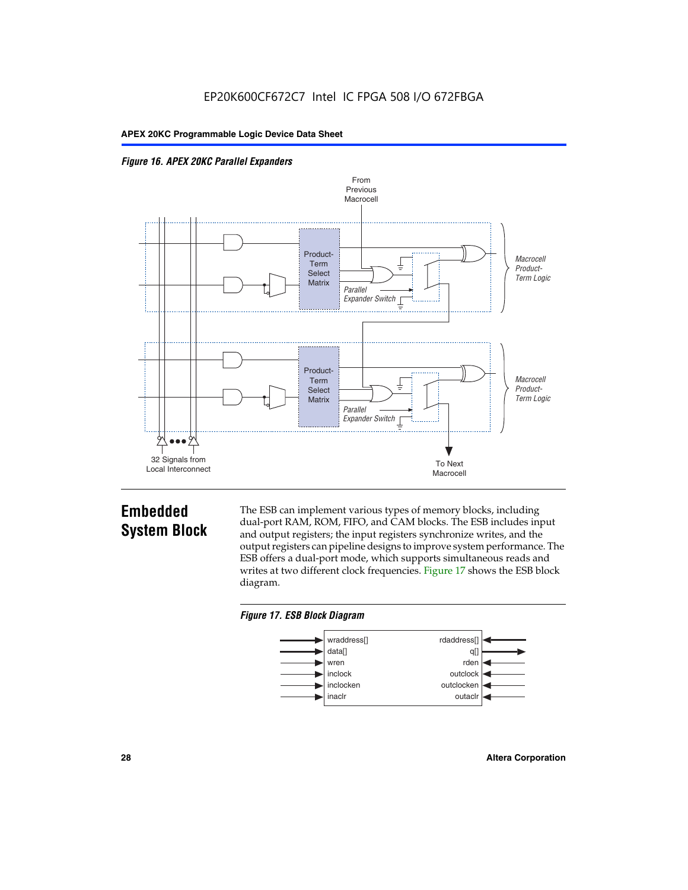*Figure 16. APEX 20KC Parallel Expanders*

From Previous Macrocell

Product-Term Select Matrix

Parallel Expander Switch

Macrocell Product-Term Logic

Product-Term Select Matrix

Parallel Expander Switch

Macrocell Product-Term Logic

32 Signals from Local Interconnect

To Next Macrocell

## Embedded System Block

The ESB can implement various types of memory blocks, including dual-port RAM, ROM, FIFO, and CAM blocks. The ESB includes input and output registers; the input registers synchronize writes, and the output registers can pipeline designs to improve system performance. The ESB offers a dual-port mode, which supports simultaneous reads and writes at two different clock frequencies. Figure 17 shows the ESB block diagram.

*Figure 17. ESB Block Diagram*

| Inputs | Outputs |
|---|---|
| wraddress[] | rdaddress[] |
| data[] | q[] |
| wren | rden |
| inclock | outclock |
| inclocken | outclocken |
| inaclr | outaclr |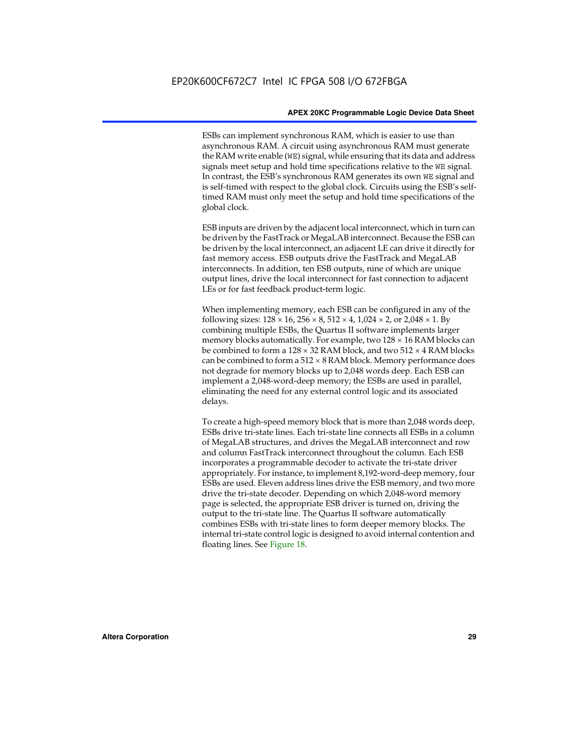ESBs can implement synchronous RAM, which is easier to use than asynchronous RAM. A circuit using asynchronous RAM must generate the RAM write enable (WE) signal, while ensuring that its data and address signals meet setup and hold time specifications relative to the WE signal. In contrast, the ESB's synchronous RAM generates its own WE signal and is self-timed with respect to the global clock. Circuits using the ESB's self-timed RAM must only meet the setup and hold time specifications of the global clock.

ESB inputs are driven by the adjacent local interconnect, which in turn can be driven by the FastTrack or MegaLAB interconnect. Because the ESB can be driven by the local interconnect, an adjacent LE can drive it directly for fast memory access. ESB outputs drive the FastTrack and MegaLAB interconnects. In addition, ten ESB outputs, nine of which are unique output lines, drive the local interconnect for fast connection to adjacent LEs or for fast feedback product-term logic.

When implementing memory, each ESB can be configured in any of the following sizes: $128 \times 16$, $256 \times 8$, $512 \times 4$, $1{,}024 \times 2$, or $2{,}048 \times 1$. By combining multiple ESBs, the Quartus II software implements larger memory blocks automatically. For example, two $128 \times 16$ RAM blocks can be combined to form a $128 \times 32$ RAM block, and two $512 \times 4$ RAM blocks can be combined to form a $512 \times 8$ RAM block. Memory performance does not degrade for memory blocks up to 2,048 words deep. Each ESB can implement a 2,048-word-deep memory; the ESBs are used in parallel, eliminating the need for any external control logic and its associated delays.

To create a high-speed memory block that is more than 2,048 words deep, ESBs drive tri-state lines. Each tri-state line connects all ESBs in a column of MegaLAB structures, and drives the MegaLAB interconnect and row and column FastTrack interconnect throughout the column. Each ESB incorporates a programmable decoder to activate the tri-state driver appropriately. For instance, to implement 8,192-word-deep memory, four ESBs are used. Eleven address lines drive the ESB memory, and two more drive the tri-state decoder. Depending on which 2,048-word memory page is selected, the appropriate ESB driver is turned on, driving the output to the tri-state line. The Quartus II software automatically combines ESBs with tri-state lines to form deeper memory blocks. The internal tri-state control logic is designed to avoid internal contention and floating lines. See Figure 18.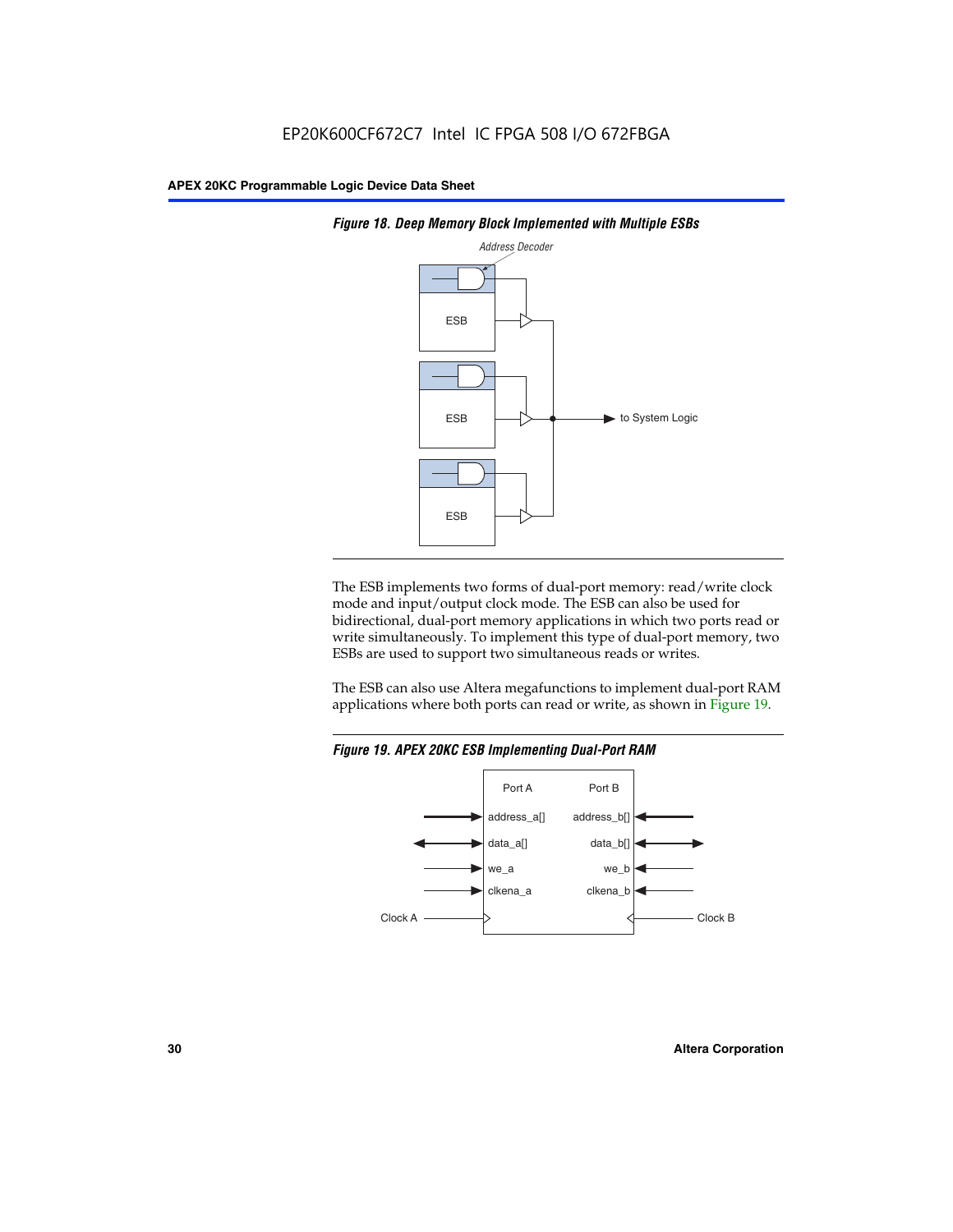*Figure 18. Deep Memory Block Implemented with Multiple ESBs*

The ESB implements two forms of dual-port memory: read/write clock mode and input/output clock mode. The ESB can also be used for bidirectional, dual-port memory applications in which two ports read or write simultaneously. To implement this type of dual-port memory, two ESBs are used to support two simultaneous reads or writes.

The ESB can also use Altera megafunctions to implement dual-port RAM applications where both ports can read or write, as shown in Figure 19.

*Figure 19. APEX 20KC ESB Implementing Dual-Port RAM*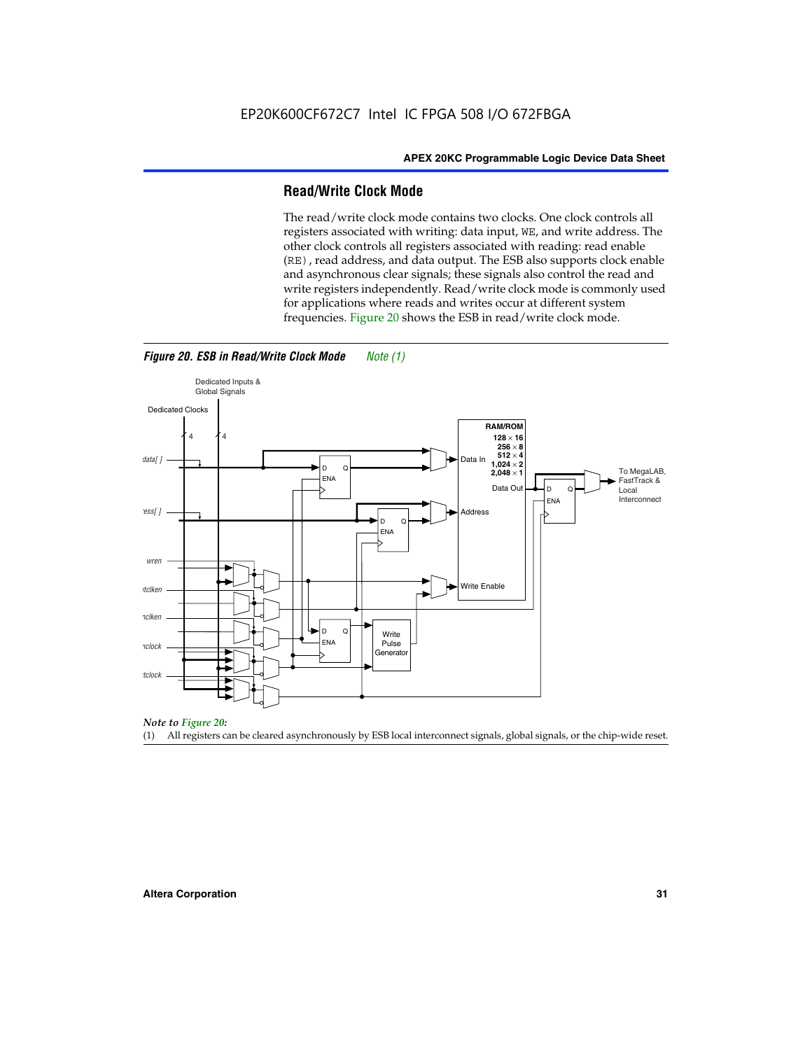## Read/Write Clock Mode

The read/write clock mode contains two clocks. One clock controls all registers associated with writing: data input, `WE`, and write address. The other clock controls all registers associated with reading: read enable (`RE`), read address, and data output. The ESB also supports clock enable and asynchronous clear signals; these signals also control the read and write registers independently. Read/write clock mode is commonly used for applications where reads and writes occur at different system frequencies. Figure 20 shows the ESB in read/write clock mode.

*Figure 20. ESB in Read/Write Clock Mode* *Note (1)*

*Note to Figure 20:*

(1) All registers can be cleared asynchronously by ESB local interconnect signals, global signals, or the chip-wide reset.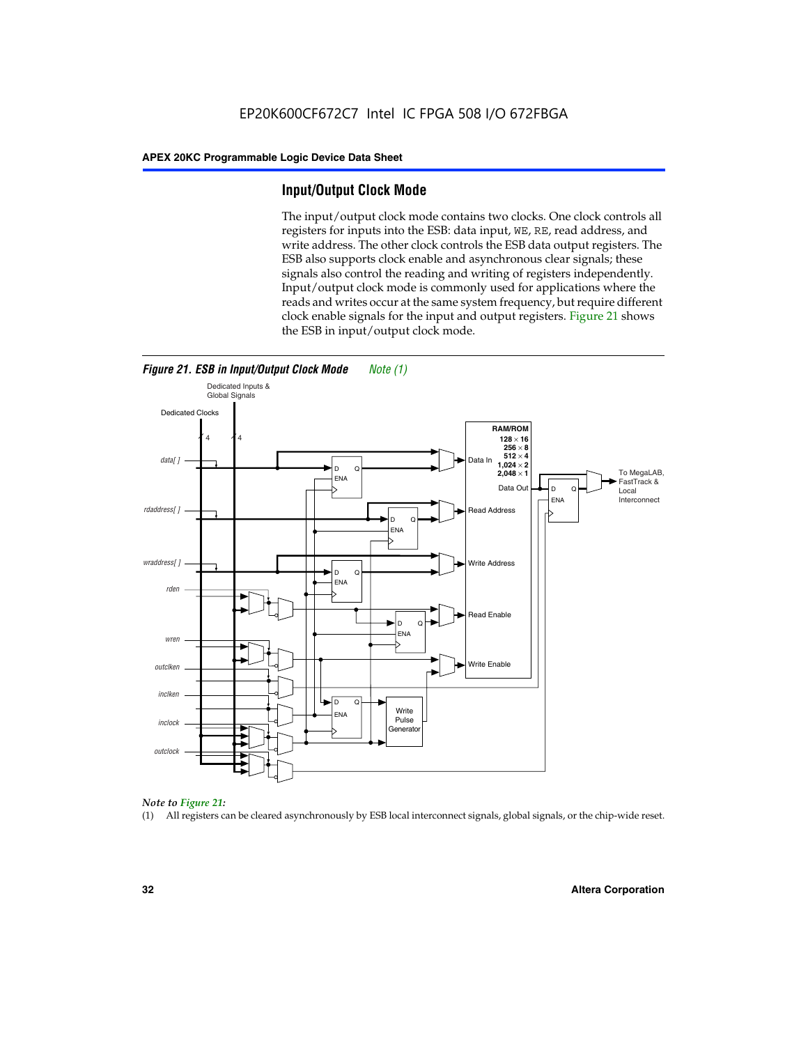## Input/Output Clock Mode

The input/output clock mode contains two clocks. One clock controls all registers for inputs into the ESB: data input, WE, RE, read address, and write address. The other clock controls the ESB data output registers. The ESB also supports clock enable and asynchronous clear signals; these signals also control the reading and writing of registers independently. Input/output clock mode is commonly used for applications where the reads and writes occur at the same system frequency, but require different clock enable signals for the input and output registers. Figure 21 shows the ESB in input/output clock mode.

*Figure 21. ESB in Input/Output Clock Mode* Note (1)

*Note to Figure 21:*

(1) All registers can be cleared asynchronously by ESB local interconnect signals, global signals, or the chip-wide reset.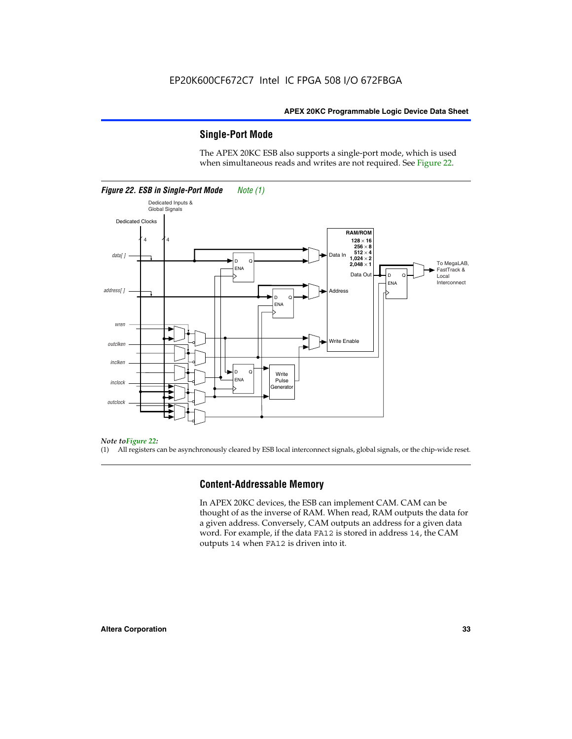## Single-Port Mode

The APEX 20KC ESB also supports a single-port mode, which is used when simultaneous reads and writes are not required. See Figure 22.

*Figure 22. ESB in Single-Port Mode* *Note (1)*

*Note to Figure 22:*

(1) All registers can be asynchronously cleared by ESB local interconnect signals, global signals, or the chip-wide reset.

## Content-Addressable Memory

In APEX 20KC devices, the ESB can implement CAM. CAM can be thought of as the inverse of RAM. When read, RAM outputs the data for a given address. Conversely, CAM outputs an address for a given data word. For example, if the data `FA12` is stored in address `14`, the CAM outputs `14` when `FA12` is driven into it.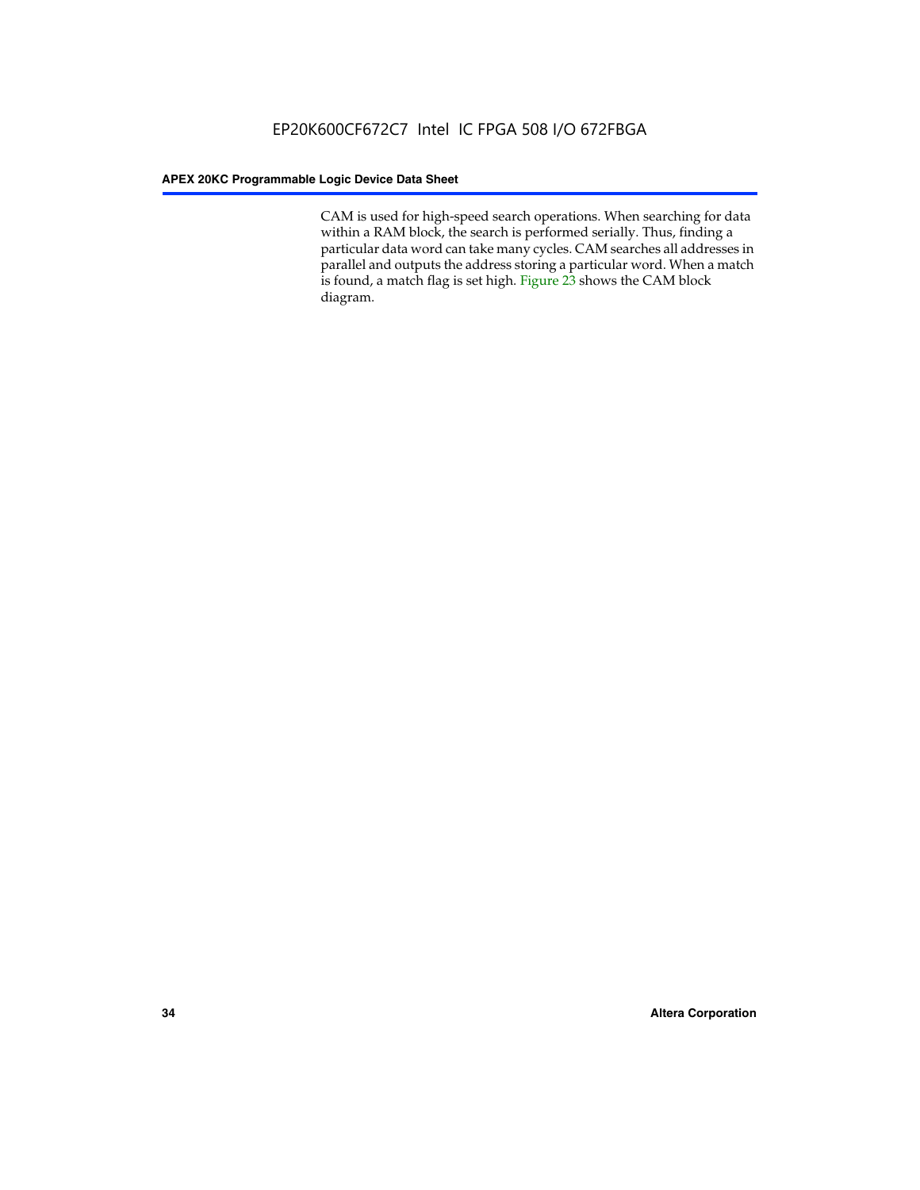CAM is used for high-speed search operations. When searching for data within a RAM block, the search is performed serially. Thus, finding a particular data word can take many cycles. CAM searches all addresses in parallel and outputs the address storing a particular word. When a match is found, a match flag is set high. Figure 23 shows the CAM block diagram.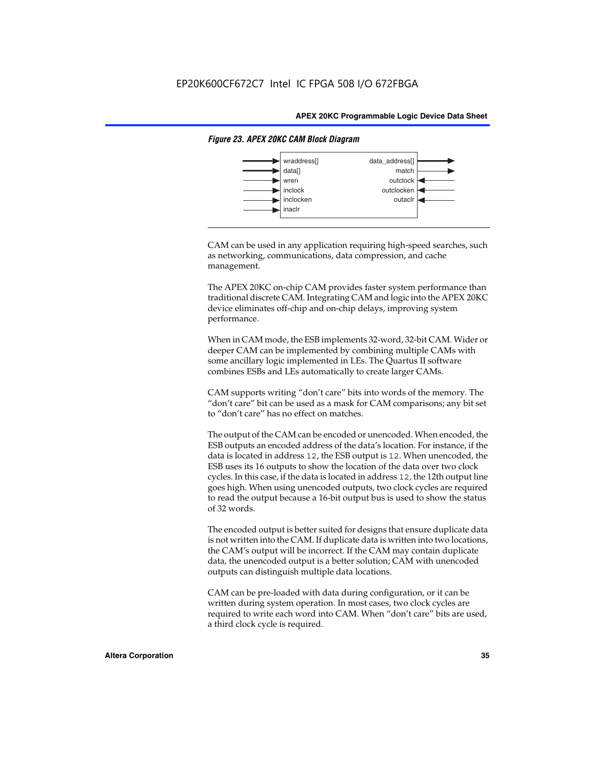*Figure 23. APEX 20KC CAM Block Diagram*

| Inputs | Outputs |
| --- | --- |
| wraddress[] | data_address[] |
| data[] | match |
| wren | outclock |
| inclock | outclocken |
| inclocken | outaclr |
| inaclr | |

CAM can be used in any application requiring high-speed searches, such as networking, communications, data compression, and cache management.

The APEX 20KC on-chip CAM provides faster system performance than traditional discrete CAM. Integrating CAM and logic into the APEX 20KC device eliminates off-chip and on-chip delays, improving system performance.

When in CAM mode, the ESB implements 32-word, 32-bit CAM. Wider or deeper CAM can be implemented by combining multiple CAMs with some ancillary logic implemented in LEs. The Quartus II software combines ESBs and LEs automatically to create larger CAMs.

CAM supports writing "don't care" bits into words of the memory. The "don't care" bit can be used as a mask for CAM comparisons; any bit set to "don't care" has no effect on matches.

The output of the CAM can be encoded or unencoded. When encoded, the ESB outputs an encoded address of the data's location. For instance, if the data is located in address `12`, the ESB output is `12`. When unencoded, the ESB uses its 16 outputs to show the location of the data over two clock cycles. In this case, if the data is located in address `12`, the 12th output line goes high. When using unencoded outputs, two clock cycles are required to read the output because a 16-bit output bus is used to show the status of 32 words.

The encoded output is better suited for designs that ensure duplicate data is not written into the CAM. If duplicate data is written into two locations, the CAM's output will be incorrect. If the CAM may contain duplicate data, the unencoded output is a better solution; CAM with unencoded outputs can distinguish multiple data locations.

CAM can be pre-loaded with data during configuration, or it can be written during system operation. In most cases, two clock cycles are required to write each word into CAM. When "don't care" bits are used, a third clock cycle is required.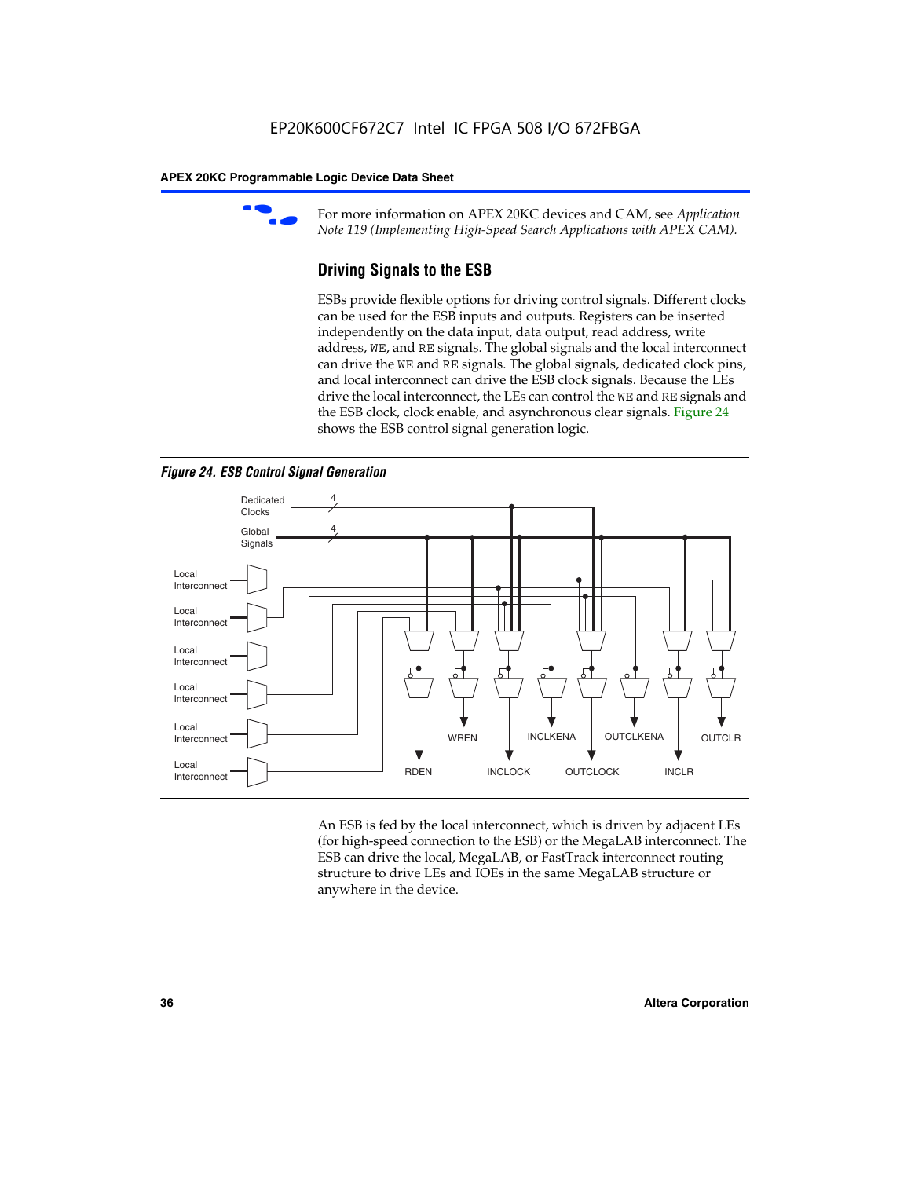For more information on APEX 20KC devices and CAM, see *Application Note 119 (Implementing High-Speed Search Applications with APEX CAM).*

## Driving Signals to the ESB

ESBs provide flexible options for driving control signals. Different clocks can be used for the ESB inputs and outputs. Registers can be inserted independently on the data input, data output, read address, write address, WE, and RE signals. The global signals and the local interconnect can drive the WE and RE signals. The global signals, dedicated clock pins, and local interconnect can drive the ESB clock signals. Because the LEs drive the local interconnect, the LEs can control the WE and RE signals and the ESB clock, clock enable, and asynchronous clear signals. Figure 24 shows the ESB control signal generation logic.

*Figure 24. ESB Control Signal Generation*

An ESB is fed by the local interconnect, which is driven by adjacent LEs (for high-speed connection to the ESB) or the MegaLAB interconnect. The ESB can drive the local, MegaLAB, or FastTrack interconnect routing structure to drive LEs and IOEs in the same MegaLAB structure or anywhere in the device.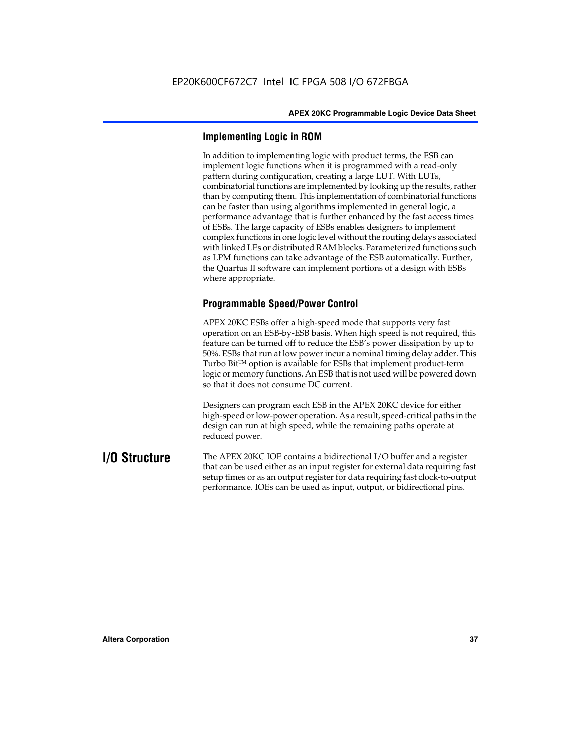### Implementing Logic in ROM

In addition to implementing logic with product terms, the ESB can implement logic functions when it is programmed with a read-only pattern during configuration, creating a large LUT. With LUTs, combinatorial functions are implemented by looking up the results, rather than by computing them. This implementation of combinatorial functions can be faster than using algorithms implemented in general logic, a performance advantage that is further enhanced by the fast access times of ESBs. The large capacity of ESBs enables designers to implement complex functions in one logic level without the routing delays associated with linked LEs or distributed RAM blocks. Parameterized functions such as LPM functions can take advantage of the ESB automatically. Further, the Quartus II software can implement portions of a design with ESBs where appropriate.

### Programmable Speed/Power Control

APEX 20KC ESBs offer a high-speed mode that supports very fast operation on an ESB-by-ESB basis. When high speed is not required, this feature can be turned off to reduce the ESB's power dissipation by up to 50%. ESBs that run at low power incur a nominal timing delay adder. This Turbo Bit™ option is available for ESBs that implement product-term logic or memory functions. An ESB that is not used will be powered down so that it does not consume DC current.

Designers can program each ESB in the APEX 20KC device for either high-speed or low-power operation. As a result, speed-critical paths in the design can run at high speed, while the remaining paths operate at reduced power.

## I/O Structure

The APEX 20KC IOE contains a bidirectional I/O buffer and a register that can be used either as an input register for external data requiring fast setup times or as an output register for data requiring fast clock-to-output performance. IOEs can be used as input, output, or bidirectional pins.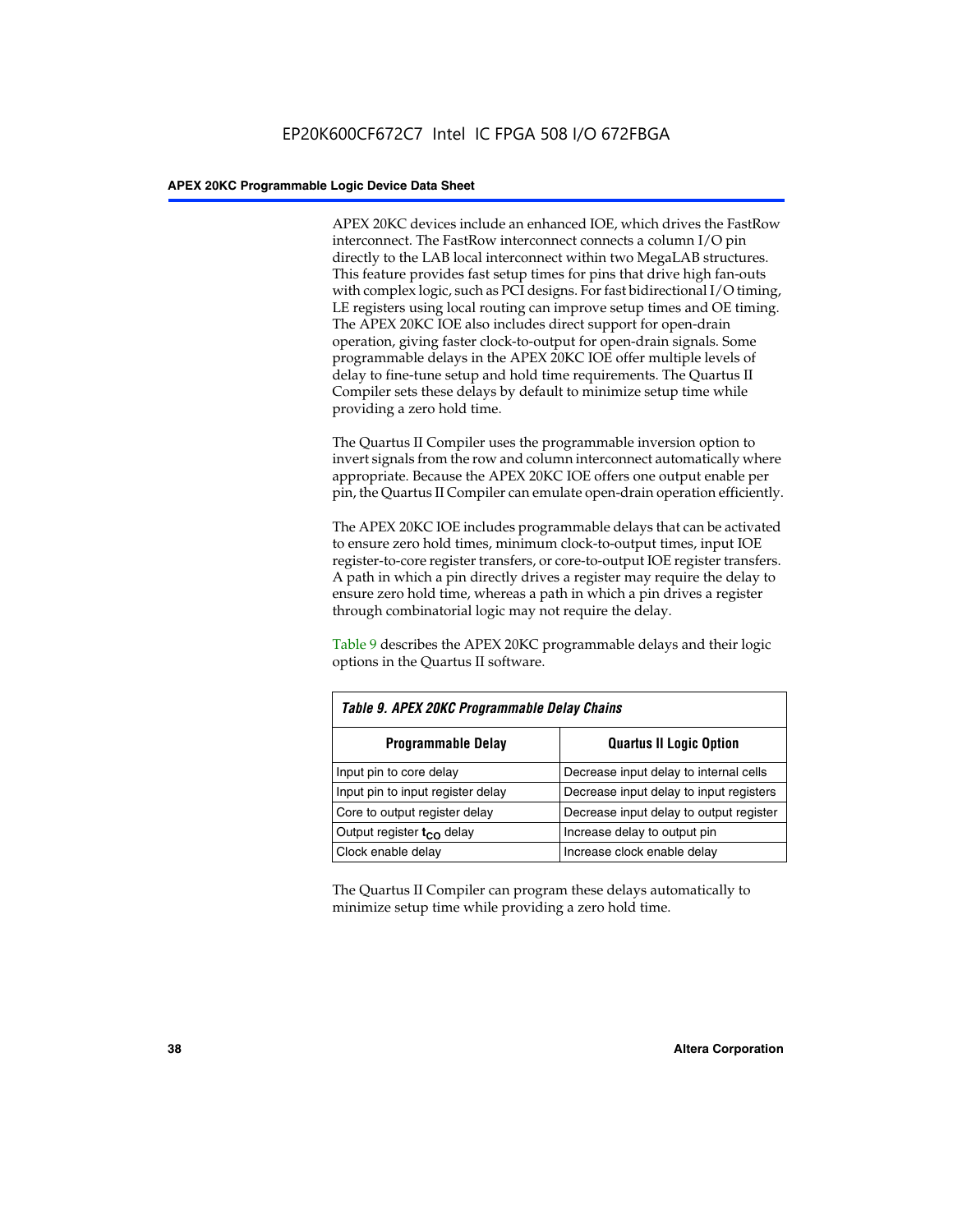APEX 20KC devices include an enhanced IOE, which drives the FastRow interconnect. The FastRow interconnect connects a column I/O pin directly to the LAB local interconnect within two MegaLAB structures. This feature provides fast setup times for pins that drive high fan-outs with complex logic, such as PCI designs. For fast bidirectional I/O timing, LE registers using local routing can improve setup times and OE timing. The APEX 20KC IOE also includes direct support for open-drain operation, giving faster clock-to-output for open-drain signals. Some programmable delays in the APEX 20KC IOE offer multiple levels of delay to fine-tune setup and hold time requirements. The Quartus II Compiler sets these delays by default to minimize setup time while providing a zero hold time.

The Quartus II Compiler uses the programmable inversion option to invert signals from the row and column interconnect automatically where appropriate. Because the APEX 20KC IOE offers one output enable per pin, the Quartus II Compiler can emulate open-drain operation efficiently.

The APEX 20KC IOE includes programmable delays that can be activated to ensure zero hold times, minimum clock-to-output times, input IOE register-to-core register transfers, or core-to-output IOE register transfers. A path in which a pin directly drives a register may require the delay to ensure zero hold time, whereas a path in which a pin drives a register through combinatorial logic may not require the delay.

Table 9 describes the APEX 20KC programmable delays and their logic options in the Quartus II software.

*Table 9. APEX 20KC Programmable Delay Chains*

| Programmable Delay | Quartus II Logic Option |
|---|---|
| Input pin to core delay | Decrease input delay to internal cells |
| Input pin to input register delay | Decrease input delay to input registers |
| Core to output register delay | Decrease input delay to output register |
| Output register $t_{CO}$ delay | Increase delay to output pin |
| Clock enable delay | Increase clock enable delay |

The Quartus II Compiler can program these delays automatically to minimize setup time while providing a zero hold time.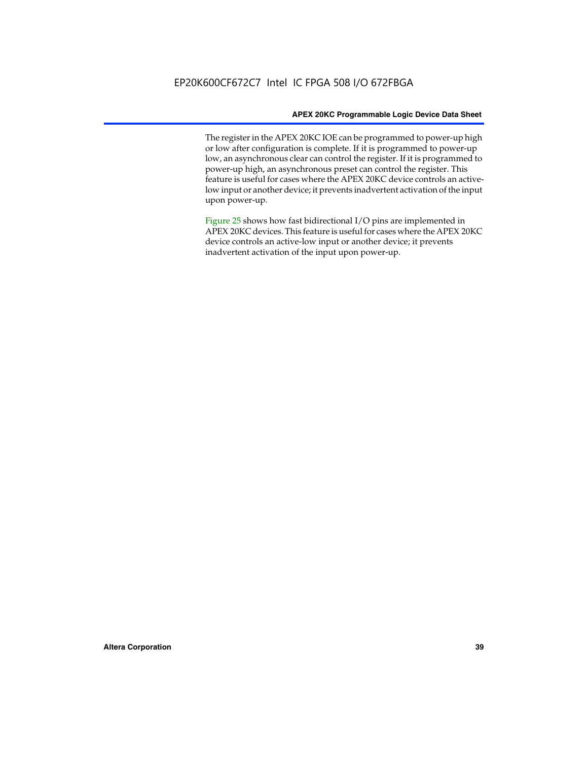The register in the APEX 20KC IOE can be programmed to power-up high or low after configuration is complete. If it is programmed to power-up low, an asynchronous clear can control the register. If it is programmed to power-up high, an asynchronous preset can control the register. This feature is useful for cases where the APEX 20KC device controls an active-low input or another device; it prevents inadvertent activation of the input upon power-up.

Figure 25 shows how fast bidirectional I/O pins are implemented in APEX 20KC devices. This feature is useful for cases where the APEX 20KC device controls an active-low input or another device; it prevents inadvertent activation of the input upon power-up.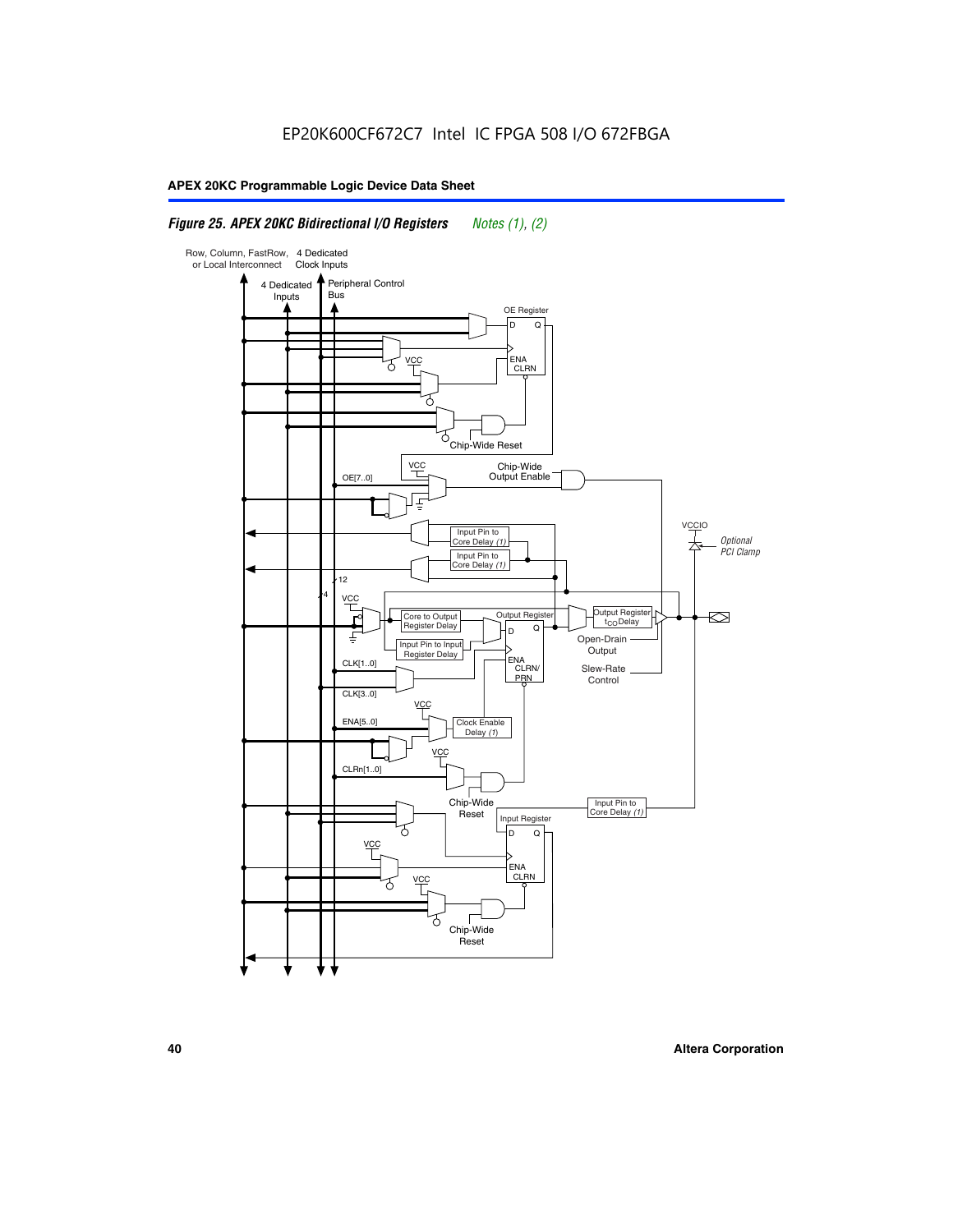EP20K600CF672C7 Intel IC FPGA 508 I/O 672FBGA

**Figure 25. APEX 20KC Bidirectional I/O Registers** *Notes (1), (2)*

Row, Column, FastRow, or Local Interconnect

4 Dedicated Clock Inputs

4 Dedicated Inputs

Peripheral Control Bus

OE Register

D Q

ENA CLRN

VCC

Chip-Wide Reset

VCC

OE[7..0]

Chip-Wide Output Enable

Input Pin to Core Delay *(1)*

Input Pin to Core Delay *(1)*

VCCIO

*Optional PCI Clamp*

12

4

VCC

Core to Output Register Delay

Input Pin to Input Register Delay

Output Register

D Q

ENA CLRN/ PRN

Output Register $t_{CO}$ Delay

Open-Drain Output

Slew-Rate Control

CLK[1..0]

CLK[3..0]

VCC

ENA[5..0]

Clock Enable Delay *(1)*

VCC

CLRn[1..0]

Chip-Wide Reset

Input Pin to Core Delay *(1)*

Input Register

D Q

VCC

ENA CLRN

VCC

Chip-Wide Reset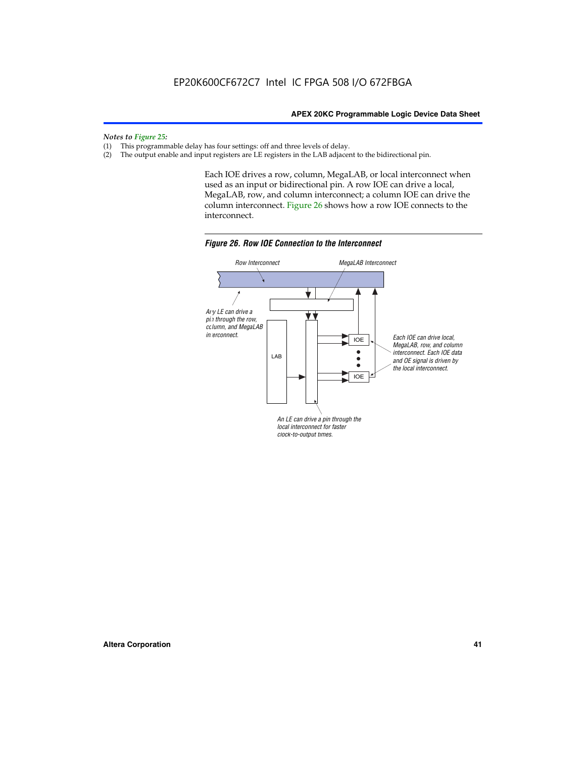*Notes to Figure 25:*

(1) This programmable delay has four settings: off and three levels of delay.
(2) The output enable and input registers are LE registers in the LAB adjacent to the bidirectional pin.

Each IOE drives a row, column, MegaLAB, or local interconnect when used as an input or bidirectional pin. A row IOE can drive a local, MegaLAB, row, and column interconnect; a column IOE can drive the column interconnect. Figure 26 shows how a row IOE connects to the interconnect.

*Figure 26. Row IOE Connection to the Interconnect*

Row Interconnect

MegaLAB Interconnect

Any LE can drive a pin through the row, column, and MegaLAB interconnect.

LAB

IOE

IOE

Each IOE can drive local, MegaLAB, row, and column interconnect. Each IOE data and OE signal is driven by the local interconnect.

An LE can drive a pin through the local interconnect for faster clock-to-output times.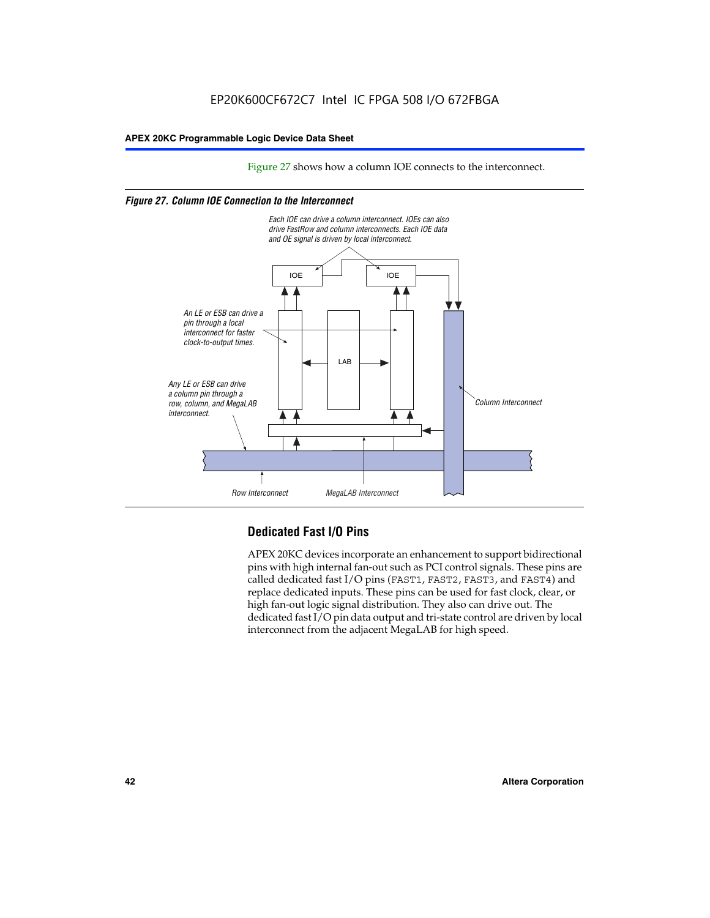Figure 27 shows how a column IOE connects to the interconnect.

*Figure 27. Column IOE Connection to the Interconnect*

*Each IOE can drive a column interconnect. IOEs can also drive FastRow and column interconnects. Each IOE data and OE signal is driven by local interconnect.*

*An LE or ESB can drive a pin through a local interconnect for faster clock-to-output times.*

*Any LE or ESB can drive a column pin through a row, column, and MegaLAB interconnect.*

*Column Interconnect*

*Row Interconnect*

*MegaLAB Interconnect*

## Dedicated Fast I/O Pins

APEX 20KC devices incorporate an enhancement to support bidirectional pins with high internal fan-out such as PCI control signals. These pins are called dedicated fast I/O pins (FAST1, FAST2, FAST3, and FAST4) and replace dedicated inputs. These pins can be used for fast clock, clear, or high fan-out logic signal distribution. They also can drive out. The dedicated fast I/O pin data output and tri-state control are driven by local interconnect from the adjacent MegaLAB for high speed.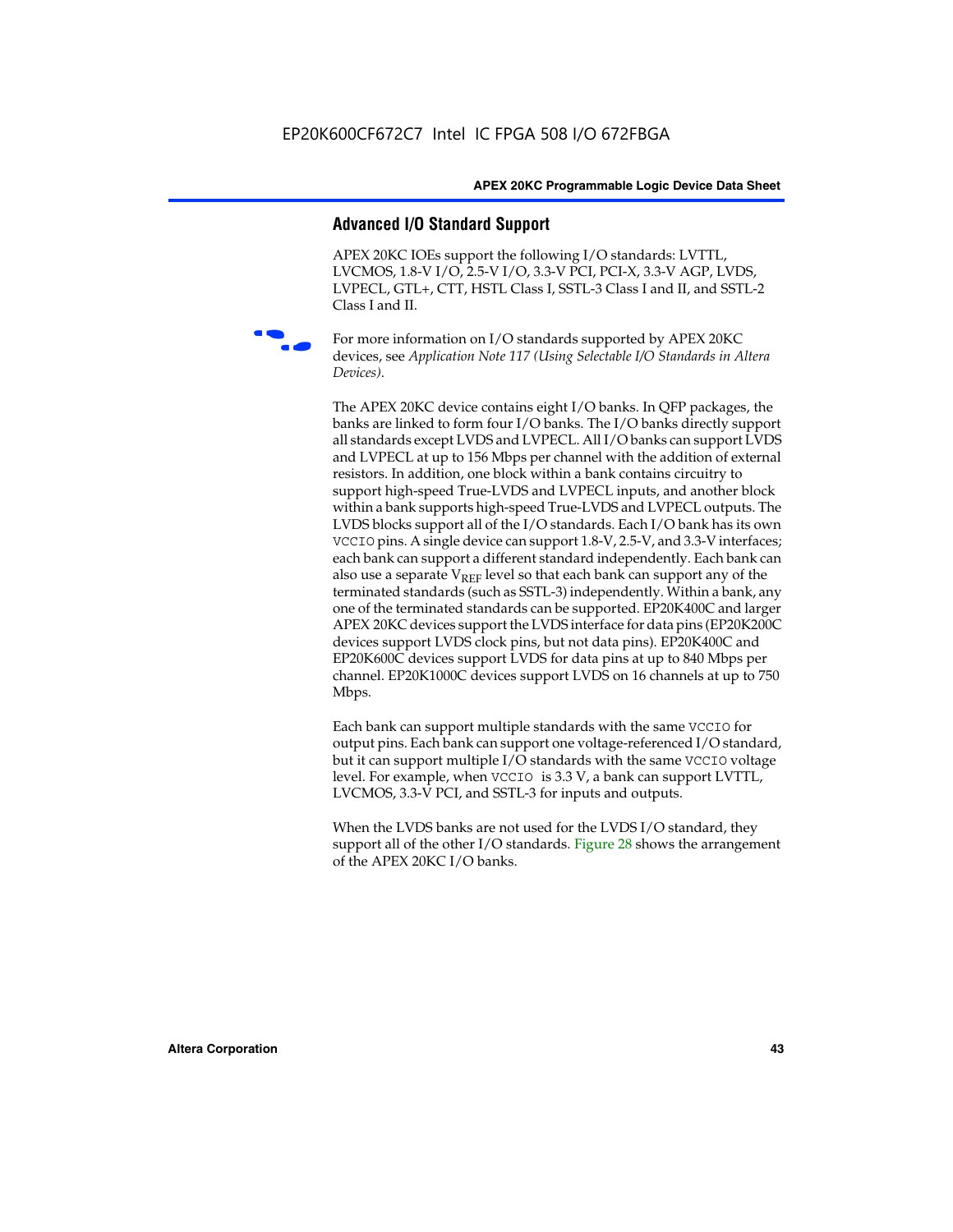## Advanced I/O Standard Support

APEX 20KC IOEs support the following I/O standards: LVTTL, LVCMOS, 1.8-V I/O, 2.5-V I/O, 3.3-V PCI, PCI-X, 3.3-V AGP, LVDS, LVPECL, GTL+, CTT, HSTL Class I, SSTL-3 Class I and II, and SSTL-2 Class I and II.

For more information on I/O standards supported by APEX 20KC devices, see *Application Note 117 (Using Selectable I/O Standards in Altera Devices)*.

The APEX 20KC device contains eight I/O banks. In QFP packages, the banks are linked to form four I/O banks. The I/O banks directly support all standards except LVDS and LVPECL. All I/O banks can support LVDS and LVPECL at up to 156 Mbps per channel with the addition of external resistors. In addition, one block within a bank contains circuitry to support high-speed True-LVDS and LVPECL inputs, and another block within a bank supports high-speed True-LVDS and LVPECL outputs. The LVDS blocks support all of the I/O standards. Each I/O bank has its own `VCCIO` pins. A single device can support 1.8-V, 2.5-V, and 3.3-V interfaces; each bank can support a different standard independently. Each bank can also use a separate $V_{REF}$ level so that each bank can support any of the terminated standards (such as SSTL-3) independently. Within a bank, any one of the terminated standards can be supported. EP20K400C and larger APEX 20KC devices support the LVDS interface for data pins (EP20K200C devices support LVDS clock pins, but not data pins). EP20K400C and EP20K600C devices support LVDS for data pins at up to 840 Mbps per channel. EP20K1000C devices support LVDS on 16 channels at up to 750 Mbps.

Each bank can support multiple standards with the same `VCCIO` for output pins. Each bank can support one voltage-referenced I/O standard, but it can support multiple I/O standards with the same `VCCIO` voltage level. For example, when `VCCIO` is 3.3 V, a bank can support LVTTL, LVCMOS, 3.3-V PCI, and SSTL-3 for inputs and outputs.

When the LVDS banks are not used for the LVDS I/O standard, they support all of the other I/O standards. Figure 28 shows the arrangement of the APEX 20KC I/O banks.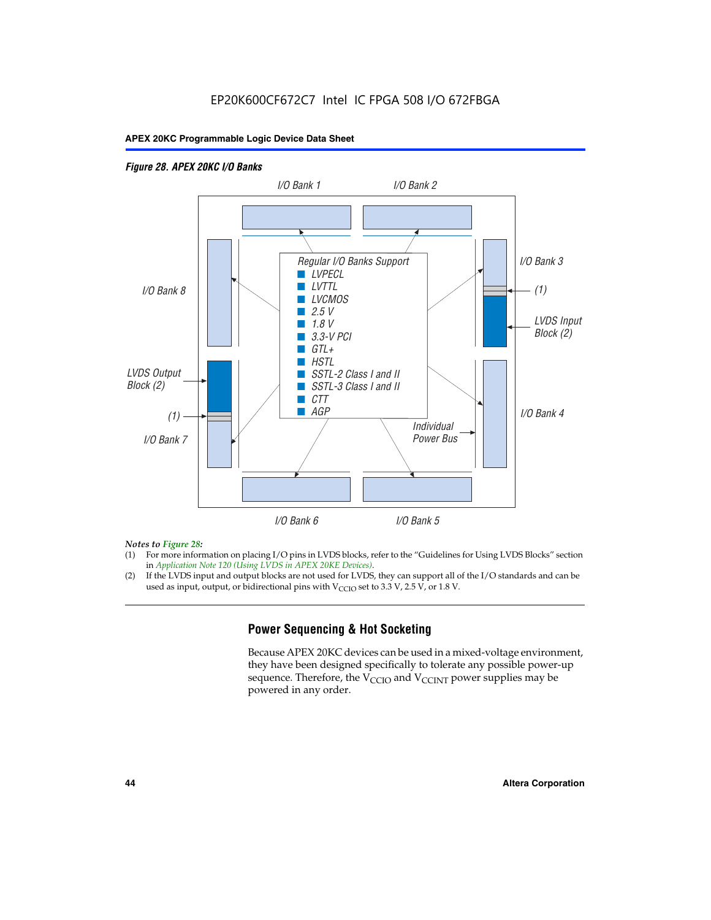EP20K600CF672C7 Intel IC FPGA 508 I/O 672FBGA

*Figure 28. APEX 20KC I/O Banks*

I/O Bank 1 | I/O Bank 2 | I/O Bank 3 | I/O Bank 4 | I/O Bank 5 | I/O Bank 6 | I/O Bank 7 | I/O Bank 8

LVDS Input Block (2) | LVDS Output Block (2) | (1) | Individual Power Bus

Regular I/O Banks Support

- LVPECL
- LVTTL
- LVCMOS
- 2.5 V
- 1.8 V
- 3.3-V PCI
- GTL+
- HSTL
- SSTL-2 Class I and II
- SSTL-3 Class I and II
- CTT
- AGP

*Notes to Figure 28:*

(1) For more information on placing I/O pins in LVDS blocks, refer to the "Guidelines for Using LVDS Blocks" section in *Application Note 120 (Using LVDS in APEX 20KE Devices)*.

(2) If the LVDS input and output blocks are not used for LVDS, they can support all of the I/O standards and can be used as input, output, or bidirectional pins with $V_{CCIO}$ set to 3.3 V, 2.5 V, or 1.8 V.

## Power Sequencing & Hot Socketing

Because APEX 20KC devices can be used in a mixed-voltage environment, they have been designed specifically to tolerate any possible power-up sequence. Therefore, the $V_{CCIO}$ and $V_{CCINT}$ power supplies may be powered in any order.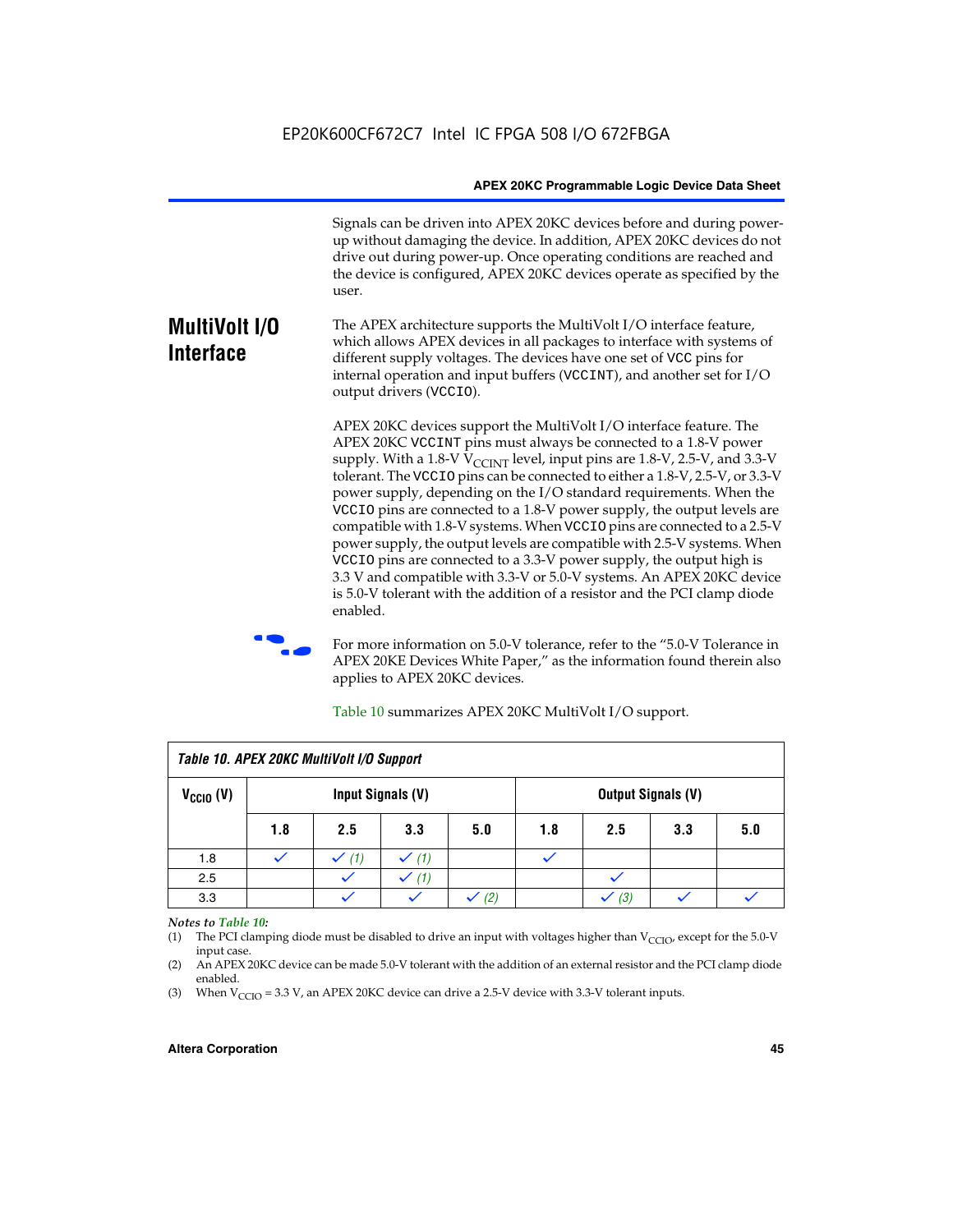Signals can be driven into APEX 20KC devices before and during power-up without damaging the device. In addition, APEX 20KC devices do not drive out during power-up. Once operating conditions are reached and the device is configured, APEX 20KC devices operate as specified by the user.

## MultiVolt I/O Interface

The APEX architecture supports the MultiVolt I/O interface feature, which allows APEX devices in all packages to interface with systems of different supply voltages. The devices have one set of VCC pins for internal operation and input buffers (VCCINT), and another set for I/O output drivers (VCCIO).

APEX 20KC devices support the MultiVolt I/O interface feature. The APEX 20KC VCCINT pins must always be connected to a 1.8-V power supply. With a 1.8-V $V_{CCINT}$ level, input pins are 1.8-V, 2.5-V, and 3.3-V tolerant. The VCCIO pins can be connected to either a 1.8-V, 2.5-V, or 3.3-V power supply, depending on the I/O standard requirements. When the VCCIO pins are connected to a 1.8-V power supply, the output levels are compatible with 1.8-V systems. When VCCIO pins are connected to a 2.5-V power supply, the output levels are compatible with 2.5-V systems. When VCCIO pins are connected to a 3.3-V power supply, the output high is 3.3 V and compatible with 3.3-V or 5.0-V systems. An APEX 20KC device is 5.0-V tolerant with the addition of a resistor and the PCI clamp diode enabled.

For more information on 5.0-V tolerance, refer to the "5.0-V Tolerance in APEX 20KE Devices White Paper," as the information found therein also applies to APEX 20KC devices.

Table 10 summarizes APEX 20KC MultiVolt I/O support.

**Table 10. APEX 20KC MultiVolt I/O Support**

| $V_{CCIO}$ (V) | Input Signals (V) | | | | Output Signals (V) | | | |
|---|---|---|---|---|---|---|---|---|
| | 1.8 | 2.5 | 3.3 | 5.0 | 1.8 | 2.5 | 3.3 | 5.0 |
| 1.8 | ✓ | ✓ *(1)* | ✓ *(1)* | | ✓ | | | |
| 2.5 | | ✓ | ✓ *(1)* | | | ✓ | | |
| 3.3 | | ✓ | ✓ | ✓ *(2)* | | ✓ *(3)* | ✓ | ✓ |

*Notes to Table 10:*

(1) The PCI clamping diode must be disabled to drive an input with voltages higher than $V_{CCIO}$, except for the 5.0-V input case.

(2) An APEX 20KC device can be made 5.0-V tolerant with the addition of an external resistor and the PCI clamp diode enabled.

(3) When $V_{CCIO}$ = 3.3 V, an APEX 20KC device can drive a 2.5-V device with 3.3-V tolerant inputs.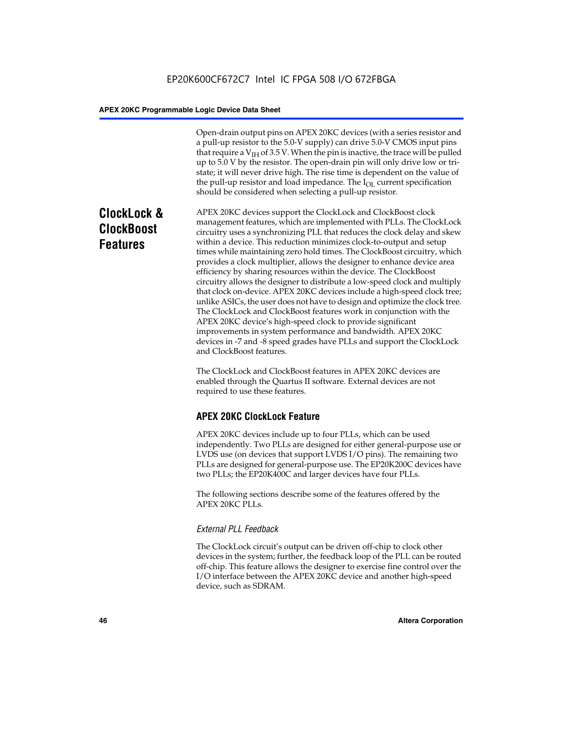Open-drain output pins on APEX 20KC devices (with a series resistor and a pull-up resistor to the 5.0-V supply) can drive 5.0-V CMOS input pins that require a $V_{IH}$ of 3.5 V. When the pin is inactive, the trace will be pulled up to 5.0 V by the resistor. The open-drain pin will only drive low or tri-state; it will never drive high. The rise time is dependent on the value of the pull-up resistor and load impedance. The $I_{OL}$ current specification should be considered when selecting a pull-up resistor.

## ClockLock & ClockBoost Features

APEX 20KC devices support the ClockLock and ClockBoost clock management features, which are implemented with PLLs. The ClockLock circuitry uses a synchronizing PLL that reduces the clock delay and skew within a device. This reduction minimizes clock-to-output and setup times while maintaining zero hold times. The ClockBoost circuitry, which provides a clock multiplier, allows the designer to enhance device area efficiency by sharing resources within the device. The ClockBoost circuitry allows the designer to distribute a low-speed clock and multiply that clock on-device. APEX 20KC devices include a high-speed clock tree; unlike ASICs, the user does not have to design and optimize the clock tree. The ClockLock and ClockBoost features work in conjunction with the APEX 20KC device's high-speed clock to provide significant improvements in system performance and bandwidth. APEX 20KC devices in -7 and -8 speed grades have PLLs and support the ClockLock and ClockBoost features.

The ClockLock and ClockBoost features in APEX 20KC devices are enabled through the Quartus II software. External devices are not required to use these features.

### APEX 20KC ClockLock Feature

APEX 20KC devices include up to four PLLs, which can be used independently. Two PLLs are designed for either general-purpose use or LVDS use (on devices that support LVDS I/O pins). The remaining two PLLs are designed for general-purpose use. The EP20K200C devices have two PLLs; the EP20K400C and larger devices have four PLLs.

The following sections describe some of the features offered by the APEX 20KC PLLs.

#### *External PLL Feedback*

The ClockLock circuit's output can be driven off-chip to clock other devices in the system; further, the feedback loop of the PLL can be routed off-chip. This feature allows the designer to exercise fine control over the I/O interface between the APEX 20KC device and another high-speed device, such as SDRAM.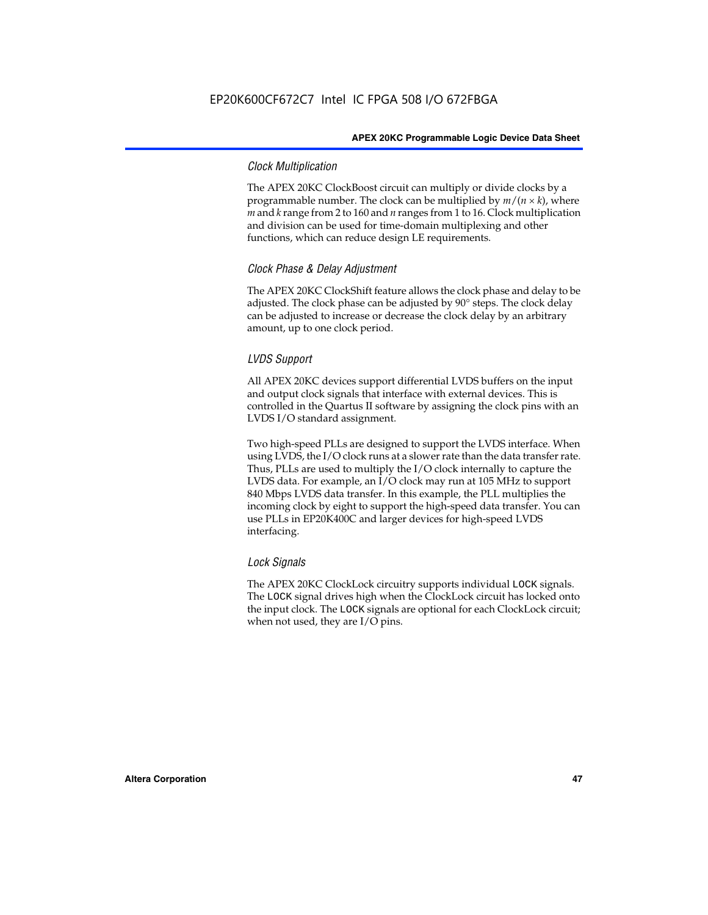### *Clock Multiplication*

The APEX 20KC ClockBoost circuit can multiply or divide clocks by a programmable number. The clock can be multiplied by $m/(n \times k)$, where $m$ and $k$ range from 2 to 160 and $n$ ranges from 1 to 16. Clock multiplication and division can be used for time-domain multiplexing and other functions, which can reduce design LE requirements.

### *Clock Phase & Delay Adjustment*

The APEX 20KC ClockShift feature allows the clock phase and delay to be adjusted. The clock phase can be adjusted by 90° steps. The clock delay can be adjusted to increase or decrease the clock delay by an arbitrary amount, up to one clock period.

### *LVDS Support*

All APEX 20KC devices support differential LVDS buffers on the input and output clock signals that interface with external devices. This is controlled in the Quartus II software by assigning the clock pins with an LVDS I/O standard assignment.

Two high-speed PLLs are designed to support the LVDS interface. When using LVDS, the I/O clock runs at a slower rate than the data transfer rate. Thus, PLLs are used to multiply the I/O clock internally to capture the LVDS data. For example, an I/O clock may run at 105 MHz to support 840 Mbps LVDS data transfer. In this example, the PLL multiplies the incoming clock by eight to support the high-speed data transfer. You can use PLLs in EP20K400C and larger devices for high-speed LVDS interfacing.

### *Lock Signals*

The APEX 20KC ClockLock circuitry supports individual LOCK signals. The LOCK signal drives high when the ClockLock circuit has locked onto the input clock. The LOCK signals are optional for each ClockLock circuit; when not used, they are I/O pins.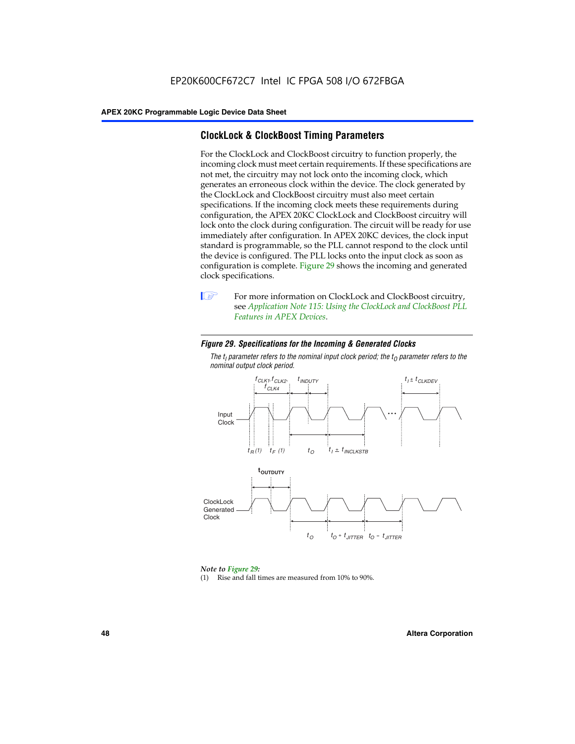## ClockLock & ClockBoost Timing Parameters

For the ClockLock and ClockBoost circuitry to function properly, the incoming clock must meet certain requirements. If these specifications are not met, the circuitry may not lock onto the incoming clock, which generates an erroneous clock within the device. The clock generated by the ClockLock and ClockBoost circuitry must also meet certain specifications. If the incoming clock meets these requirements during configuration, the APEX 20KC ClockLock and ClockBoost circuitry will lock onto the clock during configuration. The circuit will be ready for use immediately after configuration. In APEX 20KC devices, the clock input standard is programmable, so the PLL cannot respond to the clock until the device is configured. The PLL locks onto the input clock as soon as configuration is complete. Figure 29 shows the incoming and generated clock specifications.

For more information on ClockLock and ClockBoost circuitry, see *Application Note 115: Using the ClockLock and ClockBoost PLL Features in APEX Devices*.

***Figure 29. Specifications for the Incoming & Generated Clocks***

*The $t_I$ parameter refers to the nominal input clock period; the $t_O$ parameter refers to the nominal output clock period.*

*Note to Figure 29:*

(1) Rise and fall times are measured from 10% to 90%.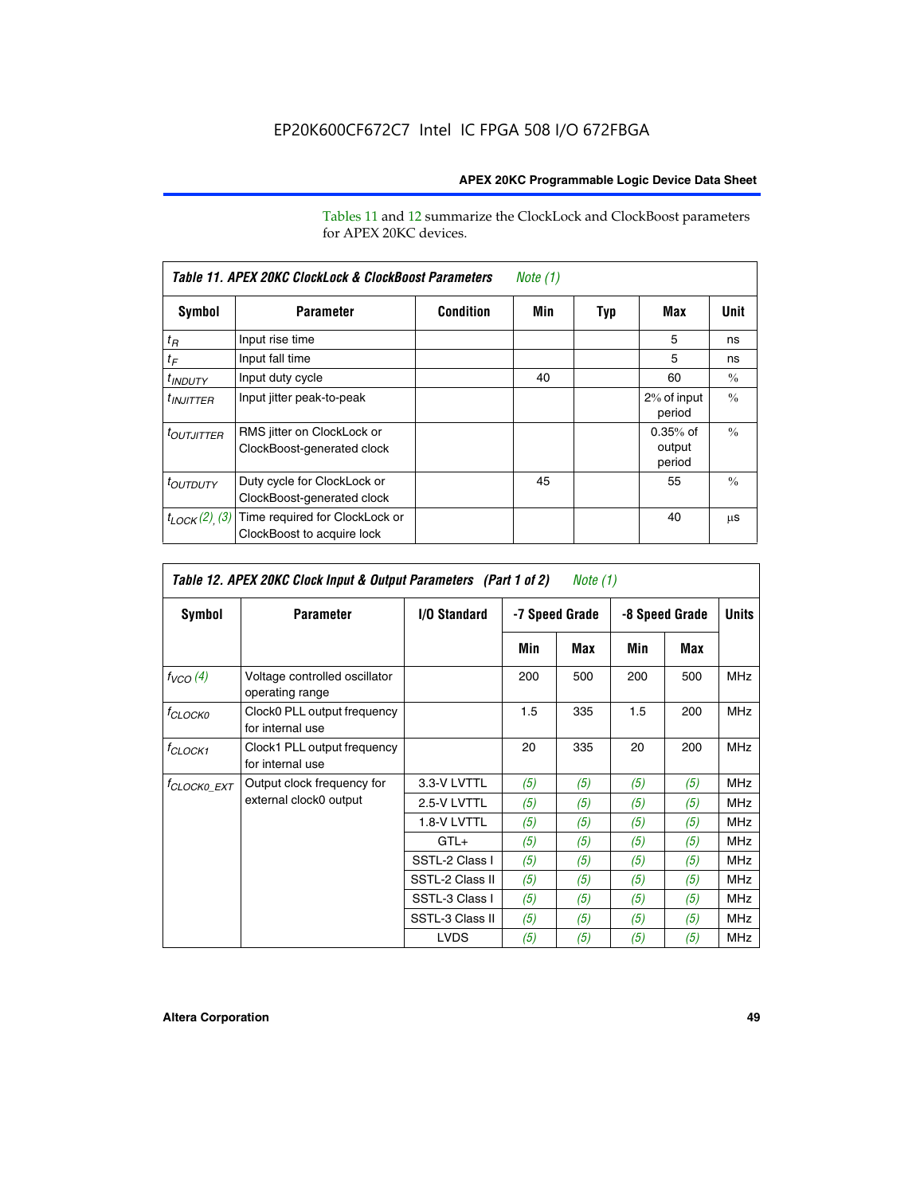EP20K600CF672C7 Intel IC FPGA 508 I/O 672FBGA

Tables 11 and 12 summarize the ClockLock and ClockBoost parameters for APEX 20KC devices.

**Table 11. APEX 20KC ClockLock & ClockBoost Parameters** *Note (1)*

| Symbol | Parameter | Condition | Min | Typ | Max | Unit |
|---|---|---|---|---|---|---|
| $t_R$ | Input rise time | | | | 5 | ns |
| $t_F$ | Input fall time | | | | 5 | ns |
| $t_{INDUTY}$ | Input duty cycle | | 40 | | 60 | % |
| $t_{INJITTER}$ | Input jitter peak-to-peak | | | | 2% of input period | % |
| $t_{OUTJITTER}$ | RMS jitter on ClockLock or ClockBoost-generated clock | | | | 0.35% of output period | % |
| $t_{OUTDUTY}$ | Duty cycle for ClockLock or ClockBoost-generated clock | | 45 | | 55 | % |
| $t_{LOCK}$ *(2)*, *(3)* | Time required for ClockLock or ClockBoost to acquire lock | | | | 40 | µs |

**Table 12. APEX 20KC Clock Input & Output Parameters (Part 1 of 2)** *Note (1)*

| Symbol | Parameter | I/O Standard | -7 Speed Grade | | -8 Speed Grade | | Units |
|---|---|---|---|---|---|---|---|
| | | | Min | Max | Min | Max | |
| $f_{VCO}$ *(4)* | Voltage controlled oscillator operating range | | 200 | 500 | 200 | 500 | MHz |
| $f_{CLOCK0}$ | Clock0 PLL output frequency for internal use | | 1.5 | 335 | 1.5 | 200 | MHz |
| $f_{CLOCK1}$ | Clock1 PLL output frequency for internal use | | 20 | 335 | 20 | 200 | MHz |
| $f_{CLOCK0\_EXT}$ | Output clock frequency for external clock0 output | 3.3-V LVTTL | *(5)* | *(5)* | *(5)* | *(5)* | MHz |
| | | 2.5-V LVTTL | *(5)* | *(5)* | *(5)* | *(5)* | MHz |
| | | 1.8-V LVTTL | *(5)* | *(5)* | *(5)* | *(5)* | MHz |
| | | GTL+ | *(5)* | *(5)* | *(5)* | *(5)* | MHz |
| | | SSTL-2 Class I | *(5)* | *(5)* | *(5)* | *(5)* | MHz |
| | | SSTL-2 Class II | *(5)* | *(5)* | *(5)* | *(5)* | MHz |
| | | SSTL-3 Class I | *(5)* | *(5)* | *(5)* | *(5)* | MHz |
| | | SSTL-3 Class II | *(5)* | *(5)* | *(5)* | *(5)* | MHz |
| | | LVDS | *(5)* | *(5)* | *(5)* | *(5)* | MHz |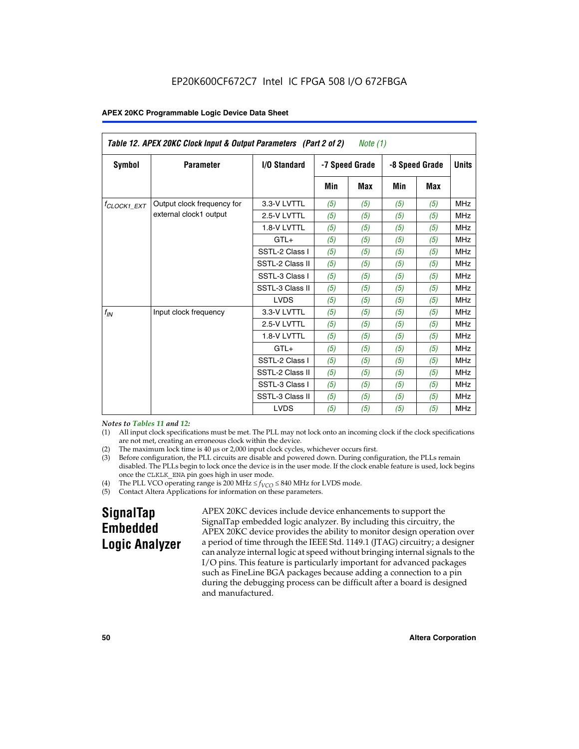Table 12. APEX 20KC Clock Input & Output Parameters (Part 2 of 2) *Note (1)*

| Symbol | Parameter | I/O Standard | -7 Speed Grade | | -8 Speed Grade | | Units |
|---|---|---|---|---|---|---|---|
| | | | Min | Max | Min | Max | |
| $f_{CLOCK1\_EXT}$ | Output clock frequency for external clock1 output | 3.3-V LVTTL | *(5)* | *(5)* | *(5)* | *(5)* | MHz |
| | | 2.5-V LVTTL | *(5)* | *(5)* | *(5)* | *(5)* | MHz |
| | | 1.8-V LVTTL | *(5)* | *(5)* | *(5)* | *(5)* | MHz |
| | | GTL+ | *(5)* | *(5)* | *(5)* | *(5)* | MHz |
| | | SSTL-2 Class I | *(5)* | *(5)* | *(5)* | *(5)* | MHz |
| | | SSTL-2 Class II | *(5)* | *(5)* | *(5)* | *(5)* | MHz |
| | | SSTL-3 Class I | *(5)* | *(5)* | *(5)* | *(5)* | MHz |
| | | SSTL-3 Class II | *(5)* | *(5)* | *(5)* | *(5)* | MHz |
| | | LVDS | *(5)* | *(5)* | *(5)* | *(5)* | MHz |
| $f_{IN}$ | Input clock frequency | 3.3-V LVTTL | *(5)* | *(5)* | *(5)* | *(5)* | MHz |
| | | 2.5-V LVTTL | *(5)* | *(5)* | *(5)* | *(5)* | MHz |
| | | 1.8-V LVTTL | *(5)* | *(5)* | *(5)* | *(5)* | MHz |
| | | GTL+ | *(5)* | *(5)* | *(5)* | *(5)* | MHz |
| | | SSTL-2 Class I | *(5)* | *(5)* | *(5)* | *(5)* | MHz |
| | | SSTL-2 Class II | *(5)* | *(5)* | *(5)* | *(5)* | MHz |
| | | SSTL-3 Class I | *(5)* | *(5)* | *(5)* | *(5)* | MHz |
| | | SSTL-3 Class II | *(5)* | *(5)* | *(5)* | *(5)* | MHz |
| | | LVDS | *(5)* | *(5)* | *(5)* | *(5)* | MHz |

*Notes to Tables 11 and 12:*

(1) All input clock specifications must be met. The PLL may not lock onto an incoming clock if the clock specifications are not met, creating an erroneous clock within the device.

(2) The maximum lock time is 40 µs or 2,000 input clock cycles, whichever occurs first.

(3) Before configuration, the PLL circuits are disable and powered down. During configuration, the PLLs remain disabled. The PLLs begin to lock once the device is in the user mode. If the clock enable feature is used, lock begins once the CLKLK_ENA pin goes high in user mode.

(4) The PLL VCO operating range is 200 MHz ≤ $f_{VCO}$ ≤ 840 MHz for LVDS mode.

(5) Contact Altera Applications for information on these parameters.

## SignalTap Embedded Logic Analyzer

APEX 20KC devices include device enhancements to support the SignalTap embedded logic analyzer. By including this circuitry, the APEX 20KC device provides the ability to monitor design operation over a period of time through the IEEE Std. 1149.1 (JTAG) circuitry; a designer can analyze internal logic at speed without bringing internal signals to the I/O pins. This feature is particularly important for advanced packages such as FineLine BGA packages because adding a connection to a pin during the debugging process can be difficult after a board is designed and manufactured.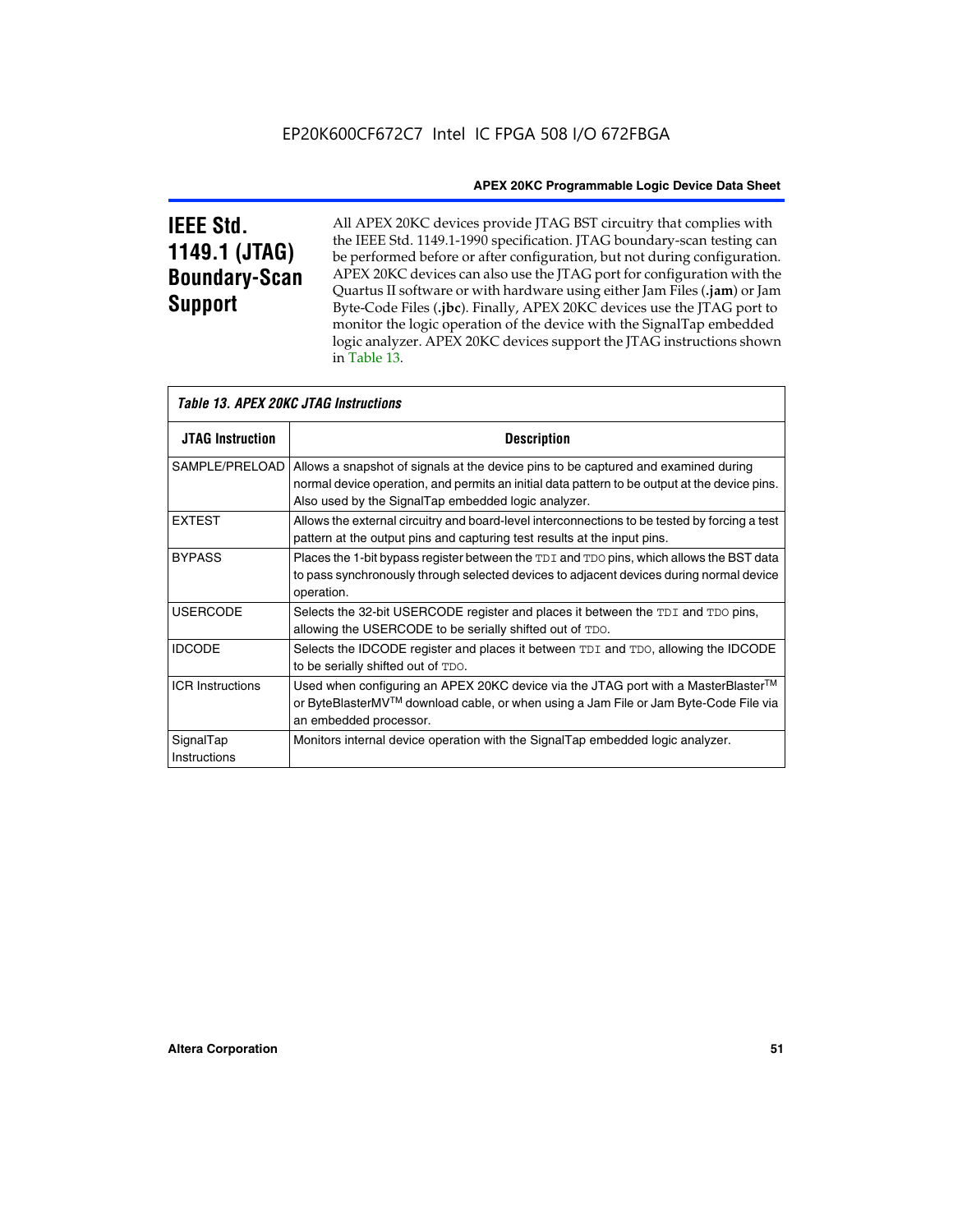## IEEE Std. 1149.1 (JTAG) Boundary-Scan Support

All APEX 20KC devices provide JTAG BST circuitry that complies with the IEEE Std. 1149.1-1990 specification. JTAG boundary-scan testing can be performed before or after configuration, but not during configuration. APEX 20KC devices can also use the JTAG port for configuration with the Quartus II software or with hardware using either Jam Files (**.jam**) or Jam Byte-Code Files (**.jbc**). Finally, APEX 20KC devices use the JTAG port to monitor the logic operation of the device with the SignalTap embedded logic analyzer. APEX 20KC devices support the JTAG instructions shown in Table 13.

*Table 13. APEX 20KC JTAG Instructions*

| JTAG Instruction | Description |
|---|---|
| SAMPLE/PRELOAD | Allows a snapshot of signals at the device pins to be captured and examined during normal device operation, and permits an initial data pattern to be output at the device pins. Also used by the SignalTap embedded logic analyzer. |
| EXTEST | Allows the external circuitry and board-level interconnections to be tested by forcing a test pattern at the output pins and capturing test results at the input pins. |
| BYPASS | Places the 1-bit bypass register between the `TDI` and `TDO` pins, which allows the BST data to pass synchronously through selected devices to adjacent devices during normal device operation. |
| USERCODE | Selects the 32-bit USERCODE register and places it between the `TDI` and `TDO` pins, allowing the USERCODE to be serially shifted out of `TDO`. |
| IDCODE | Selects the IDCODE register and places it between `TDI` and `TDO`, allowing the IDCODE to be serially shifted out of `TDO`. |
| ICR Instructions | Used when configuring an APEX 20KC device via the JTAG port with a MasterBlaster™ or ByteBlasterMV™ download cable, or when using a Jam File or Jam Byte-Code File via an embedded processor. |
| SignalTap Instructions | Monitors internal device operation with the SignalTap embedded logic analyzer. |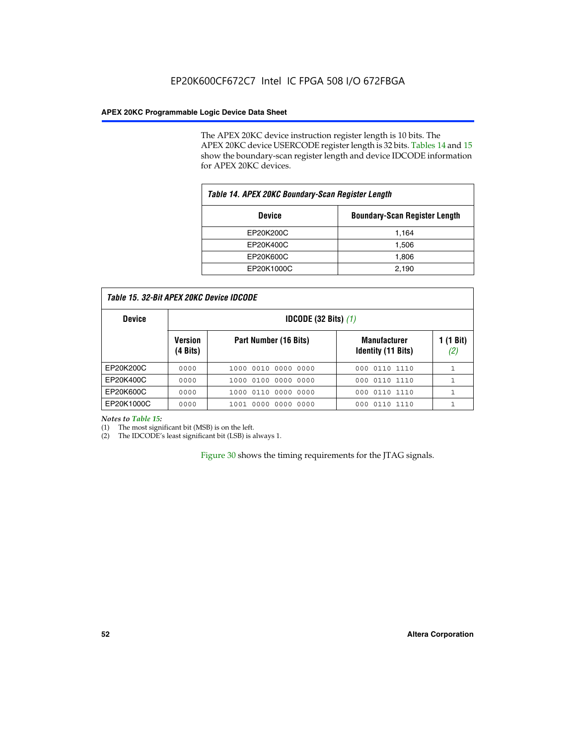The APEX 20KC device instruction register length is 10 bits. The APEX 20KC device USERCODE register length is 32 bits. Tables 14 and 15 show the boundary-scan register length and device IDCODE information for APEX 20KC devices.

*Table 14. APEX 20KC Boundary-Scan Register Length*

| Device | Boundary-Scan Register Length |
|---|---|
| EP20K200C | 1,164 |
| EP20K400C | 1,506 |
| EP20K600C | 1,806 |
| EP20K1000C | 2,190 |

*Table 15. 32-Bit APEX 20KC Device IDCODE*

| Device | IDCODE (32 Bits) *(1)* | | | |
|---|---|---|---|---|
| | Version (4 Bits) | Part Number (16 Bits) | Manufacturer Identity (11 Bits) | 1 (1 Bit) *(2)* |
| EP20K200C | 0000 | 1000 0010 0000 0000 | 000 0110 1110 | 1 |
| EP20K400C | 0000 | 1000 0100 0000 0000 | 000 0110 1110 | 1 |
| EP20K600C | 0000 | 1000 0110 0000 0000 | 000 0110 1110 | 1 |
| EP20K1000C | 0000 | 1001 0000 0000 0000 | 000 0110 1110 | 1 |

*Notes to Table 15:*

(1) The most significant bit (MSB) is on the left.

(2) The IDCODE's least significant bit (LSB) is always 1.

Figure 30 shows the timing requirements for the JTAG signals.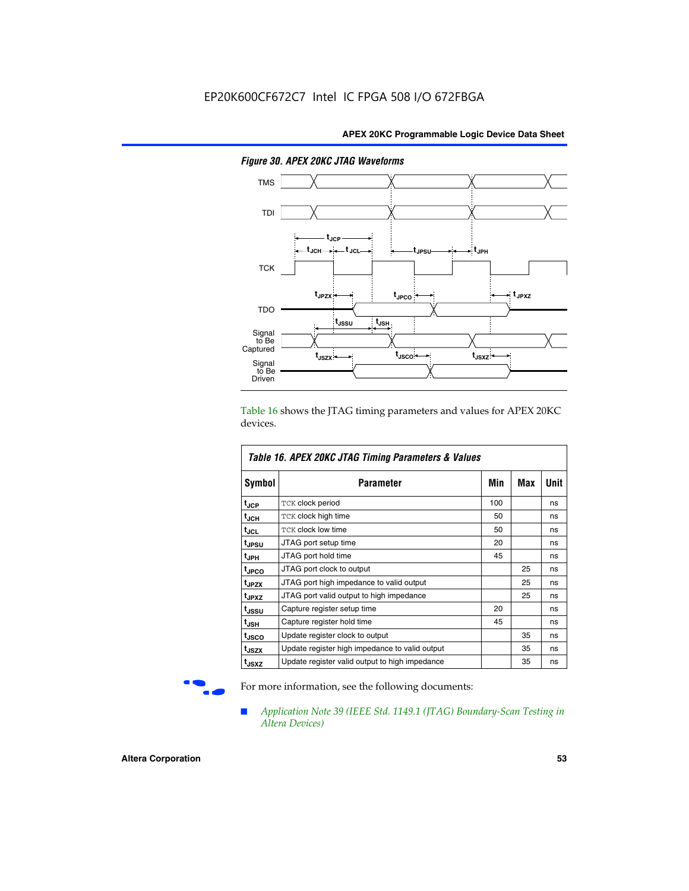*Figure 30. APEX 20KC JTAG Waveforms*

Table 16 shows the JTAG timing parameters and values for APEX 20KC devices.

*Table 16. APEX 20KC JTAG Timing Parameters & Values*

| Symbol | Parameter | Min | Max | Unit |
|---|---|---|---|---|
| $t_{JCP}$ | TCK clock period | 100 | | ns |
| $t_{JCH}$ | TCK clock high time | 50 | | ns |
| $t_{JCL}$ | TCK clock low time | 50 | | ns |
| $t_{JPSU}$ | JTAG port setup time | 20 | | ns |
| $t_{JPH}$ | JTAG port hold time | 45 | | ns |
| $t_{JPCO}$ | JTAG port clock to output | | 25 | ns |
| $t_{JPZX}$ | JTAG port high impedance to valid output | | 25 | ns |
| $t_{JPXZ}$ | JTAG port valid output to high impedance | | 25 | ns |
| $t_{JSSU}$ | Capture register setup time | 20 | | ns |
| $t_{JSH}$ | Capture register hold time | 45 | | ns |
| $t_{JSCO}$ | Update register clock to output | | 35 | ns |
| $t_{JSZX}$ | Update register high impedance to valid output | | 35 | ns |
| $t_{JSXZ}$ | Update register valid output to high impedance | | 35 | ns |

For more information, see the following documents:

- *Application Note 39 (IEEE Std. 1149.1 (JTAG) Boundary-Scan Testing in Altera Devices)*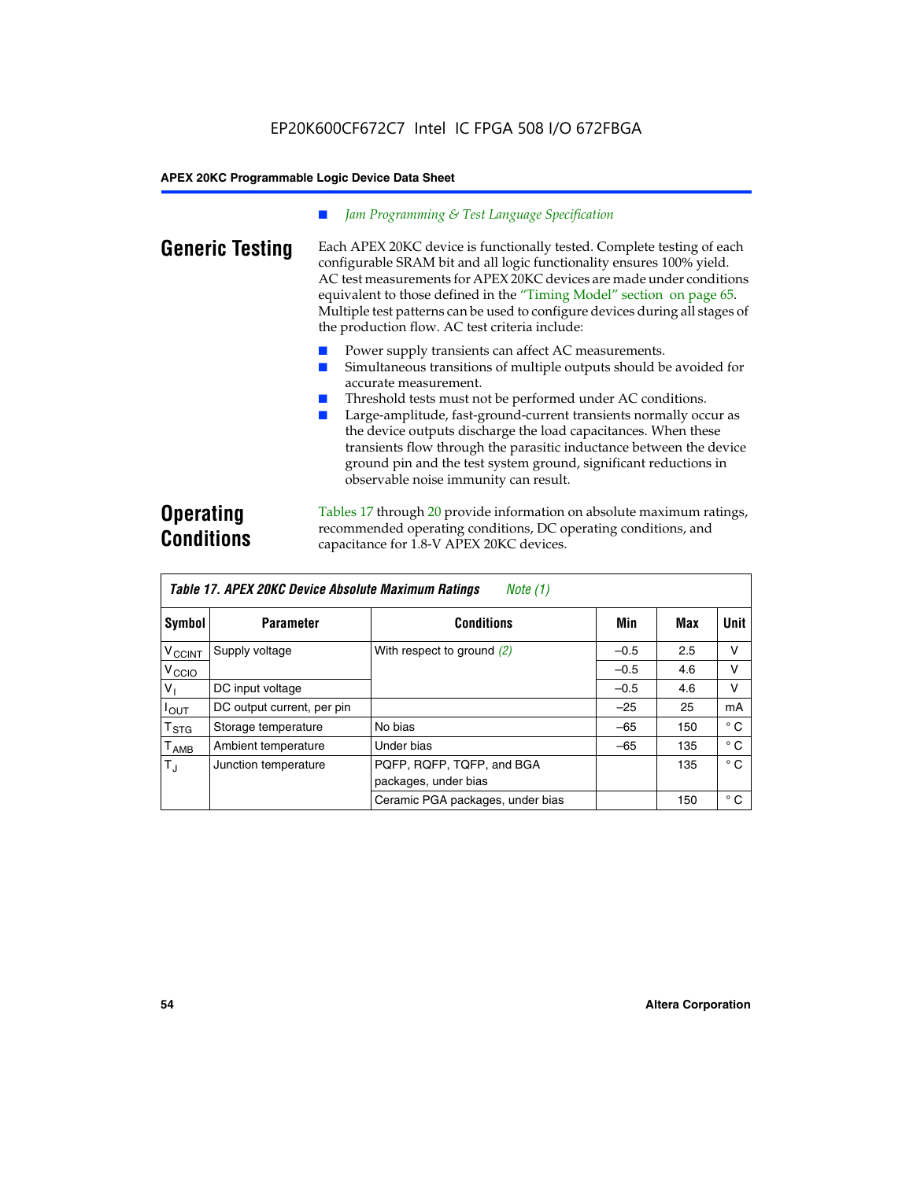- *Jam Programming & Test Language Specification*

## Generic Testing

Each APEX 20KC device is functionally tested. Complete testing of each configurable SRAM bit and all logic functionality ensures 100% yield. AC test measurements for APEX 20KC devices are made under conditions equivalent to those defined in the "Timing Model" section on page 65. Multiple test patterns can be used to configure devices during all stages of the production flow. AC test criteria include:

- Power supply transients can affect AC measurements.
- Simultaneous transitions of multiple outputs should be avoided for accurate measurement.
- Threshold tests must not be performed under AC conditions.
- Large-amplitude, fast-ground-current transients normally occur as the device outputs discharge the load capacitances. When these transients flow through the parasitic inductance between the device ground pin and the test system ground, significant reductions in observable noise immunity can result.

## Operating Conditions

Tables 17 through 20 provide information on absolute maximum ratings, recommended operating conditions, DC operating conditions, and capacitance for 1.8-V APEX 20KC devices.

**Table 17. APEX 20KC Device Absolute Maximum Ratings** *Note (1)*

| Symbol | Parameter | Conditions | Min | Max | Unit |
|---|---|---|---|---|---|
| $V_{CCINT}$ | Supply voltage | With respect to ground *(2)* | –0.5 | 2.5 | V |
| $V_{CCIO}$ | | | –0.5 | 4.6 | V |
| $V_I$ | DC input voltage | | –0.5 | 4.6 | V |
| $I_{OUT}$ | DC output current, per pin | | –25 | 25 | mA |
| $T_{STG}$ | Storage temperature | No bias | –65 | 150 | ° C |
| $T_{AMB}$ | Ambient temperature | Under bias | –65 | 135 | ° C |
| $T_J$ | Junction temperature | PQFP, RQFP, TQFP, and BGA packages, under bias | | 135 | ° C |
| | | Ceramic PGA packages, under bias | | 150 | ° C |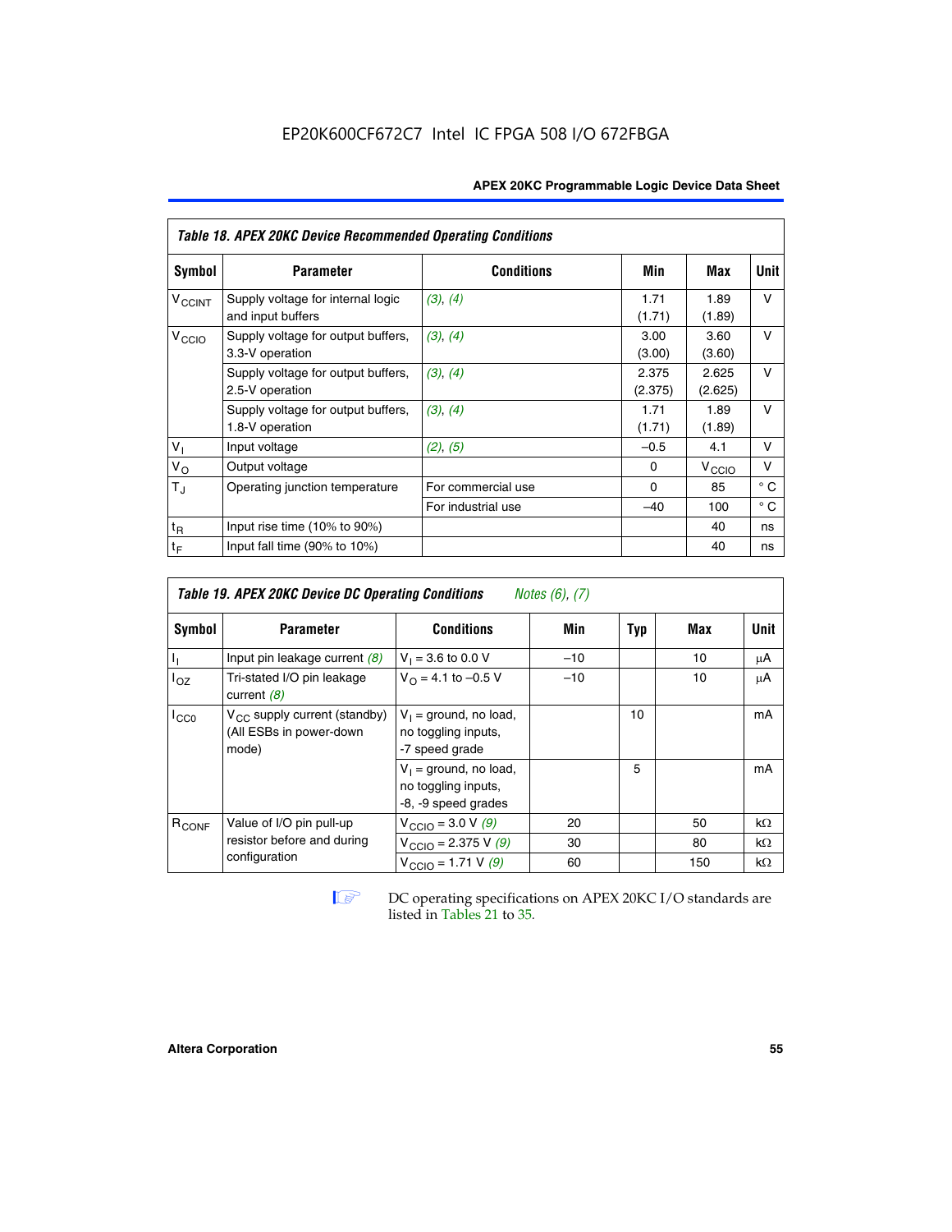EP20K600CF672C7 Intel IC FPGA 508 I/O 672FBGA

| *Table 18. APEX 20KC Device Recommended Operating Conditions* | | | | | |
|---|---|---|---|---|---|
| **Symbol** | **Parameter** | **Conditions** | **Min** | **Max** | **Unit** |
| $V_{CCINT}$ | Supply voltage for internal logic and input buffers | *(3), (4)* | 1.71 (1.71) | 1.89 (1.89) | V |
| $V_{CCIO}$ | Supply voltage for output buffers, 3.3-V operation | *(3), (4)* | 3.00 (3.00) | 3.60 (3.60) | V |
| | Supply voltage for output buffers, 2.5-V operation | *(3), (4)* | 2.375 (2.375) | 2.625 (2.625) | V |
| | Supply voltage for output buffers, 1.8-V operation | *(3), (4)* | 1.71 (1.71) | 1.89 (1.89) | V |
| $V_I$ | Input voltage | *(2), (5)* | –0.5 | 4.1 | V |
| $V_O$ | Output voltage | | 0 | $V_{CCIO}$ | V |
| $T_J$ | Operating junction temperature | For commercial use | 0 | 85 | ° C |
| | | For industrial use | –40 | 100 | ° C |
| $t_R$ | Input rise time (10% to 90%) | | | 40 | ns |
| $t_F$ | Input fall time (90% to 10%) | | | 40 | ns |

| *Table 19. APEX 20KC Device DC Operating Conditions* *Notes (6), (7)* | | | | | | |
|---|---|---|---|---|---|---|
| **Symbol** | **Parameter** | **Conditions** | **Min** | **Typ** | **Max** | **Unit** |
| $I_I$ | Input pin leakage current *(8)* | $V_I$ = 3.6 to 0.0 V | –10 | | 10 | μA |
| $I_{OZ}$ | Tri-stated I/O pin leakage current *(8)* | $V_O$ = 4.1 to –0.5 V | –10 | | 10 | μA |
| $I_{CC0}$ | $V_{CC}$ supply current (standby) (All ESBs in power-down mode) | $V_I$ = ground, no load, no toggling inputs, -7 speed grade | | 10 | | mA |
| | | $V_I$ = ground, no load, no toggling inputs, -8, -9 speed grades | | 5 | | mA |
| $R_{CONF}$ | Value of I/O pin pull-up resistor before and during configuration | $V_{CCIO}$ = 3.0 V *(9)* | 20 | | 50 | kΩ |
| | | $V_{CCIO}$ = 2.375 V *(9)* | 30 | | 80 | kΩ |
| | | $V_{CCIO}$ = 1.71 V *(9)* | 60 | | 150 | kΩ |

DC operating specifications on APEX 20KC I/O standards are listed in Tables 21 to 35.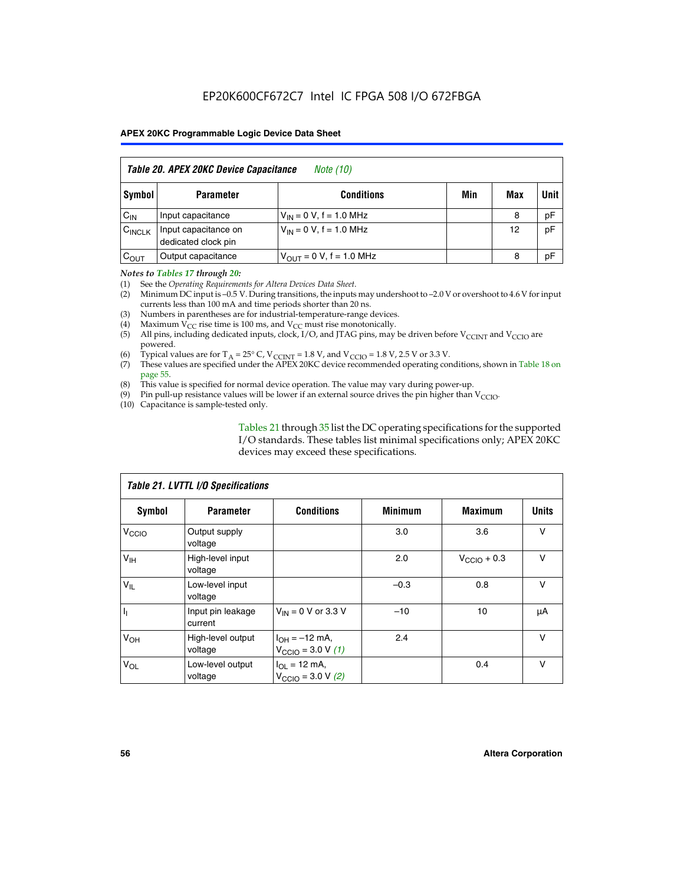**Table 20. APEX 20KC Device Capacitance** *Note (10)*

| Symbol | Parameter | Conditions | Min | Max | Unit |
|---|---|---|---|---|---|
| $C_{IN}$ | Input capacitance | $V_{IN}$ = 0 V, f = 1.0 MHz | | 8 | pF |
| $C_{INCLK}$ | Input capacitance on dedicated clock pin | $V_{IN}$ = 0 V, f = 1.0 MHz | | 12 | pF |
| $C_{OUT}$ | Output capacitance | $V_{OUT}$ = 0 V, f = 1.0 MHz | | 8 | pF |

*Notes to Tables 17 through 20:*

(1) See the *Operating Requirements for Altera Devices Data Sheet*.
(2) Minimum DC input is –0.5 V. During transitions, the inputs may undershoot to –2.0 V or overshoot to 4.6 V for input currents less than 100 mA and time periods shorter than 20 ns.
(3) Numbers in parentheses are for industrial-temperature-range devices.
(4) Maximum $V_{CC}$ rise time is 100 ms, and $V_{CC}$ must rise monotonically.
(5) All pins, including dedicated inputs, clock, I/O, and JTAG pins, may be driven before $V_{CCINT}$ and $V_{CCIO}$ are powered.
(6) Typical values are for $T_A$ = 25° C, $V_{CCINT}$ = 1.8 V, and $V_{CCIO}$ = 1.8 V, 2.5 V or 3.3 V.
(7) These values are specified under the APEX 20KC device recommended operating conditions, shown in Table 18 on page 55.
(8) This value is specified for normal device operation. The value may vary during power-up.
(9) Pin pull-up resistance values will be lower if an external source drives the pin higher than $V_{CCIO}$.
(10) Capacitance is sample-tested only.

Tables 21 through 35 list the DC operating specifications for the supported I/O standards. These tables list minimal specifications only; APEX 20KC devices may exceed these specifications.

**Table 21. LVTTL I/O Specifications**

| Symbol | Parameter | Conditions | Minimum | Maximum | Units |
|---|---|---|---|---|---|
| $V_{CCIO}$ | Output supply voltage | | 3.0 | 3.6 | V |
| $V_{IH}$ | High-level input voltage | | 2.0 | $V_{CCIO}$ + 0.3 | V |
| $V_{IL}$ | Low-level input voltage | | –0.3 | 0.8 | V |
| $I_I$ | Input pin leakage current | $V_{IN}$ = 0 V or 3.3 V | –10 | 10 | μA |
| $V_{OH}$ | High-level output voltage | $I_{OH}$ = –12 mA, $V_{CCIO}$ = 3.0 V *(1)* | 2.4 | | V |
| $V_{OL}$ | Low-level output voltage | $I_{OL}$ = 12 mA, $V_{CCIO}$ = 3.0 V *(2)* | | 0.4 | V |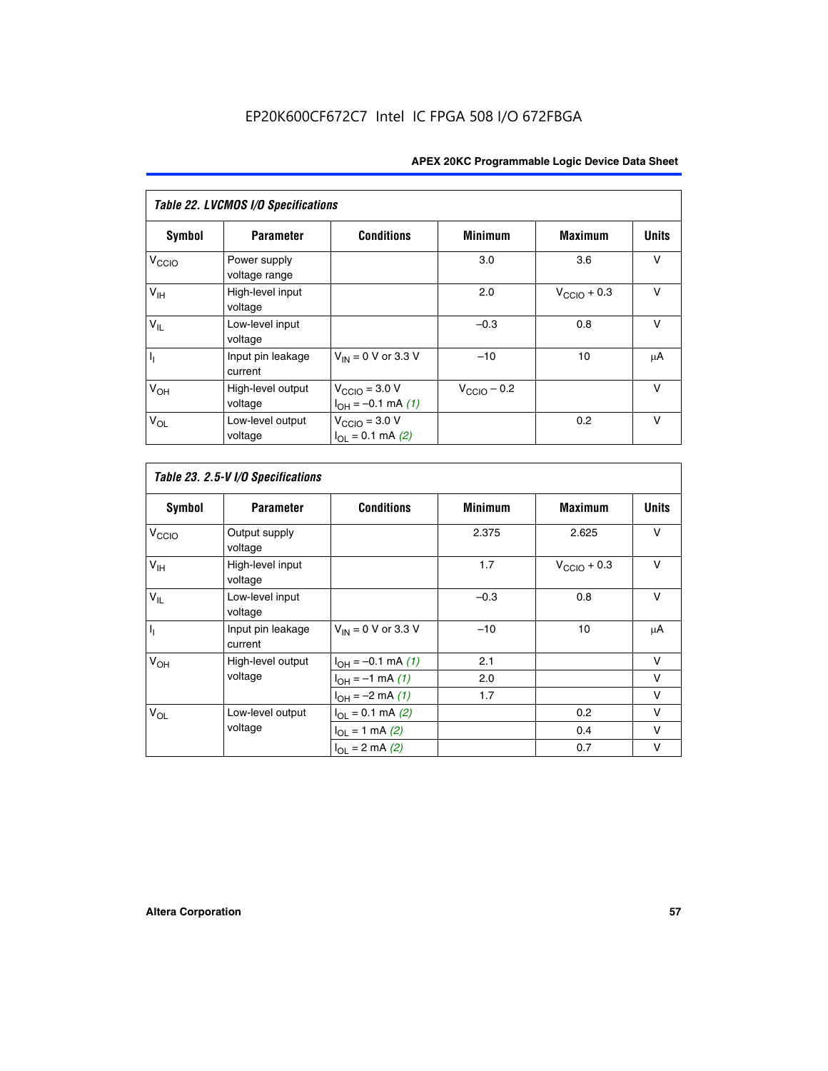# EP20K600CF672C7 Intel IC FPGA 508 I/O 672FBGA

| *Table 22. LVCMOS I/O Specifications* | | | | | |
|---|---|---|---|---|---|
| **Symbol** | **Parameter** | **Conditions** | **Minimum** | **Maximum** | **Units** |
| $V_{CCIO}$ | Power supply voltage range | | 3.0 | 3.6 | V |
| $V_{IH}$ | High-level input voltage | | 2.0 | $V_{CCIO}$ + 0.3 | V |
| $V_{IL}$ | Low-level input voltage | | –0.3 | 0.8 | V |
| $I_I$ | Input pin leakage current | $V_{IN}$ = 0 V or 3.3 V | –10 | 10 | μA |
| $V_{OH}$ | High-level output voltage | $V_{CCIO}$ = 3.0 V $I_{OH}$ = –0.1 mA *(1)* | $V_{CCIO}$ – 0.2 | | V |
| $V_{OL}$ | Low-level output voltage | $V_{CCIO}$ = 3.0 V $I_{OL}$ = 0.1 mA *(2)* | | 0.2 | V |

| *Table 23. 2.5-V I/O Specifications* | | | | | |
|---|---|---|---|---|---|
| **Symbol** | **Parameter** | **Conditions** | **Minimum** | **Maximum** | **Units** |
| $V_{CCIO}$ | Output supply voltage | | 2.375 | 2.625 | V |
| $V_{IH}$ | High-level input voltage | | 1.7 | $V_{CCIO}$ + 0.3 | V |
| $V_{IL}$ | Low-level input voltage | | –0.3 | 0.8 | V |
| $I_I$ | Input pin leakage current | $V_{IN}$ = 0 V or 3.3 V | –10 | 10 | μA |
| $V_{OH}$ | High-level output voltage | $I_{OH}$ = –0.1 mA *(1)* | 2.1 | | V |
| | | $I_{OH}$ = –1 mA *(1)* | 2.0 | | V |
| | | $I_{OH}$ = –2 mA *(1)* | 1.7 | | V |
| $V_{OL}$ | Low-level output voltage | $I_{OL}$ = 0.1 mA *(2)* | | 0.2 | V |
| | | $I_{OL}$ = 1 mA *(2)* | | 0.4 | V |
| | | $I_{OL}$ = 2 mA *(2)* | | 0.7 | V |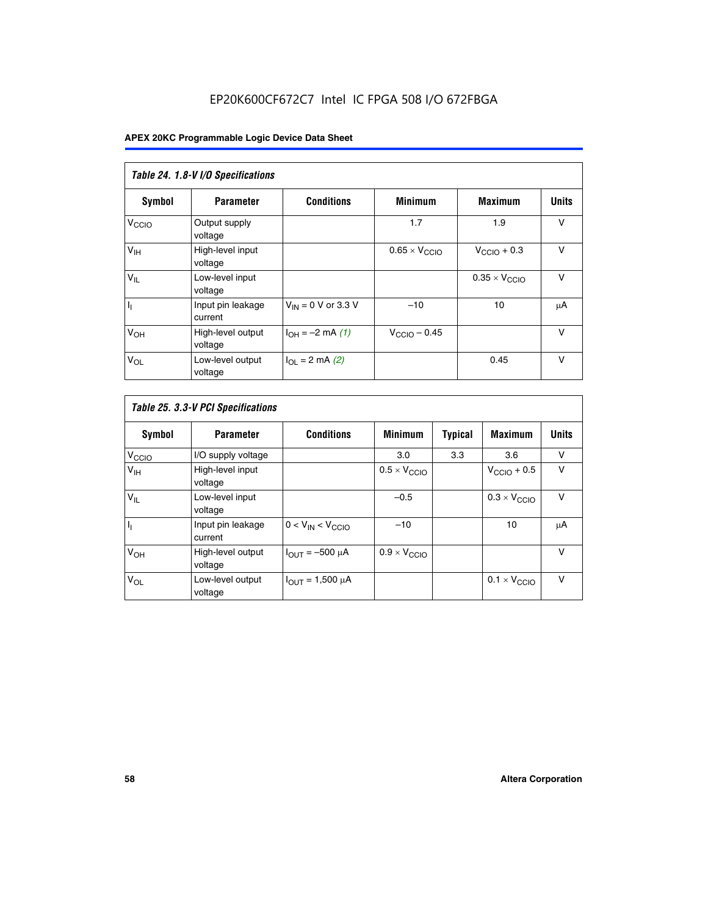**Table 24. 1.8-V I/O Specifications**

| Symbol | Parameter | Conditions | Minimum | Maximum | Units |
|---|---|---|---|---|---|
| $V_{CCIO}$ | Output supply voltage | | 1.7 | 1.9 | V |
| $V_{IH}$ | High-level input voltage | | $0.65 \times V_{CCIO}$ | $V_{CCIO} + 0.3$ | V |
| $V_{IL}$ | Low-level input voltage | | | $0.35 \times V_{CCIO}$ | V |
| $I_I$ | Input pin leakage current | $V_{IN}$ = 0 V or 3.3 V | –10 | 10 | µA |
| $V_{OH}$ | High-level output voltage | $I_{OH}$ = –2 mA *(1)* | $V_{CCIO} - 0.45$ | | V |
| $V_{OL}$ | Low-level output voltage | $I_{OL}$ = 2 mA *(2)* | | 0.45 | V |

**Table 25. 3.3-V PCI Specifications**

| Symbol | Parameter | Conditions | Minimum | Typical | Maximum | Units |
|---|---|---|---|---|---|---|
| $V_{CCIO}$ | I/O supply voltage | | 3.0 | 3.3 | 3.6 | V |
| $V_{IH}$ | High-level input voltage | | $0.5 \times V_{CCIO}$ | | $V_{CCIO} + 0.5$ | V |
| $V_{IL}$ | Low-level input voltage | | –0.5 | | $0.3 \times V_{CCIO}$ | V |
| $I_I$ | Input pin leakage current | $0 < V_{IN} < V_{CCIO}$ | –10 | | 10 | µA |
| $V_{OH}$ | High-level output voltage | $I_{OUT}$ = –500 µA | $0.9 \times V_{CCIO}$ | | | V |
| $V_{OL}$ | Low-level output voltage | $I_{OUT}$ = 1,500 µA | | | $0.1 \times V_{CCIO}$ | V |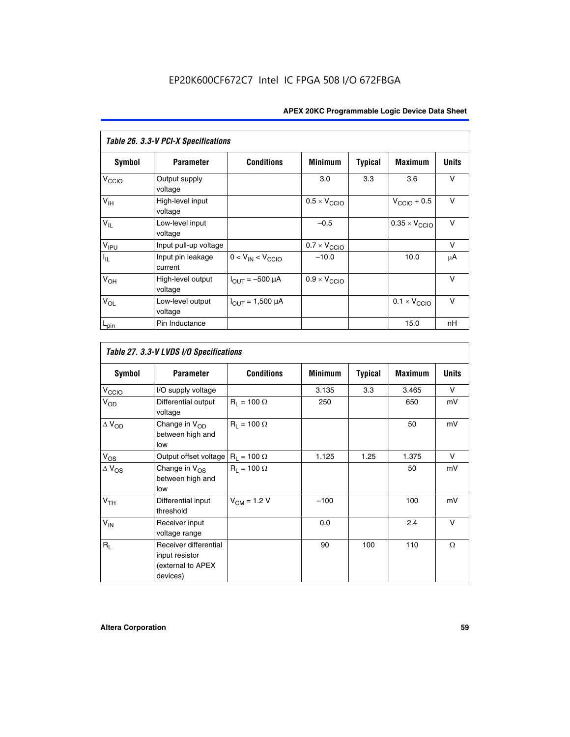EP20K600CF672C7 Intel IC FPGA 508 I/O 672FBGA

| *Table 26. 3.3-V PCI-X Specifications* | | | | | | |
|---|---|---|---|---|---|---|
| **Symbol** | **Parameter** | **Conditions** | **Minimum** | **Typical** | **Maximum** | **Units** |
| $V_{CCIO}$ | Output supply voltage | | 3.0 | 3.3 | 3.6 | V |
| $V_{IH}$ | High-level input voltage | | $0.5 \times V_{CCIO}$ | | $V_{CCIO} + 0.5$ | V |
| $V_{IL}$ | Low-level input voltage | | –0.5 | | $0.35 \times V_{CCIO}$ | V |
| $V_{IPU}$ | Input pull-up voltage | | $0.7 \times V_{CCIO}$ | | | V |
| $I_{IL}$ | Input pin leakage current | $0 < V_{IN} < V_{CCIO}$ | –10.0 | | 10.0 | μA |
| $V_{OH}$ | High-level output voltage | $I_{OUT} = -500$ μA | $0.9 \times V_{CCIO}$ | | | V |
| $V_{OL}$ | Low-level output voltage | $I_{OUT} = 1{,}500$ μA | | | $0.1 \times V_{CCIO}$ | V |
| $L_{pin}$ | Pin Inductance | | | | 15.0 | nH |

| *Table 27. 3.3-V LVDS I/O Specifications* | | | | | | |
|---|---|---|---|---|---|---|
| **Symbol** | **Parameter** | **Conditions** | **Minimum** | **Typical** | **Maximum** | **Units** |
| $V_{CCIO}$ | I/O supply voltage | | 3.135 | 3.3 | 3.465 | V |
| $V_{OD}$ | Differential output voltage | $R_L = 100\ \Omega$ | 250 | | 650 | mV |
| $\Delta V_{OD}$ | Change in $V_{OD}$ between high and low | $R_L = 100\ \Omega$ | | | 50 | mV |
| $V_{OS}$ | Output offset voltage | $R_L = 100\ \Omega$ | 1.125 | 1.25 | 1.375 | V |
| $\Delta V_{OS}$ | Change in $V_{OS}$ between high and low | $R_L = 100\ \Omega$ | | | 50 | mV |
| $V_{TH}$ | Differential input threshold | $V_{CM} = 1.2$ V | –100 | | 100 | mV |
| $V_{IN}$ | Receiver input voltage range | | 0.0 | | 2.4 | V |
| $R_L$ | Receiver differential input resistor (external to APEX devices) | | 90 | 100 | 110 | Ω |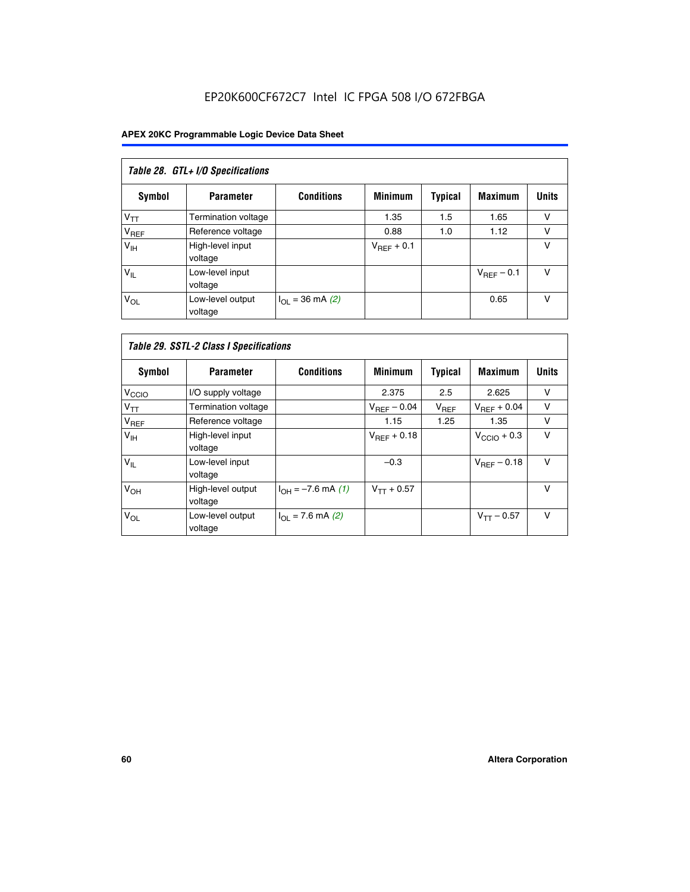*Table 28. GTL+ I/O Specifications*

| Symbol | Parameter | Conditions | Minimum | Typical | Maximum | Units |
|---|---|---|---|---|---|---|
| $V_{TT}$ | Termination voltage | | 1.35 | 1.5 | 1.65 | V |
| $V_{REF}$ | Reference voltage | | 0.88 | 1.0 | 1.12 | V |
| $V_{IH}$ | High-level input voltage | | $V_{REF} + 0.1$ | | | V |
| $V_{IL}$ | Low-level input voltage | | | | $V_{REF} - 0.1$ | V |
| $V_{OL}$ | Low-level output voltage | $I_{OL} = 36$ mA *(2)* | | | 0.65 | V |

*Table 29. SSTL-2 Class I Specifications*

| Symbol | Parameter | Conditions | Minimum | Typical | Maximum | Units |
|---|---|---|---|---|---|---|
| $V_{CCIO}$ | I/O supply voltage | | 2.375 | 2.5 | 2.625 | V |
| $V_{TT}$ | Termination voltage | | $V_{REF} - 0.04$ | $V_{REF}$ | $V_{REF} + 0.04$ | V |
| $V_{REF}$ | Reference voltage | | 1.15 | 1.25 | 1.35 | V |
| $V_{IH}$ | High-level input voltage | | $V_{REF} + 0.18$ | | $V_{CCIO} + 0.3$ | V |
| $V_{IL}$ | Low-level input voltage | | –0.3 | | $V_{REF} - 0.18$ | V |
| $V_{OH}$ | High-level output voltage | $I_{OH} = -7.6$ mA *(1)* | $V_{TT} + 0.57$ | | | V |
| $V_{OL}$ | Low-level output voltage | $I_{OL} = 7.6$ mA *(2)* | | | $V_{TT} - 0.57$ | V |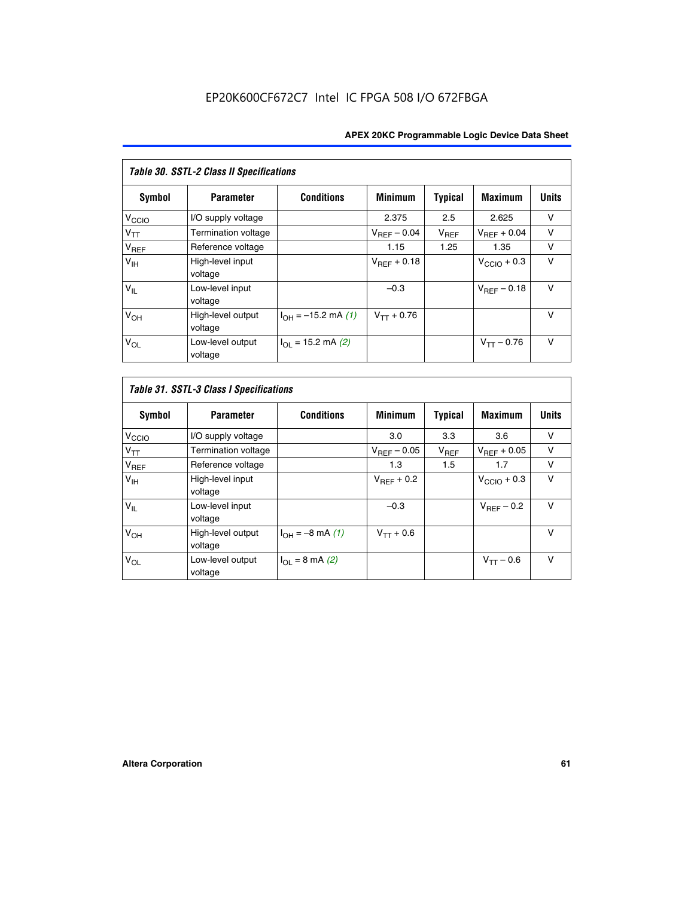EP20K600CF672C7 Intel IC FPGA 508 I/O 672FBGA

| *Table 30. SSTL-2 Class II Specifications* | | | | | | |
|---|---|---|---|---|---|---|
| **Symbol** | **Parameter** | **Conditions** | **Minimum** | **Typical** | **Maximum** | **Units** |
| $V_{CCIO}$ | I/O supply voltage | | 2.375 | 2.5 | 2.625 | V |
| $V_{TT}$ | Termination voltage | | $V_{REF}$ – 0.04 | $V_{REF}$ | $V_{REF}$ + 0.04 | V |
| $V_{REF}$ | Reference voltage | | 1.15 | 1.25 | 1.35 | V |
| $V_{IH}$ | High-level input voltage | | $V_{REF}$ + 0.18 | | $V_{CCIO}$ + 0.3 | V |
| $V_{IL}$ | Low-level input voltage | | –0.3 | | $V_{REF}$ – 0.18 | V |
| $V_{OH}$ | High-level output voltage | $I_{OH}$ = –15.2 mA *(1)* | $V_{TT}$ + 0.76 | | | V |
| $V_{OL}$ | Low-level output voltage | $I_{OL}$ = 15.2 mA *(2)* | | | $V_{TT}$ – 0.76 | V |

| *Table 31. SSTL-3 Class I Specifications* | | | | | | |
|---|---|---|---|---|---|---|
| **Symbol** | **Parameter** | **Conditions** | **Minimum** | **Typical** | **Maximum** | **Units** |
| $V_{CCIO}$ | I/O supply voltage | | 3.0 | 3.3 | 3.6 | V |
| $V_{TT}$ | Termination voltage | | $V_{REF}$ – 0.05 | $V_{REF}$ | $V_{REF}$ + 0.05 | V |
| $V_{REF}$ | Reference voltage | | 1.3 | 1.5 | 1.7 | V |
| $V_{IH}$ | High-level input voltage | | $V_{REF}$ + 0.2 | | $V_{CCIO}$ + 0.3 | V |
| $V_{IL}$ | Low-level input voltage | | –0.3 | | $V_{REF}$ – 0.2 | V |
| $V_{OH}$ | High-level output voltage | $I_{OH}$ = –8 mA *(1)* | $V_{TT}$ + 0.6 | | | V |
| $V_{OL}$ | Low-level output voltage | $I_{OL}$ = 8 mA *(2)* | | | $V_{TT}$ – 0.6 | V |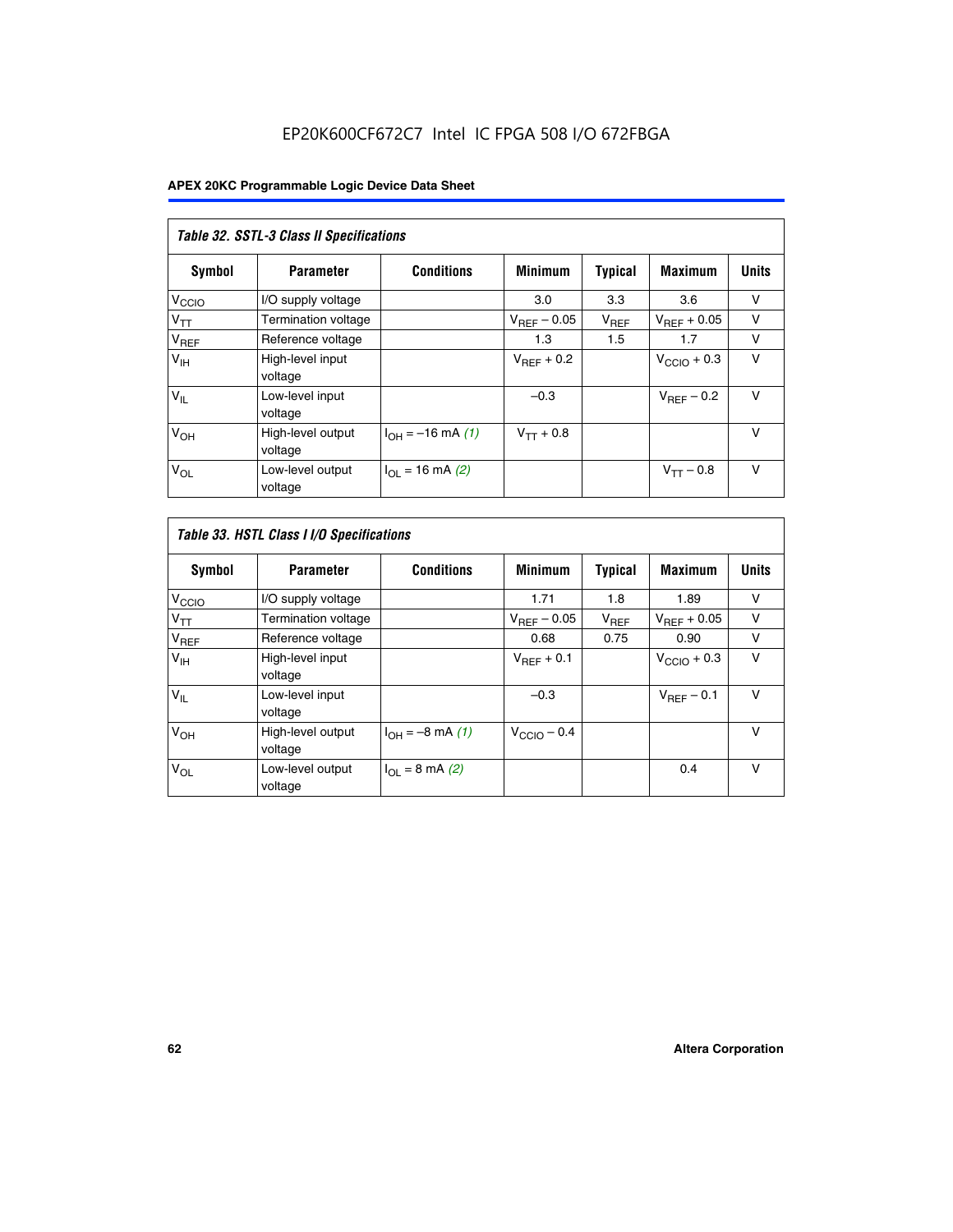**Table 32. SSTL-3 Class II Specifications**

| Symbol | Parameter | Conditions | Minimum | Typical | Maximum | Units |
|---|---|---|---|---|---|---|
| $V_{CCIO}$ | I/O supply voltage | | 3.0 | 3.3 | 3.6 | V |
| $V_{TT}$ | Termination voltage | | $V_{REF} - 0.05$ | $V_{REF}$ | $V_{REF} + 0.05$ | V |
| $V_{REF}$ | Reference voltage | | 1.3 | 1.5 | 1.7 | V |
| $V_{IH}$ | High-level input voltage | | $V_{REF} + 0.2$ | | $V_{CCIO} + 0.3$ | V |
| $V_{IL}$ | Low-level input voltage | | –0.3 | | $V_{REF} - 0.2$ | V |
| $V_{OH}$ | High-level output voltage | $I_{OH} = -16$ mA *(1)* | $V_{TT} + 0.8$ | | | V |
| $V_{OL}$ | Low-level output voltage | $I_{OL} = 16$ mA *(2)* | | | $V_{TT} - 0.8$ | V |

**Table 33. HSTL Class I I/O Specifications**

| Symbol | Parameter | Conditions | Minimum | Typical | Maximum | Units |
|---|---|---|---|---|---|---|
| $V_{CCIO}$ | I/O supply voltage | | 1.71 | 1.8 | 1.89 | V |
| $V_{TT}$ | Termination voltage | | $V_{REF} - 0.05$ | $V_{REF}$ | $V_{REF} + 0.05$ | V |
| $V_{REF}$ | Reference voltage | | 0.68 | 0.75 | 0.90 | V |
| $V_{IH}$ | High-level input voltage | | $V_{REF} + 0.1$ | | $V_{CCIO} + 0.3$ | V |
| $V_{IL}$ | Low-level input voltage | | –0.3 | | $V_{REF} - 0.1$ | V |
| $V_{OH}$ | High-level output voltage | $I_{OH} = -8$ mA *(1)* | $V_{CCIO} - 0.4$ | | | V |
| $V_{OL}$ | Low-level output voltage | $I_{OL} = 8$ mA *(2)* | | | 0.4 | V |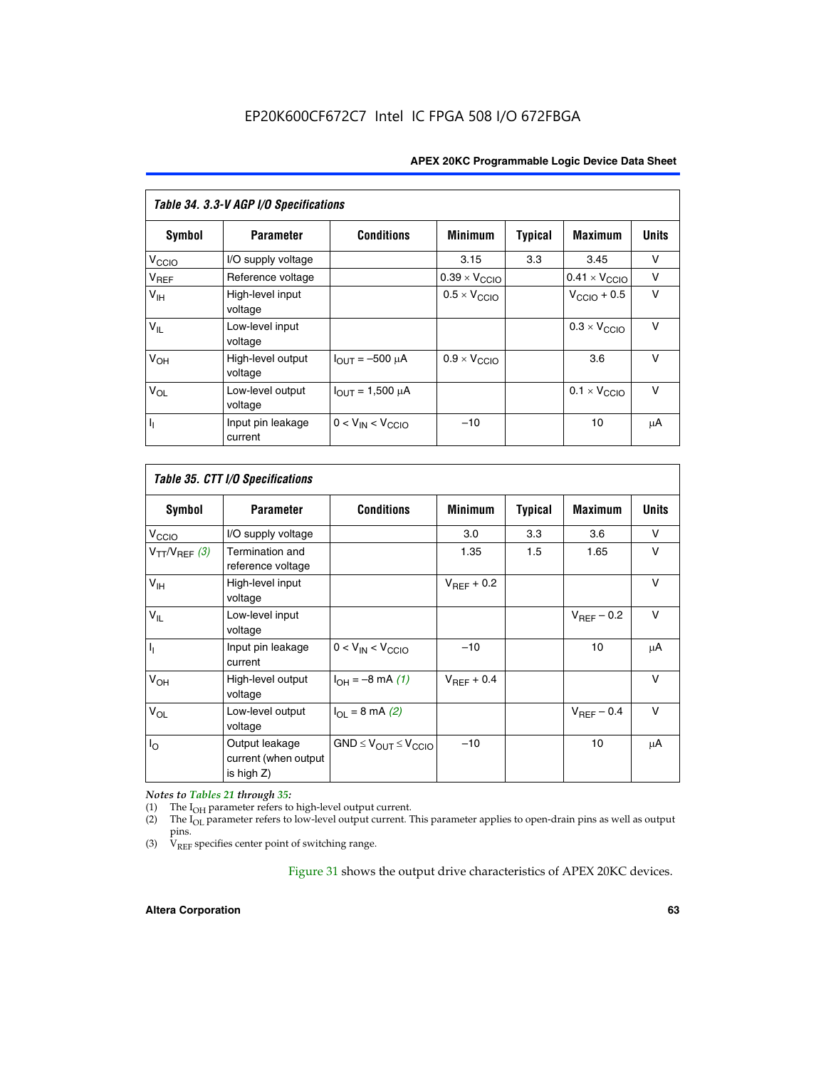**Table 34. 3.3-V AGP I/O Specifications**

| Symbol | Parameter | Conditions | Minimum | Typical | Maximum | Units |
|---|---|---|---|---|---|---|
| $V_{CCIO}$ | I/O supply voltage | | 3.15 | 3.3 | 3.45 | V |
| $V_{REF}$ | Reference voltage | | $0.39 \times V_{CCIO}$ | | $0.41 \times V_{CCIO}$ | V |
| $V_{IH}$ | High-level input voltage | | $0.5 \times V_{CCIO}$ | | $V_{CCIO} + 0.5$ | V |
| $V_{IL}$ | Low-level input voltage | | | | $0.3 \times V_{CCIO}$ | V |
| $V_{OH}$ | High-level output voltage | $I_{OUT} = -500\ \mu A$ | $0.9 \times V_{CCIO}$ | | 3.6 | V |
| $V_{OL}$ | Low-level output voltage | $I_{OUT} = 1{,}500\ \mu A$ | | | $0.1 \times V_{CCIO}$ | V |
| $I_I$ | Input pin leakage current | $0 < V_{IN} < V_{CCIO}$ | –10 | | 10 | μA |

**Table 35. CTT I/O Specifications**

| Symbol | Parameter | Conditions | Minimum | Typical | Maximum | Units |
|---|---|---|---|---|---|---|
| $V_{CCIO}$ | I/O supply voltage | | 3.0 | 3.3 | 3.6 | V |
| $V_{TT}/V_{REF}$ *(3)* | Termination and reference voltage | | 1.35 | 1.5 | 1.65 | V |
| $V_{IH}$ | High-level input voltage | | $V_{REF} + 0.2$ | | | V |
| $V_{IL}$ | Low-level input voltage | | | | $V_{REF} - 0.2$ | V |
| $I_I$ | Input pin leakage current | $0 < V_{IN} < V_{CCIO}$ | –10 | | 10 | μA |
| $V_{OH}$ | High-level output voltage | $I_{OH} = -8$ mA *(1)* | $V_{REF} + 0.4$ | | | V |
| $V_{OL}$ | Low-level output voltage | $I_{OL} = 8$ mA *(2)* | | | $V_{REF} - 0.4$ | V |
| $I_O$ | Output leakage current (when output is high Z) | $GND \leq V_{OUT} \leq V_{CCIO}$ | –10 | | 10 | μA |

*Notes to Tables 21 through 35:*

(1) The $I_{OH}$ parameter refers to high-level output current.

(2) The $I_{OL}$ parameter refers to low-level output current. This parameter applies to open-drain pins as well as output pins.

(3) $V_{REF}$ specifies center point of switching range.

Figure 31 shows the output drive characteristics of APEX 20KC devices.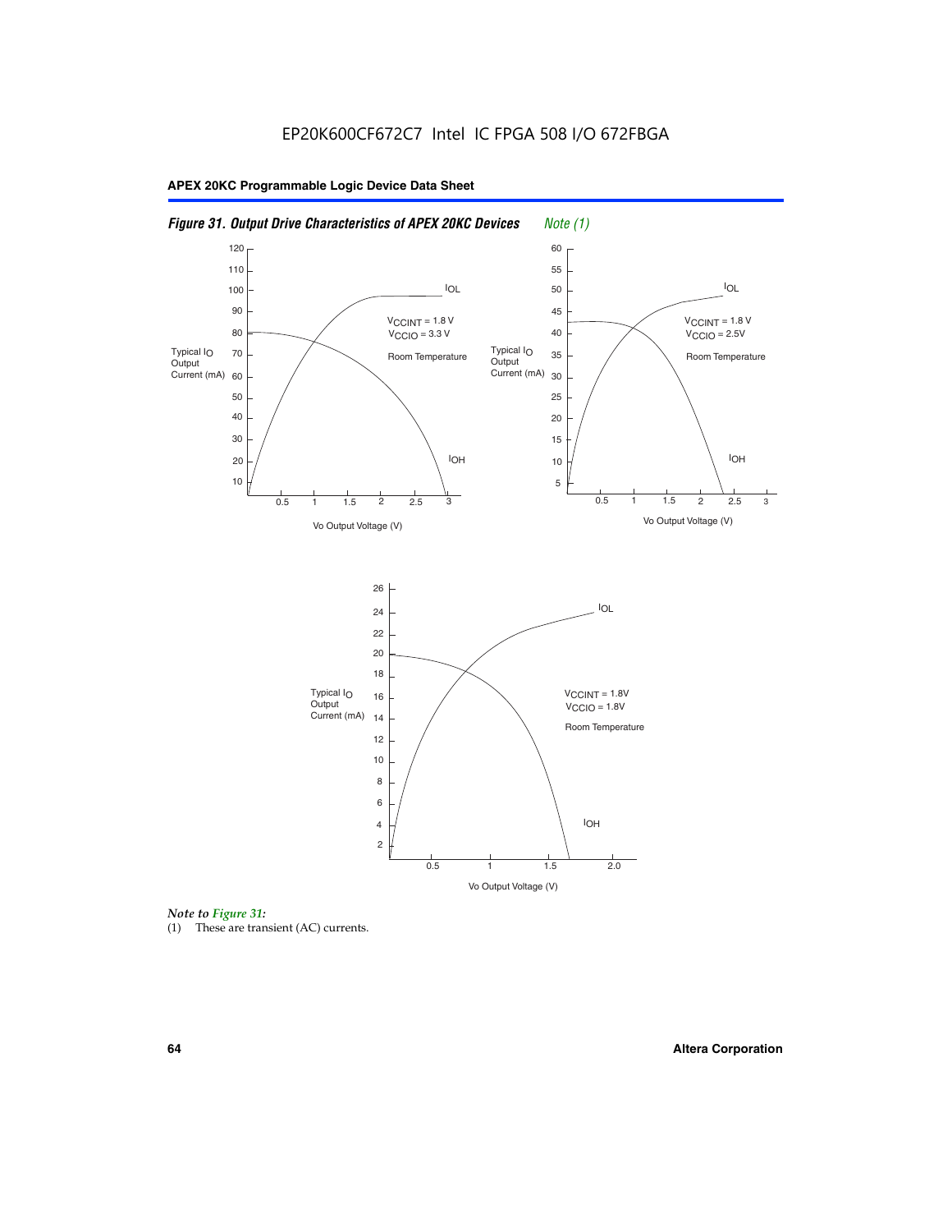# EP20K600CF672C7 Intel IC FPGA 508 I/O 672FBGA

## APEX 20KC Programmable Logic Device Data Sheet

***Figure 31. Output Drive Characteristics of APEX 20KC Devices*** *Note (1)*

*Note to Figure 31:*

(1) These are transient (AC) currents.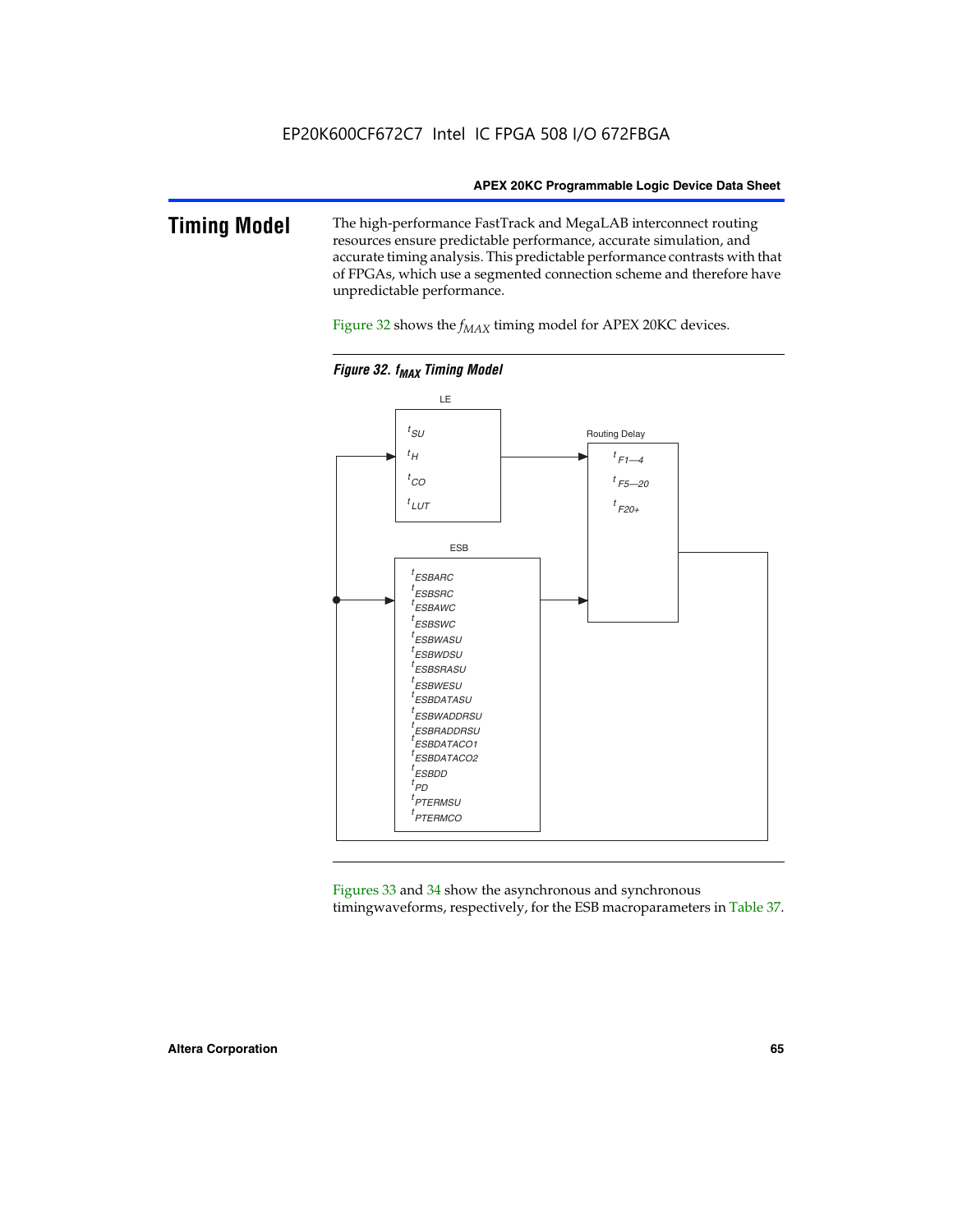# Timing Model

The high-performance FastTrack and MegaLAB interconnect routing resources ensure predictable performance, accurate simulation, and accurate timing analysis. This predictable performance contrasts with that of FPGAs, which use a segmented connection scheme and therefore have unpredictable performance.

Figure 32 shows the $f_{MAX}$ timing model for APEX 20KC devices.

**Figure 32. $f_{MAX}$ Timing Model**

LE: $t_{SU}$, $t_H$, $t_{CO}$, $t_{LUT}$

Routing Delay: $t_{F1-4}$, $t_{F5-20}$, $t_{F20+}$

ESB: $t_{ESBARC}$, $t_{ESBSRC}$, $t_{ESBAWC}$, $t_{ESBSWC}$, $t_{ESBWASU}$, $t_{ESBWDSU}$, $t_{ESBSRASU}$, $t_{ESBWESU}$, $t_{ESBDATASU}$, $t_{ESBWADDRSU}$, $t_{ESBRADDRSU}$, $t_{ESBDATACO1}$, $t_{ESBDATACO2}$, $t_{ESBDD}$, $t_{PD}$, $t_{PTERMSU}$, $t_{PTERMCO}$

Figures 33 and 34 show the asynchronous and synchronous timingwaveforms, respectively, for the ESB macroparameters in Table 37.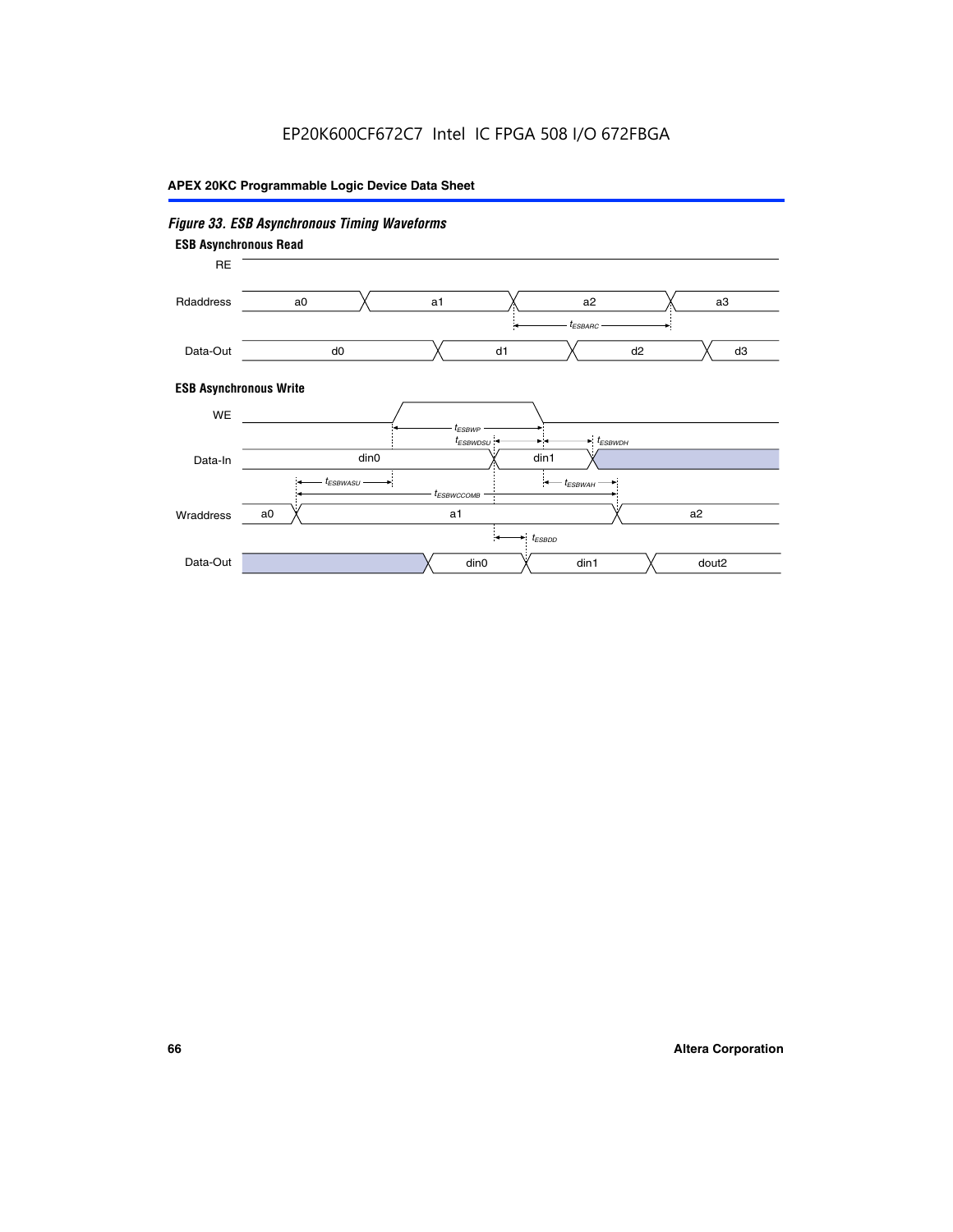*Figure 33. ESB Asynchronous Timing Waveforms*

**ESB Asynchronous Read**

RE

Rdaddress: a0, a1, a2, a3

$t_{ESBARC}$

Data-Out: d0, d1, d2, d3

**ESB Asynchronous Write**

WE

$t_{ESBWP}$

$t_{ESBWDSU}$ $t_{ESBWDH}$

Data-In: din0, din1

$t_{ESBWASU}$ $t_{ESBWAH}$

$t_{ESBWCCOMB}$

Wraddress: a0, a1, a2

$t_{ESBDD}$

Data-Out: din0, din1, dout2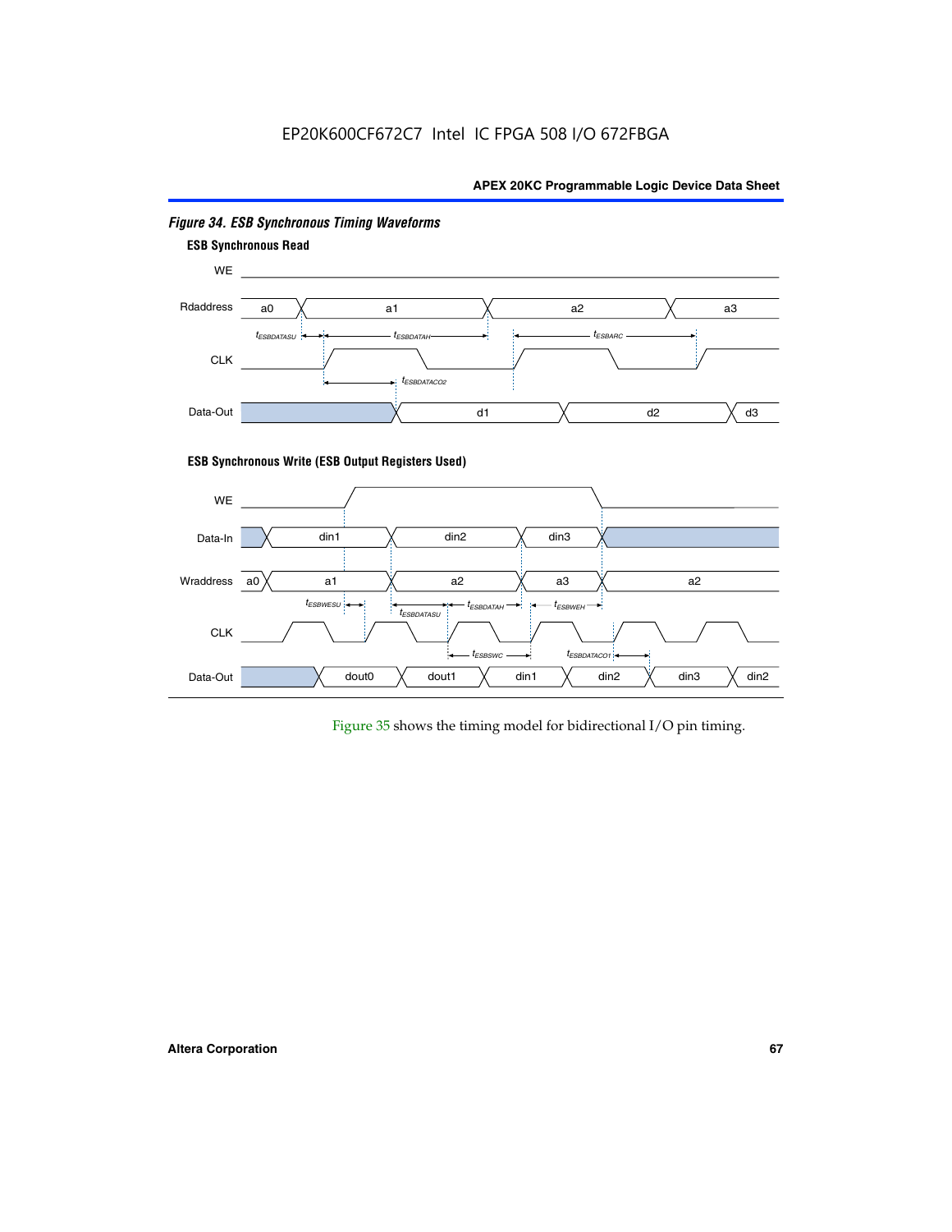EP20K600CF672C7 Intel IC FPGA 508 I/O 672FBGA

*Figure 34. ESB Synchronous Timing Waveforms*

**ESB Synchronous Read**

WE

Rdaddress a0 a1 a2 a3

$t_{ESBDATASU}$ $t_{ESBDATAH}$ $t_{ESBARC}$

CLK

$t_{ESBDATACO2}$

Data-Out d1 d2 d3

**ESB Synchronous Write (ESB Output Registers Used)**

WE

Data-In din1 din2 din3

Wraddress a0 a1 a2 a3 a2

$t_{ESBWESU}$ $t_{ESBDATASU}$ $t_{ESBDATAH}$ $t_{ESBWEH}$

CLK

$t_{ESBSWC}$ $t_{ESBDATACO1}$

Data-Out dout0 dout1 din1 din2 din3 din2

Figure 35 shows the timing model for bidirectional I/O pin timing.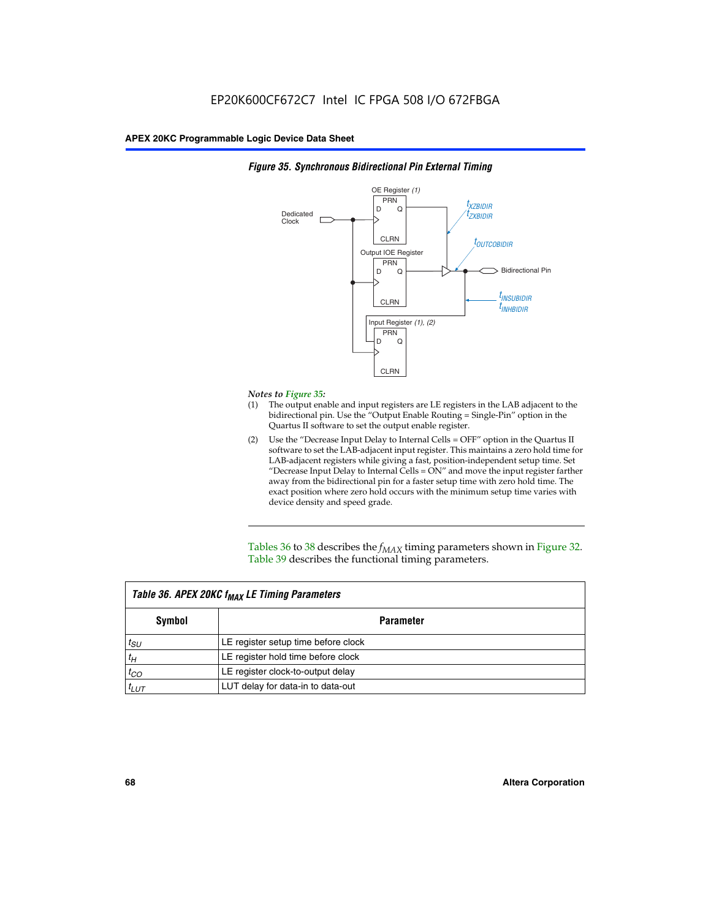**Figure 35. Synchronous Bidirectional Pin External Timing**

*Notes to Figure 35:*

(1) The output enable and input registers are LE registers in the LAB adjacent to the bidirectional pin. Use the "Output Enable Routing = Single-Pin" option in the Quartus II software to set the output enable register.

(2) Use the "Decrease Input Delay to Internal Cells = OFF" option in the Quartus II software to set the LAB-adjacent input register. This maintains a zero hold time for LAB-adjacent registers while giving a fast, position-independent setup time. Set "Decrease Input Delay to Internal Cells = ON" and move the input register farther away from the bidirectional pin for a faster setup time with zero hold time. The exact position where zero hold occurs with the minimum setup time varies with device density and speed grade.

Tables 36 to 38 describes the $f_{MAX}$ timing parameters shown in Figure 32. Table 39 describes the functional timing parameters.

**Table 36. APEX 20KC $f_{MAX}$ LE Timing Parameters**

| Symbol | Parameter |
|---|---|
| $t_{SU}$ | LE register setup time before clock |
| $t_H$ | LE register hold time before clock |
| $t_{CO}$ | LE register clock-to-output delay |
| $t_{LUT}$ | LUT delay for data-in to data-out |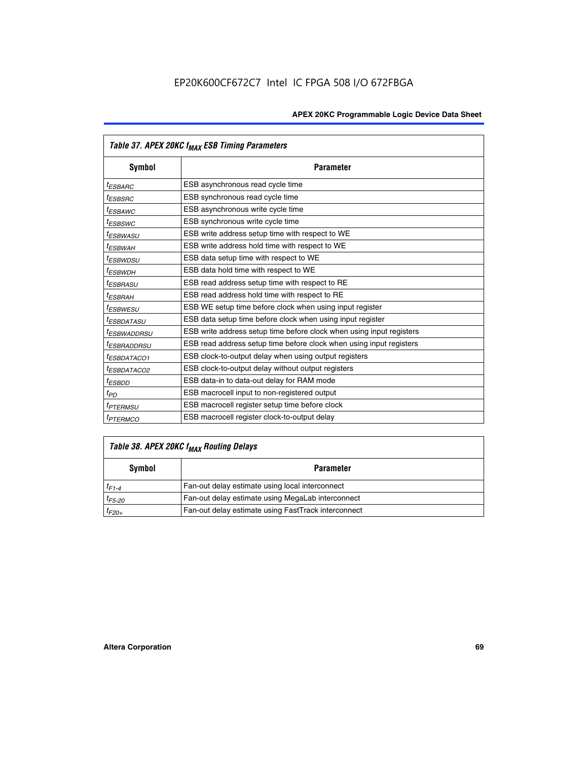| *Table 37. APEX 20KC $f_{MAX}$ ESB Timing Parameters* | |
|---|---|
| **Symbol** | **Parameter** |
| $t_{ESBARC}$ | ESB asynchronous read cycle time |
| $t_{ESBSRC}$ | ESB synchronous read cycle time |
| $t_{ESBAWC}$ | ESB asynchronous write cycle time |
| $t_{ESBSWC}$ | ESB synchronous write cycle time |
| $t_{ESBWASU}$ | ESB write address setup time with respect to WE |
| $t_{ESBWAH}$ | ESB write address hold time with respect to WE |
| $t_{ESBWDSU}$ | ESB data setup time with respect to WE |
| $t_{ESBWDH}$ | ESB data hold time with respect to WE |
| $t_{ESBRASU}$ | ESB read address setup time with respect to RE |
| $t_{ESBRAH}$ | ESB read address hold time with respect to RE |
| $t_{ESBWESU}$ | ESB WE setup time before clock when using input register |
| $t_{ESBDATASU}$ | ESB data setup time before clock when using input register |
| $t_{ESBWADDRSU}$ | ESB write address setup time before clock when using input registers |
| $t_{ESBRADDRSU}$ | ESB read address setup time before clock when using input registers |
| $t_{ESBDATACO1}$ | ESB clock-to-output delay when using output registers |
| $t_{ESBDATACO2}$ | ESB clock-to-output delay without output registers |
| $t_{ESBDD}$ | ESB data-in to data-out delay for RAM mode |
| $t_{PD}$ | ESB macrocell input to non-registered output |
| $t_{PTERMSU}$ | ESB macrocell register setup time before clock |
| $t_{PTERMCO}$ | ESB macrocell register clock-to-output delay |

| *Table 38. APEX 20KC $f_{MAX}$ Routing Delays* | |
|---|---|
| **Symbol** | **Parameter** |
| $t_{F1-4}$ | Fan-out delay estimate using local interconnect |
| $t_{F5-20}$ | Fan-out delay estimate using MegaLab interconnect |
| $t_{F20+}$ | Fan-out delay estimate using FastTrack interconnect |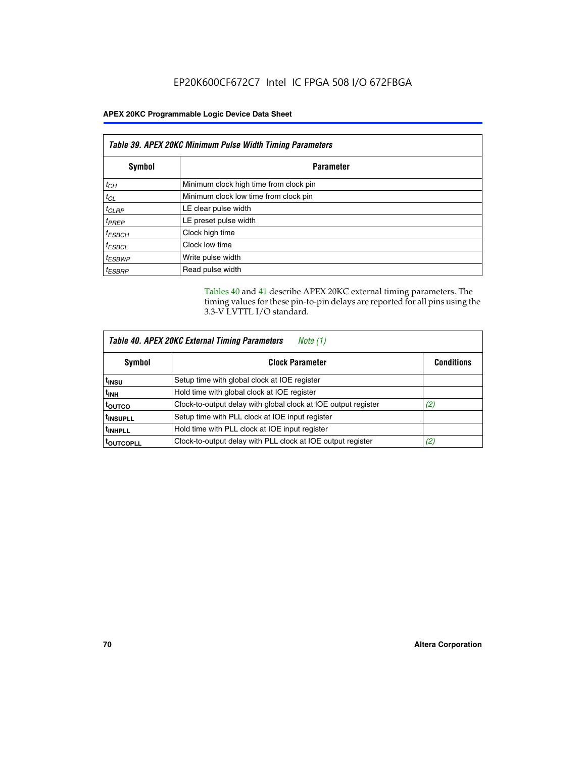## Table 39. APEX 20KC Minimum Pulse Width Timing Parameters

| Symbol | Parameter |
|---|---|
| $t_{CH}$ | Minimum clock high time from clock pin |
| $t_{CL}$ | Minimum clock low time from clock pin |
| $t_{CLRP}$ | LE clear pulse width |
| $t_{PREP}$ | LE preset pulse width |
| $t_{ESBCH}$ | Clock high time |
| $t_{ESBCL}$ | Clock low time |
| $t_{ESBWP}$ | Write pulse width |
| $t_{ESBRP}$ | Read pulse width |

Tables 40 and 41 describe APEX 20KC external timing parameters. The timing values for these pin-to-pin delays are reported for all pins using the 3.3-V LVTTL I/O standard.

## Table 40. APEX 20KC External Timing Parameters *Note (1)*

| Symbol | Clock Parameter | Conditions |
|---|---|---|
| $t_{INSU}$ | Setup time with global clock at IOE register | |
| $t_{INH}$ | Hold time with global clock at IOE register | |
| $t_{OUTCO}$ | Clock-to-output delay with global clock at IOE output register | *(2)* |
| $t_{INSUPLL}$ | Setup time with PLL clock at IOE input register | |
| $t_{INHPLL}$ | Hold time with PLL clock at IOE input register | |
| $t_{OUTCOPLL}$ | Clock-to-output delay with PLL clock at IOE output register | *(2)* |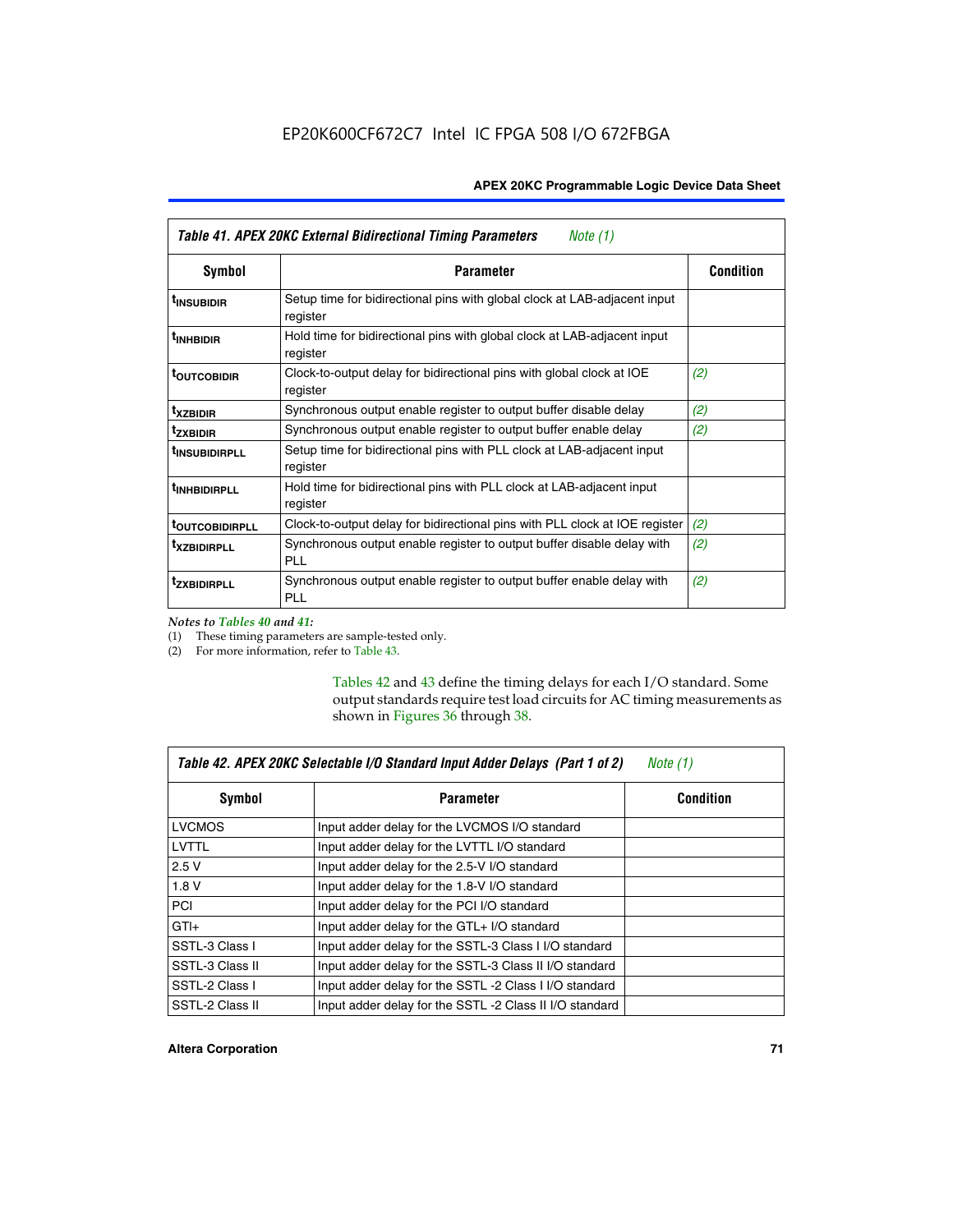| Table 41. APEX 20KC External Bidirectional Timing Parameters *Note (1)* | | |
|---|---|---|
| **Symbol** | **Parameter** | **Condition** |
| $t_{INSUBIDIR}$ | Setup time for bidirectional pins with global clock at LAB-adjacent input register | |
| $t_{INHBIDIR}$ | Hold time for bidirectional pins with global clock at LAB-adjacent input register | |
| $t_{OUTCOBIDIR}$ | Clock-to-output delay for bidirectional pins with global clock at IOE register | *(2)* |
| $t_{XZBIDIR}$ | Synchronous output enable register to output buffer disable delay | *(2)* |
| $t_{ZXBIDIR}$ | Synchronous output enable register to output buffer enable delay | *(2)* |
| $t_{INSUBIDIRPLL}$ | Setup time for bidirectional pins with PLL clock at LAB-adjacent input register | |
| $t_{INHBIDIRPLL}$ | Hold time for bidirectional pins with PLL clock at LAB-adjacent input register | |
| $t_{OUTCOBIDIRPLL}$ | Clock-to-output delay for bidirectional pins with PLL clock at IOE register | *(2)* |
| $t_{XZBIDIRPLL}$ | Synchronous output enable register to output buffer disable delay with PLL | *(2)* |
| $t_{ZXBIDIRPLL}$ | Synchronous output enable register to output buffer enable delay with PLL | *(2)* |

*Notes to Tables 40 and 41:*

(1) These timing parameters are sample-tested only.

(2) For more information, refer to Table 43.

Tables 42 and 43 define the timing delays for each I/O standard. Some output standards require test load circuits for AC timing measurements as shown in Figures 36 through 38.

| Table 42. APEX 20KC Selectable I/O Standard Input Adder Delays (Part 1 of 2) *Note (1)* | | |
|---|---|---|
| **Symbol** | **Parameter** | **Condition** |
| LVCMOS | Input adder delay for the LVCMOS I/O standard | |
| LVTTL | Input adder delay for the LVTTL I/O standard | |
| 2.5 V | Input adder delay for the 2.5-V I/O standard | |
| 1.8 V | Input adder delay for the 1.8-V I/O standard | |
| PCI | Input adder delay for the PCI I/O standard | |
| GTl+ | Input adder delay for the GTL+ I/O standard | |
| SSTL-3 Class I | Input adder delay for the SSTL-3 Class I I/O standard | |
| SSTL-3 Class II | Input adder delay for the SSTL-3 Class II I/O standard | |
| SSTL-2 Class I | Input adder delay for the SSTL -2 Class I I/O standard | |
| SSTL-2 Class II | Input adder delay for the SSTL -2 Class II I/O standard | |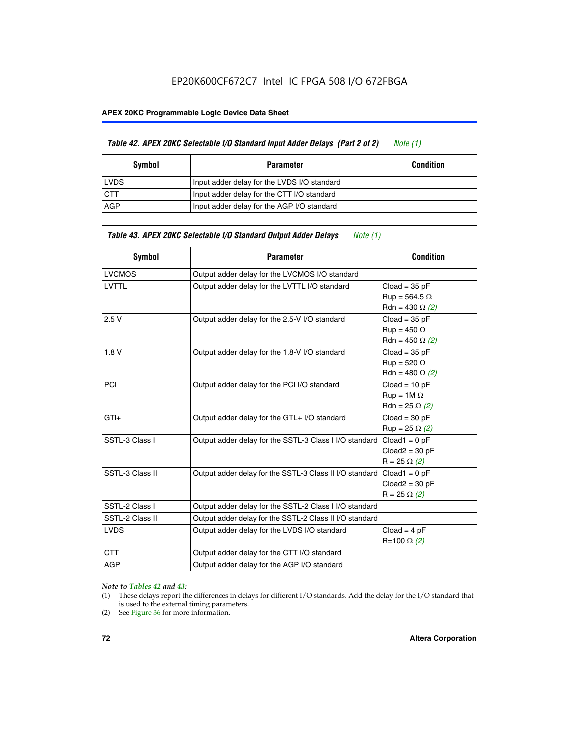**Table 42. APEX 20KC Selectable I/O Standard Input Adder Delays (Part 2 of 2)** *Note (1)*

| Symbol | Parameter | Condition |
|---|---|---|
| LVDS | Input adder delay for the LVDS I/O standard | |
| CTT | Input adder delay for the CTT I/O standard | |
| AGP | Input adder delay for the AGP I/O standard | |

**Table 43. APEX 20KC Selectable I/O Standard Output Adder Delays** *Note (1)*

| Symbol | Parameter | Condition |
|---|---|---|
| LVCMOS | Output adder delay for the LVCMOS I/O standard | |
| LVTTL | Output adder delay for the LVTTL I/O standard | Cload = 35 pF<br>Rup = 564.5 Ω<br>Rdn = 430 Ω *(2)* |
| 2.5 V | Output adder delay for the 2.5-V I/O standard | Cload = 35 pF<br>Rup = 450 Ω<br>Rdn = 450 Ω *(2)* |
| 1.8 V | Output adder delay for the 1.8-V I/O standard | Cload = 35 pF<br>Rup = 520 Ω<br>Rdn = 480 Ω *(2)* |
| PCI | Output adder delay for the PCI I/O standard | Cload = 10 pF<br>Rup = 1M Ω<br>Rdn = 25 Ω *(2)* |
| GTl+ | Output adder delay for the GTL+ I/O standard | Cload = 30 pF<br>Rup = 25 Ω *(2)* |
| SSTL-3 Class I | Output adder delay for the SSTL-3 Class I I/O standard | Cload1 = 0 pF<br>Cload2 = 30 pF<br>R = 25 Ω *(2)* |
| SSTL-3 Class II | Output adder delay for the SSTL-3 Class II I/O standard | Cload1 = 0 pF<br>Cload2 = 30 pF<br>R = 25 Ω *(2)* |
| SSTL-2 Class I | Output adder delay for the SSTL-2 Class I I/O standard | |
| SSTL-2 Class II | Output adder delay for the SSTL-2 Class II I/O standard | |
| LVDS | Output adder delay for the LVDS I/O standard | Cload = 4 pF<br>R=100 Ω *(2)* |
| CTT | Output adder delay for the CTT I/O standard | |
| AGP | Output adder delay for the AGP I/O standard | |

*Note to Tables 42 and 43:*

(1) These delays report the differences in delays for different I/O standards. Add the delay for the I/O standard that is used to the external timing parameters.

(2) See Figure 36 for more information.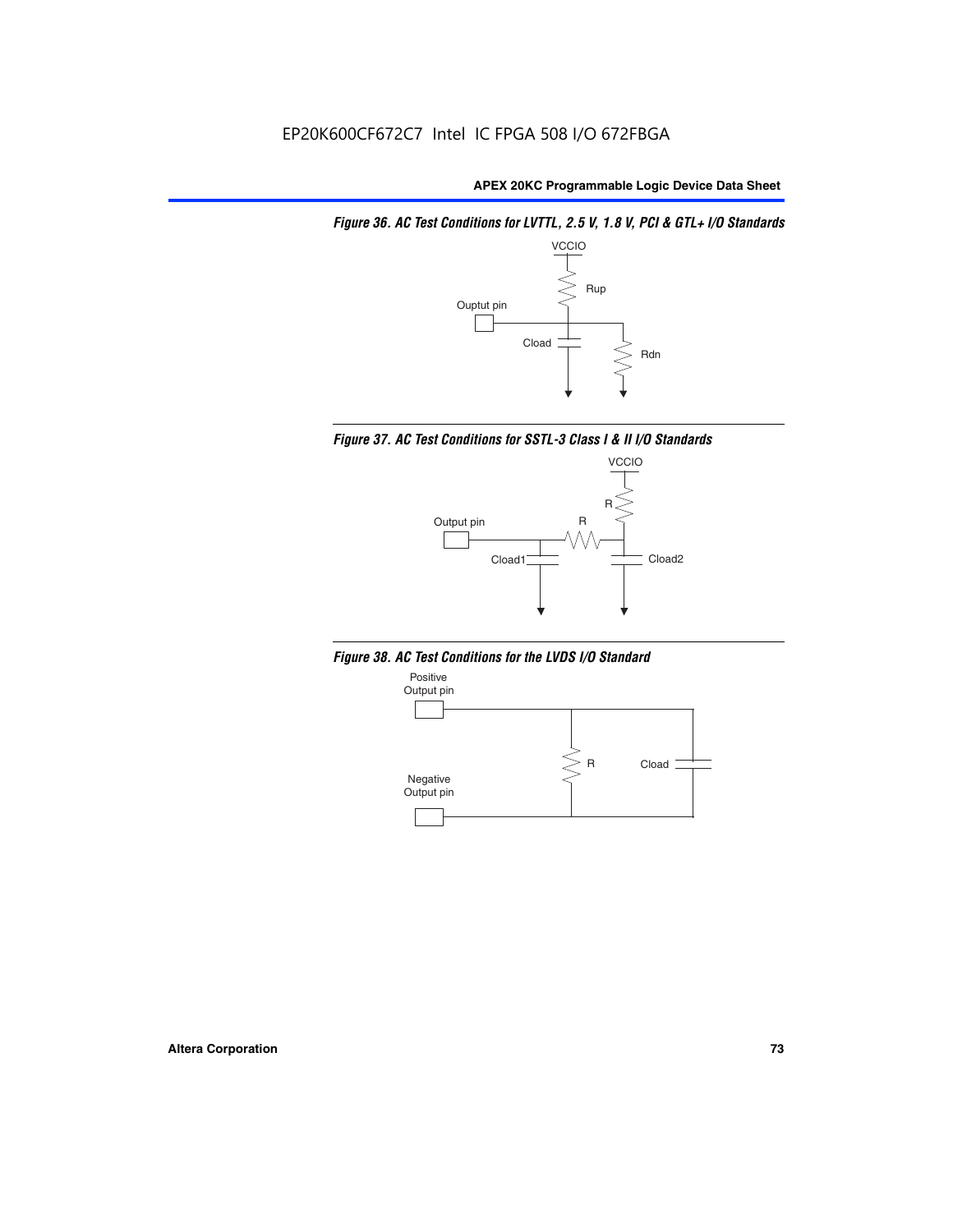*Figure 36. AC Test Conditions for LVTTL, 2.5 V, 1.8 V, PCI & GTL+ I/O Standards*

*Figure 37. AC Test Conditions for SSTL-3 Class I & II I/O Standards*

*Figure 38. AC Test Conditions for the LVDS I/O Standard*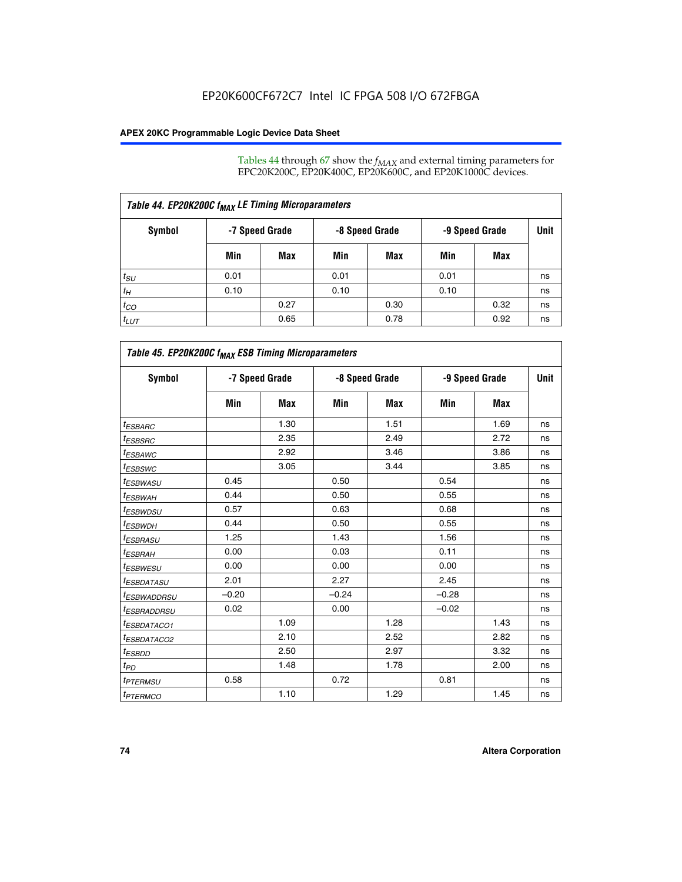Tables 44 through 67 show the $f_{MAX}$ and external timing parameters for EPC20K200C, EP20K400C, EP20K600C, and EP20K1000C devices.

**Table 44. EP20K200C $f_{MAX}$ LE Timing Microparameters**

| Symbol | -7 Speed Grade | | -8 Speed Grade | | -9 Speed Grade | | Unit |
|---|---|---|---|---|---|---|---|
| | Min | Max | Min | Max | Min | Max | |
| $t_{SU}$ | 0.01 | | 0.01 | | 0.01 | | ns |
| $t_H$ | 0.10 | | 0.10 | | 0.10 | | ns |
| $t_{CO}$ | | 0.27 | | 0.30 | | 0.32 | ns |
| $t_{LUT}$ | | 0.65 | | 0.78 | | 0.92 | ns |

**Table 45. EP20K200C $f_{MAX}$ ESB Timing Microparameters**

| Symbol | -7 Speed Grade | | -8 Speed Grade | | -9 Speed Grade | | Unit |
|---|---|---|---|---|---|---|---|
| | Min | Max | Min | Max | Min | Max | |
| $t_{ESBARC}$ | | 1.30 | | 1.51 | | 1.69 | ns |
| $t_{ESBSRC}$ | | 2.35 | | 2.49 | | 2.72 | ns |
| $t_{ESBAWC}$ | | 2.92 | | 3.46 | | 3.86 | ns |
| $t_{ESBSWC}$ | | 3.05 | | 3.44 | | 3.85 | ns |
| $t_{ESBWASU}$ | 0.45 | | 0.50 | | 0.54 | | ns |
| $t_{ESBWAH}$ | 0.44 | | 0.50 | | 0.55 | | ns |
| $t_{ESBWDSU}$ | 0.57 | | 0.63 | | 0.68 | | ns |
| $t_{ESBWDH}$ | 0.44 | | 0.50 | | 0.55 | | ns |
| $t_{ESBRASU}$ | 1.25 | | 1.43 | | 1.56 | | ns |
| $t_{ESBRAH}$ | 0.00 | | 0.03 | | 0.11 | | ns |
| $t_{ESBWESU}$ | 0.00 | | 0.00 | | 0.00 | | ns |
| $t_{ESBDATASU}$ | 2.01 | | 2.27 | | 2.45 | | ns |
| $t_{ESBWADDRSU}$ | −0.20 | | −0.24 | | −0.28 | | ns |
| $t_{ESBRADDRSU}$ | 0.02 | | 0.00 | | −0.02 | | ns |
| $t_{ESBDATACO1}$ | | 1.09 | | 1.28 | | 1.43 | ns |
| $t_{ESBDATACO2}$ | | 2.10 | | 2.52 | | 2.82 | ns |
| $t_{ESBDD}$ | | 2.50 | | 2.97 | | 3.32 | ns |
| $t_{PD}$ | | 1.48 | | 1.78 | | 2.00 | ns |
| $t_{PTERMSU}$ | 0.58 | | 0.72 | | 0.81 | | ns |
| $t_{PTERMCO}$ | | 1.10 | | 1.29 | | 1.45 | ns |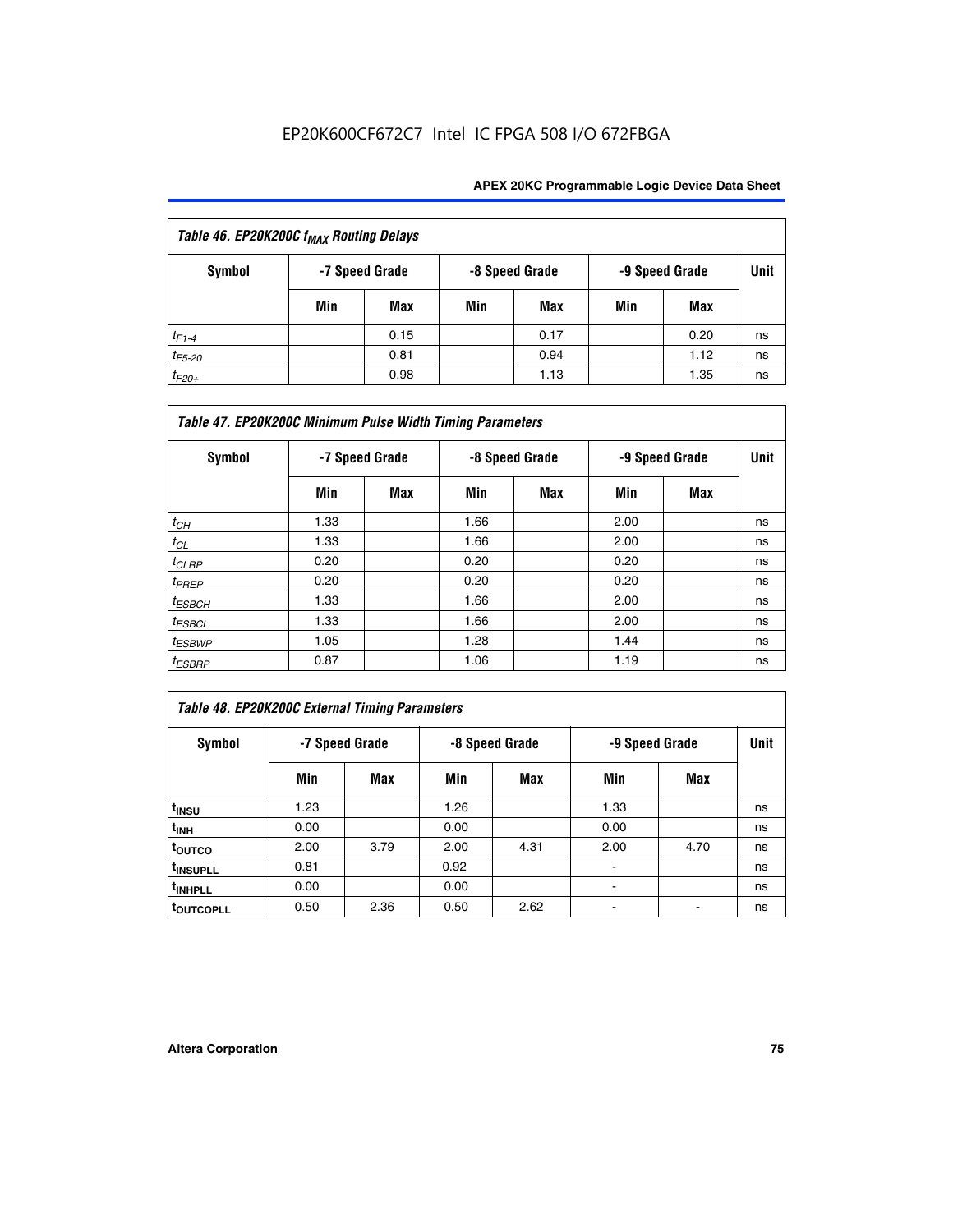EP20K600CF672C7 Intel IC FPGA 508 I/O 672FBGA

| Table 46. EP20K200C $f_{MAX}$ Routing Delays | | | | | | | |
|---|---|---|---|---|---|---|---|
| Symbol | -7 Speed Grade | | -8 Speed Grade | | -9 Speed Grade | | Unit |
| | Min | Max | Min | Max | Min | Max | |
| $t_{F1-4}$ | | 0.15 | | 0.17 | | 0.20 | ns |
| $t_{F5-20}$ | | 0.81 | | 0.94 | | 1.12 | ns |
| $t_{F20+}$ | | 0.98 | | 1.13 | | 1.35 | ns |

| Table 47. EP20K200C Minimum Pulse Width Timing Parameters | | | | | | | |
|---|---|---|---|---|---|---|---|
| Symbol | -7 Speed Grade | | -8 Speed Grade | | -9 Speed Grade | | Unit |
| | Min | Max | Min | Max | Min | Max | |
| $t_{CH}$ | 1.33 | | 1.66 | | 2.00 | | ns |
| $t_{CL}$ | 1.33 | | 1.66 | | 2.00 | | ns |
| $t_{CLRP}$ | 0.20 | | 0.20 | | 0.20 | | ns |
| $t_{PREP}$ | 0.20 | | 0.20 | | 0.20 | | ns |
| $t_{ESBCH}$ | 1.33 | | 1.66 | | 2.00 | | ns |
| $t_{ESBCL}$ | 1.33 | | 1.66 | | 2.00 | | ns |
| $t_{ESBWP}$ | 1.05 | | 1.28 | | 1.44 | | ns |
| $t_{ESBRP}$ | 0.87 | | 1.06 | | 1.19 | | ns |

| Table 48. EP20K200C External Timing Parameters | | | | | | | |
|---|---|---|---|---|---|---|---|
| Symbol | -7 Speed Grade | | -8 Speed Grade | | -9 Speed Grade | | Unit |
| | Min | Max | Min | Max | Min | Max | |
| $t_{INSU}$ | 1.23 | | 1.26 | | 1.33 | | ns |
| $t_{INH}$ | 0.00 | | 0.00 | | 0.00 | | ns |
| $t_{OUTCO}$ | 2.00 | 3.79 | 2.00 | 4.31 | 2.00 | 4.70 | ns |
| $t_{INSUPLL}$ | 0.81 | | 0.92 | | - | | ns |
| $t_{INHPLL}$ | 0.00 | | 0.00 | | - | | ns |
| $t_{OUTCOPLL}$ | 0.50 | 2.36 | 0.50 | 2.62 | - | - | ns |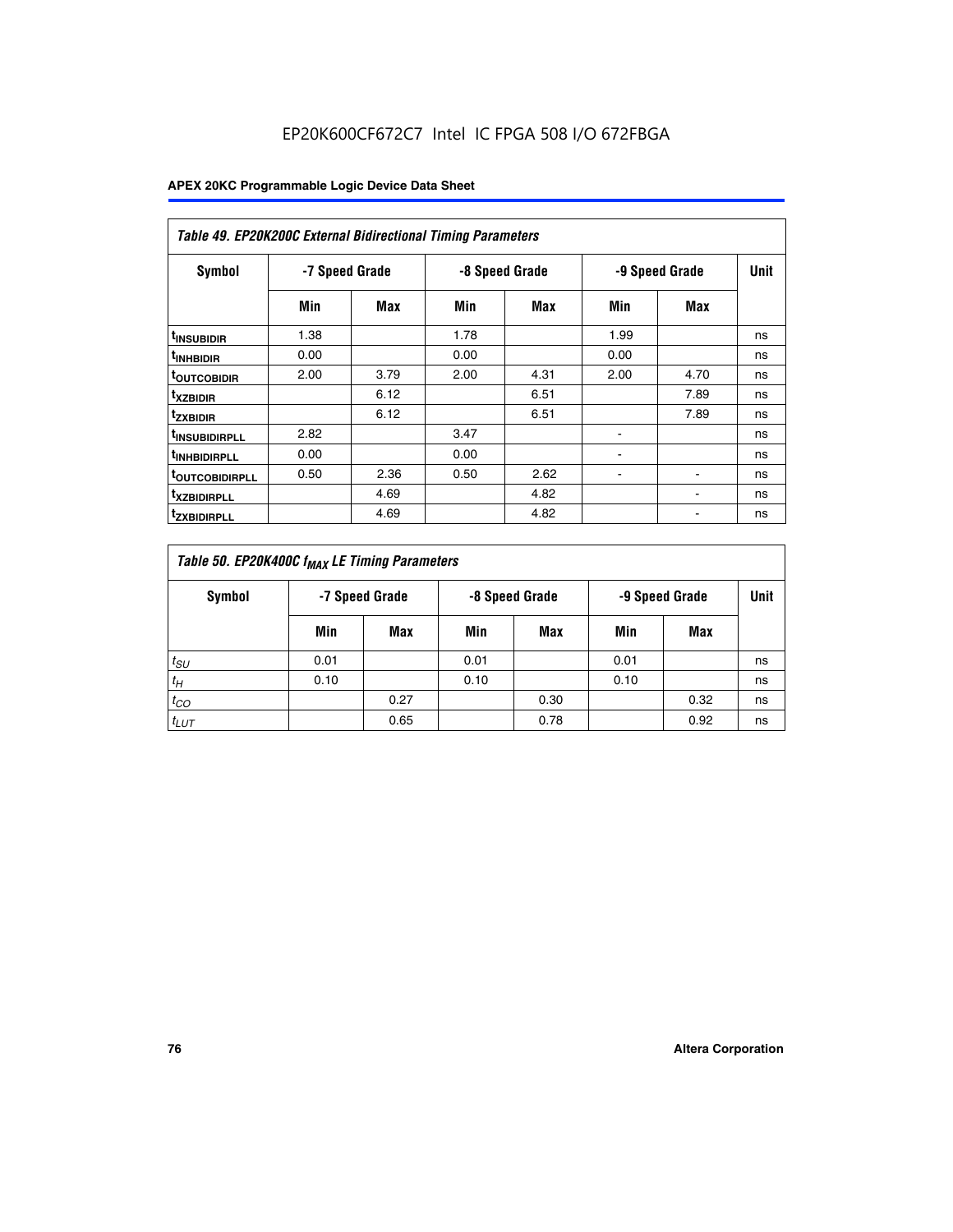EP20K600CF672C7 Intel IC FPGA 508 I/O 672FBGA

| Table 49. EP20K200C External Bidirectional Timing Parameters | | | | | | | |
|---|---|---|---|---|---|---|---|
| Symbol | -7 Speed Grade | | -8 Speed Grade | | -9 Speed Grade | | Unit |
| | Min | Max | Min | Max | Min | Max | |
| $t_{INSUBIDIR}$ | 1.38 | | 1.78 | | 1.99 | | ns |
| $t_{INHBIDIR}$ | 0.00 | | 0.00 | | 0.00 | | ns |
| $t_{OUTCOBIDIR}$ | 2.00 | 3.79 | 2.00 | 4.31 | 2.00 | 4.70 | ns |
| $t_{XZBIDIR}$ | | 6.12 | | 6.51 | | 7.89 | ns |
| $t_{ZXBIDIR}$ | | 6.12 | | 6.51 | | 7.89 | ns |
| $t_{INSUBIDIRPLL}$ | 2.82 | | 3.47 | | - | | ns |
| $t_{INHBIDIRPLL}$ | 0.00 | | 0.00 | | - | | ns |
| $t_{OUTCOBIDIRPLL}$ | 0.50 | 2.36 | 0.50 | 2.62 | - | - | ns |
| $t_{XZBIDIRPLL}$ | | 4.69 | | 4.82 | | - | ns |
| $t_{ZXBIDIRPLL}$ | | 4.69 | | 4.82 | | - | ns |

| Table 50. EP20K400C $f_{MAX}$ LE Timing Parameters | | | | | | | |
|---|---|---|---|---|---|---|---|
| Symbol | -7 Speed Grade | | -8 Speed Grade | | -9 Speed Grade | | Unit |
| | Min | Max | Min | Max | Min | Max | |
| $t_{SU}$ | 0.01 | | 0.01 | | 0.01 | | ns |
| $t_H$ | 0.10 | | 0.10 | | 0.10 | | ns |
| $t_{CO}$ | | 0.27 | | 0.30 | | 0.32 | ns |
| $t_{LUT}$ | | 0.65 | | 0.78 | | 0.92 | ns |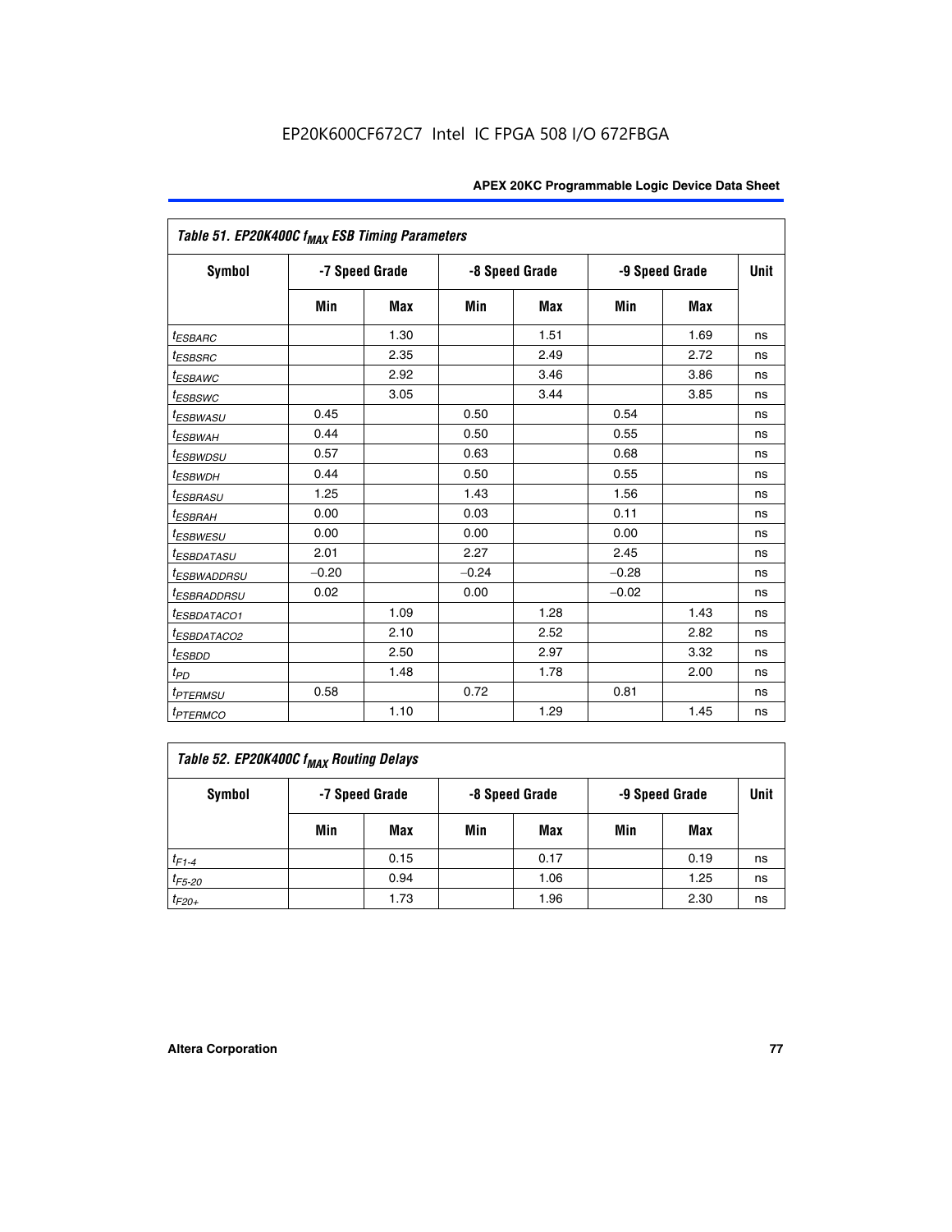| Table 51. EP20K400C $f_{MAX}$ ESB Timing Parameters | | | | | | | |
|---|---|---|---|---|---|---|---|
| Symbol | -7 Speed Grade | | -8 Speed Grade | | -9 Speed Grade | | Unit |
| | Min | Max | Min | Max | Min | Max | |
| $t_{ESBARC}$ | | 1.30 | | 1.51 | | 1.69 | ns |
| $t_{ESBSRC}$ | | 2.35 | | 2.49 | | 2.72 | ns |
| $t_{ESBAWC}$ | | 2.92 | | 3.46 | | 3.86 | ns |
| $t_{ESBSWC}$ | | 3.05 | | 3.44 | | 3.85 | ns |
| $t_{ESBWASU}$ | 0.45 | | 0.50 | | 0.54 | | ns |
| $t_{ESBWAH}$ | 0.44 | | 0.50 | | 0.55 | | ns |
| $t_{ESBWDSU}$ | 0.57 | | 0.63 | | 0.68 | | ns |
| $t_{ESBWDH}$ | 0.44 | | 0.50 | | 0.55 | | ns |
| $t_{ESBRASU}$ | 1.25 | | 1.43 | | 1.56 | | ns |
| $t_{ESBRAH}$ | 0.00 | | 0.03 | | 0.11 | | ns |
| $t_{ESBWESU}$ | 0.00 | | 0.00 | | 0.00 | | ns |
| $t_{ESBDATASU}$ | 2.01 | | 2.27 | | 2.45 | | ns |
| $t_{ESBWADDRSU}$ | −0.20 | | −0.24 | | −0.28 | | ns |
| $t_{ESBRADDRSU}$ | 0.02 | | 0.00 | | −0.02 | | ns |
| $t_{ESBDATACO1}$ | | 1.09 | | 1.28 | | 1.43 | ns |
| $t_{ESBDATACO2}$ | | 2.10 | | 2.52 | | 2.82 | ns |
| $t_{ESBDD}$ | | 2.50 | | 2.97 | | 3.32 | ns |
| $t_{PD}$ | | 1.48 | | 1.78 | | 2.00 | ns |
| $t_{PTERMSU}$ | 0.58 | | 0.72 | | 0.81 | | ns |
| $t_{PTERMCO}$ | | 1.10 | | 1.29 | | 1.45 | ns |

| Table 52. EP20K400C $f_{MAX}$ Routing Delays | | | | | | | |
|---|---|---|---|---|---|---|---|
| Symbol | -7 Speed Grade | | -8 Speed Grade | | -9 Speed Grade | | Unit |
| | Min | Max | Min | Max | Min | Max | |
| $t_{F1-4}$ | | 0.15 | | 0.17 | | 0.19 | ns |
| $t_{F5-20}$ | | 0.94 | | 1.06 | | 1.25 | ns |
| $t_{F20+}$ | | 1.73 | | 1.96 | | 2.30 | ns |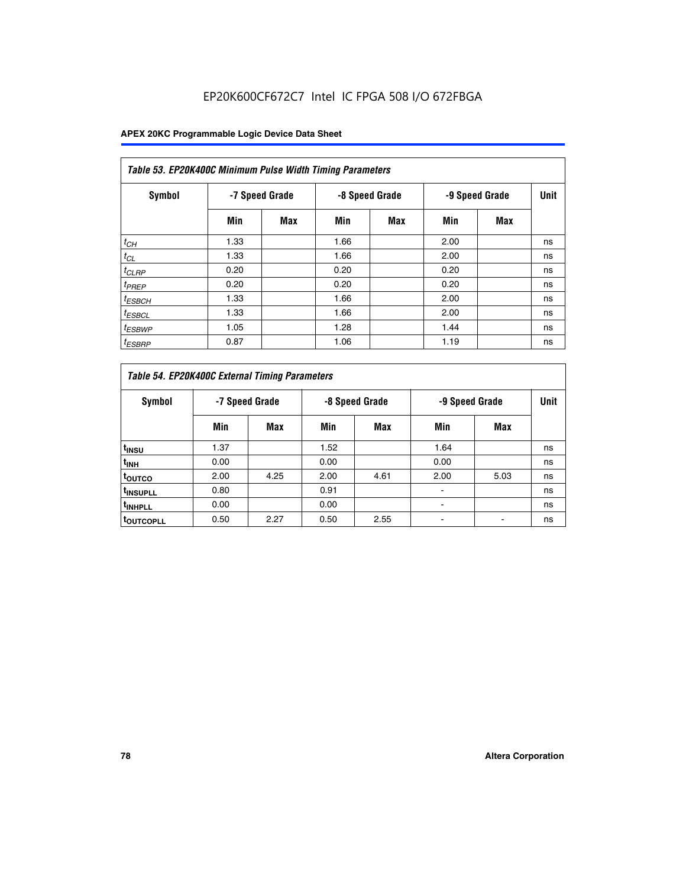EP20K600CF672C7 Intel IC FPGA 508 I/O 672FBGA

**APEX 20KC Programmable Logic Device Data Sheet**

| *Table 53. EP20K400C Minimum Pulse Width Timing Parameters* | | | | | | | |
|---|---|---|---|---|---|---|---|
| **Symbol** | **-7 Speed Grade** | | **-8 Speed Grade** | | **-9 Speed Grade** | | **Unit** |
| | **Min** | **Max** | **Min** | **Max** | **Min** | **Max** | |
| $t_{CH}$ | 1.33 | | 1.66 | | 2.00 | | ns |
| $t_{CL}$ | 1.33 | | 1.66 | | 2.00 | | ns |
| $t_{CLRP}$ | 0.20 | | 0.20 | | 0.20 | | ns |
| $t_{PREP}$ | 0.20 | | 0.20 | | 0.20 | | ns |
| $t_{ESBCH}$ | 1.33 | | 1.66 | | 2.00 | | ns |
| $t_{ESBCL}$ | 1.33 | | 1.66 | | 2.00 | | ns |
| $t_{ESBWP}$ | 1.05 | | 1.28 | | 1.44 | | ns |
| $t_{ESBRP}$ | 0.87 | | 1.06 | | 1.19 | | ns |

| *Table 54. EP20K400C External Timing Parameters* | | | | | | | |
|---|---|---|---|---|---|---|---|
| **Symbol** | **-7 Speed Grade** | | **-8 Speed Grade** | | **-9 Speed Grade** | | **Unit** |
| | **Min** | **Max** | **Min** | **Max** | **Min** | **Max** | |
| $t_{INSU}$ | 1.37 | | 1.52 | | 1.64 | | ns |
| $t_{INH}$ | 0.00 | | 0.00 | | 0.00 | | ns |
| $t_{OUTCO}$ | 2.00 | 4.25 | 2.00 | 4.61 | 2.00 | 5.03 | ns |
| $t_{INSUPLL}$ | 0.80 | | 0.91 | | - | | ns |
| $t_{INHPLL}$ | 0.00 | | 0.00 | | - | | ns |
| $t_{OUTCOPLL}$ | 0.50 | 2.27 | 0.50 | 2.55 | - | - | ns |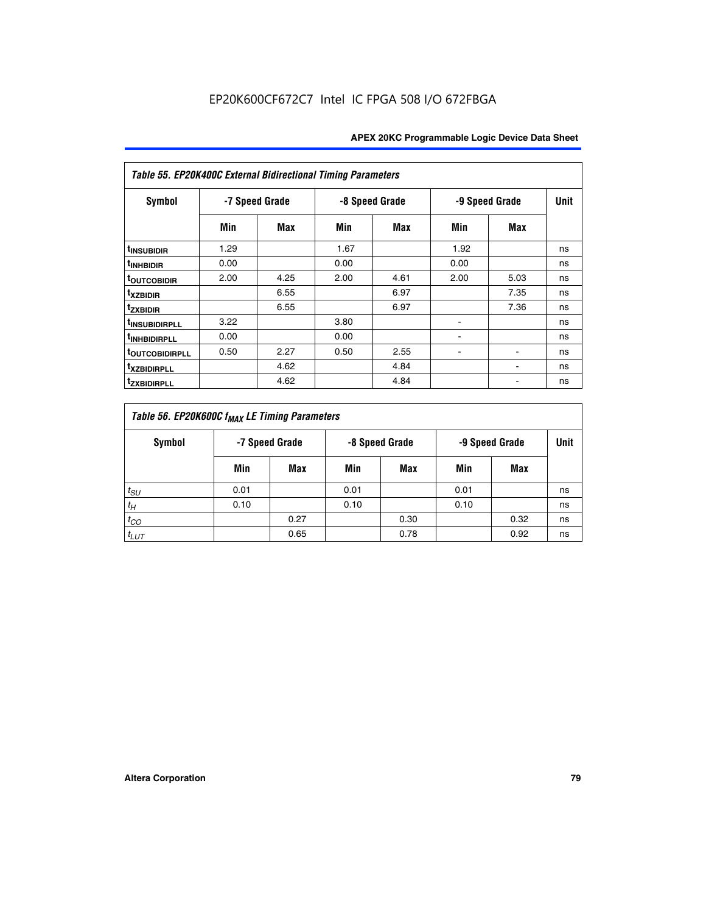**Table 55. EP20K400C External Bidirectional Timing Parameters**

| Symbol | -7 Speed Grade | | -8 Speed Grade | | -9 Speed Grade | | Unit |
|---|---|---|---|---|---|---|---|
| | Min | Max | Min | Max | Min | Max | |
| $t_{INSUBIDIR}$ | 1.29 | | 1.67 | | 1.92 | | ns |
| $t_{INHBIDIR}$ | 0.00 | | 0.00 | | 0.00 | | ns |
| $t_{OUTCOBIDIR}$ | 2.00 | 4.25 | 2.00 | 4.61 | 2.00 | 5.03 | ns |
| $t_{XZBIDIR}$ | | 6.55 | | 6.97 | | 7.35 | ns |
| $t_{ZXBIDIR}$ | | 6.55 | | 6.97 | | 7.36 | ns |
| $t_{INSUBIDIRPLL}$ | 3.22 | | 3.80 | | - | | ns |
| $t_{INHBIDIRPLL}$ | 0.00 | | 0.00 | | - | | ns |
| $t_{OUTCOBIDIRPLL}$ | 0.50 | 2.27 | 0.50 | 2.55 | - | - | ns |
| $t_{XZBIDIRPLL}$ | | 4.62 | | 4.84 | | - | ns |
| $t_{ZXBIDIRPLL}$ | | 4.62 | | 4.84 | | - | ns |

**Table 56. EP20K600C $f_{MAX}$ LE Timing Parameters**

| Symbol | -7 Speed Grade | | -8 Speed Grade | | -9 Speed Grade | | Unit |
|---|---|---|---|---|---|---|---|
| | Min | Max | Min | Max | Min | Max | |
| $t_{SU}$ | 0.01 | | 0.01 | | 0.01 | | ns |
| $t_H$ | 0.10 | | 0.10 | | 0.10 | | ns |
| $t_{CO}$ | | 0.27 | | 0.30 | | 0.32 | ns |
| $t_{LUT}$ | | 0.65 | | 0.78 | | 0.92 | ns |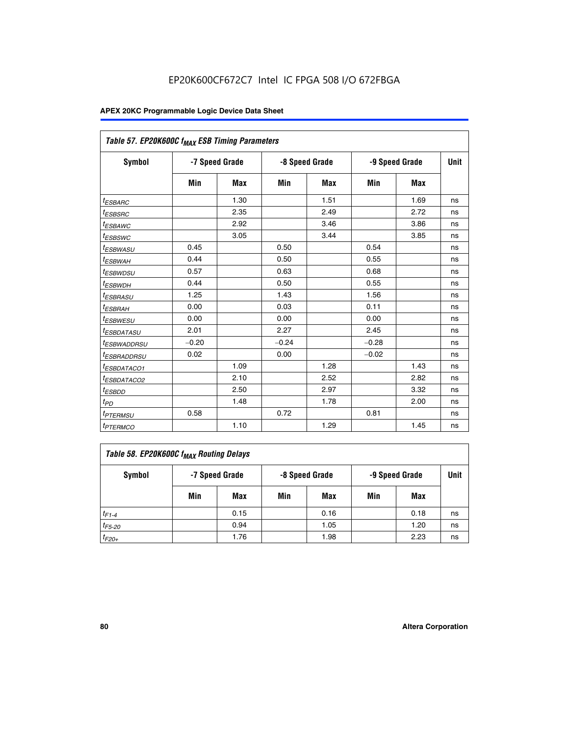EP20K600CF672C7 Intel IC FPGA 508 I/O 672FBGA

| Table 57. EP20K600C $f_{MAX}$ ESB Timing Parameters | | | | | | | |
|---|---|---|---|---|---|---|---|
| Symbol | -7 Speed Grade | | -8 Speed Grade | | -9 Speed Grade | | Unit |
| | Min | Max | Min | Max | Min | Max | |
| $t_{ESBARC}$ | | 1.30 | | 1.51 | | 1.69 | ns |
| $t_{ESBSRC}$ | | 2.35 | | 2.49 | | 2.72 | ns |
| $t_{ESBAWC}$ | | 2.92 | | 3.46 | | 3.86 | ns |
| $t_{ESBSWC}$ | | 3.05 | | 3.44 | | 3.85 | ns |
| $t_{ESBWASU}$ | 0.45 | | 0.50 | | 0.54 | | ns |
| $t_{ESBWAH}$ | 0.44 | | 0.50 | | 0.55 | | ns |
| $t_{ESBWDSU}$ | 0.57 | | 0.63 | | 0.68 | | ns |
| $t_{ESBWDH}$ | 0.44 | | 0.50 | | 0.55 | | ns |
| $t_{ESBRASU}$ | 1.25 | | 1.43 | | 1.56 | | ns |
| $t_{ESBRAH}$ | 0.00 | | 0.03 | | 0.11 | | ns |
| $t_{ESBWESU}$ | 0.00 | | 0.00 | | 0.00 | | ns |
| $t_{ESBDATASU}$ | 2.01 | | 2.27 | | 2.45 | | ns |
| $t_{ESBWADDRSU}$ | −0.20 | | −0.24 | | −0.28 | | ns |
| $t_{ESBRADDRSU}$ | 0.02 | | 0.00 | | −0.02 | | ns |
| $t_{ESBDATACO1}$ | | 1.09 | | 1.28 | | 1.43 | ns |
| $t_{ESBDATACO2}$ | | 2.10 | | 2.52 | | 2.82 | ns |
| $t_{ESBDD}$ | | 2.50 | | 2.97 | | 3.32 | ns |
| $t_{PD}$ | | 1.48 | | 1.78 | | 2.00 | ns |
| $t_{PTERMSU}$ | 0.58 | | 0.72 | | 0.81 | | ns |
| $t_{PTERMCO}$ | | 1.10 | | 1.29 | | 1.45 | ns |

| Table 58. EP20K600C $f_{MAX}$ Routing Delays | | | | | | | |
|---|---|---|---|---|---|---|---|
| Symbol | -7 Speed Grade | | -8 Speed Grade | | -9 Speed Grade | | Unit |
| | Min | Max | Min | Max | Min | Max | |
| $t_{F1-4}$ | | 0.15 | | 0.16 | | 0.18 | ns |
| $t_{F5-20}$ | | 0.94 | | 1.05 | | 1.20 | ns |
| $t_{F20+}$ | | 1.76 | | 1.98 | | 2.23 | ns |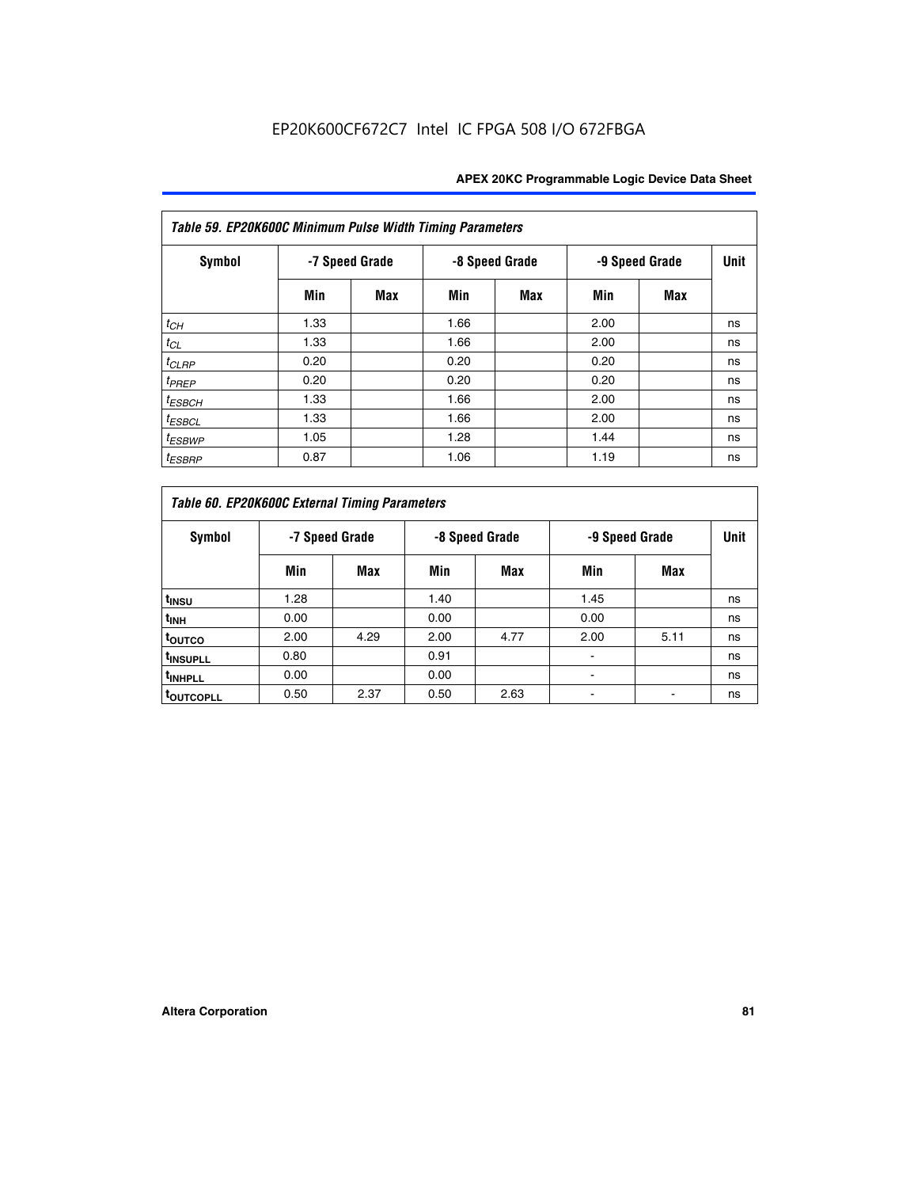| Table 59. EP20K600C Minimum Pulse Width Timing Parameters | | | | | | | |
|---|---|---|---|---|---|---|---|
| Symbol | -7 Speed Grade | | -8 Speed Grade | | -9 Speed Grade | | Unit |
| | Min | Max | Min | Max | Min | Max | |
| $t_{CH}$ | 1.33 | | 1.66 | | 2.00 | | ns |
| $t_{CL}$ | 1.33 | | 1.66 | | 2.00 | | ns |
| $t_{CLRP}$ | 0.20 | | 0.20 | | 0.20 | | ns |
| $t_{PREP}$ | 0.20 | | 0.20 | | 0.20 | | ns |
| $t_{ESBCH}$ | 1.33 | | 1.66 | | 2.00 | | ns |
| $t_{ESBCL}$ | 1.33 | | 1.66 | | 2.00 | | ns |
| $t_{ESBWP}$ | 1.05 | | 1.28 | | 1.44 | | ns |
| $t_{ESBRP}$ | 0.87 | | 1.06 | | 1.19 | | ns |

| Table 60. EP20K600C External Timing Parameters | | | | | | | |
|---|---|---|---|---|---|---|---|
| Symbol | -7 Speed Grade | | -8 Speed Grade | | -9 Speed Grade | | Unit |
| | Min | Max | Min | Max | Min | Max | |
| $t_{INSU}$ | 1.28 | | 1.40 | | 1.45 | | ns |
| $t_{INH}$ | 0.00 | | 0.00 | | 0.00 | | ns |
| $t_{OUTCO}$ | 2.00 | 4.29 | 2.00 | 4.77 | 2.00 | 5.11 | ns |
| $t_{INSUPLL}$ | 0.80 | | 0.91 | | - | | ns |
| $t_{INHPLL}$ | 0.00 | | 0.00 | | - | | ns |
| $t_{OUTCOPLL}$ | 0.50 | 2.37 | 0.50 | 2.63 | - | - | ns |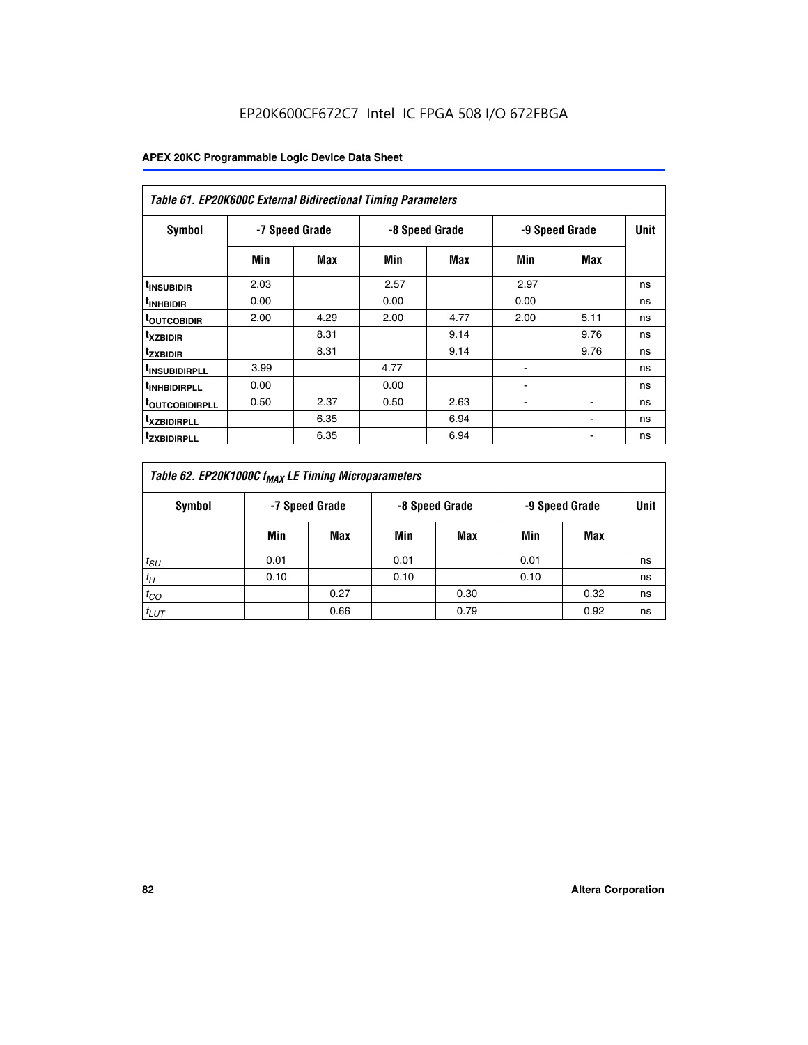EP20K600CF672C7 Intel IC FPGA 508 I/O 672FBGA

| *Table 61. EP20K600C External Bidirectional Timing Parameters* | | | | | | | |
|---|---|---|---|---|---|---|---|
| **Symbol** | **-7 Speed Grade** | | **-8 Speed Grade** | | **-9 Speed Grade** | | **Unit** |
| | **Min** | **Max** | **Min** | **Max** | **Min** | **Max** | |
| $t_{INSUBIDIR}$ | 2.03 | | 2.57 | | 2.97 | | ns |
| $t_{INHBIDIR}$ | 0.00 | | 0.00 | | 0.00 | | ns |
| $t_{OUTCOBIDIR}$ | 2.00 | 4.29 | 2.00 | 4.77 | 2.00 | 5.11 | ns |
| $t_{XZBIDIR}$ | | 8.31 | | 9.14 | | 9.76 | ns |
| $t_{ZXBIDIR}$ | | 8.31 | | 9.14 | | 9.76 | ns |
| $t_{INSUBIDIRPLL}$ | 3.99 | | 4.77 | | - | | ns |
| $t_{INHBIDIRPLL}$ | 0.00 | | 0.00 | | - | | ns |
| $t_{OUTCOBIDIRPLL}$ | 0.50 | 2.37 | 0.50 | 2.63 | - | - | ns |
| $t_{XZBIDIRPLL}$ | | 6.35 | | 6.94 | | - | ns |
| $t_{ZXBIDIRPLL}$ | | 6.35 | | 6.94 | | - | ns |

| *Table 62. EP20K1000C $f_{MAX}$ LE Timing Microparameters* | | | | | | | |
|---|---|---|---|---|---|---|---|
| **Symbol** | **-7 Speed Grade** | | **-8 Speed Grade** | | **-9 Speed Grade** | | **Unit** |
| | **Min** | **Max** | **Min** | **Max** | **Min** | **Max** | |
| $t_{SU}$ | 0.01 | | 0.01 | | 0.01 | | ns |
| $t_{H}$ | 0.10 | | 0.10 | | 0.10 | | ns |
| $t_{CO}$ | | 0.27 | | 0.30 | | 0.32 | ns |
| $t_{LUT}$ | | 0.66 | | 0.79 | | 0.92 | ns |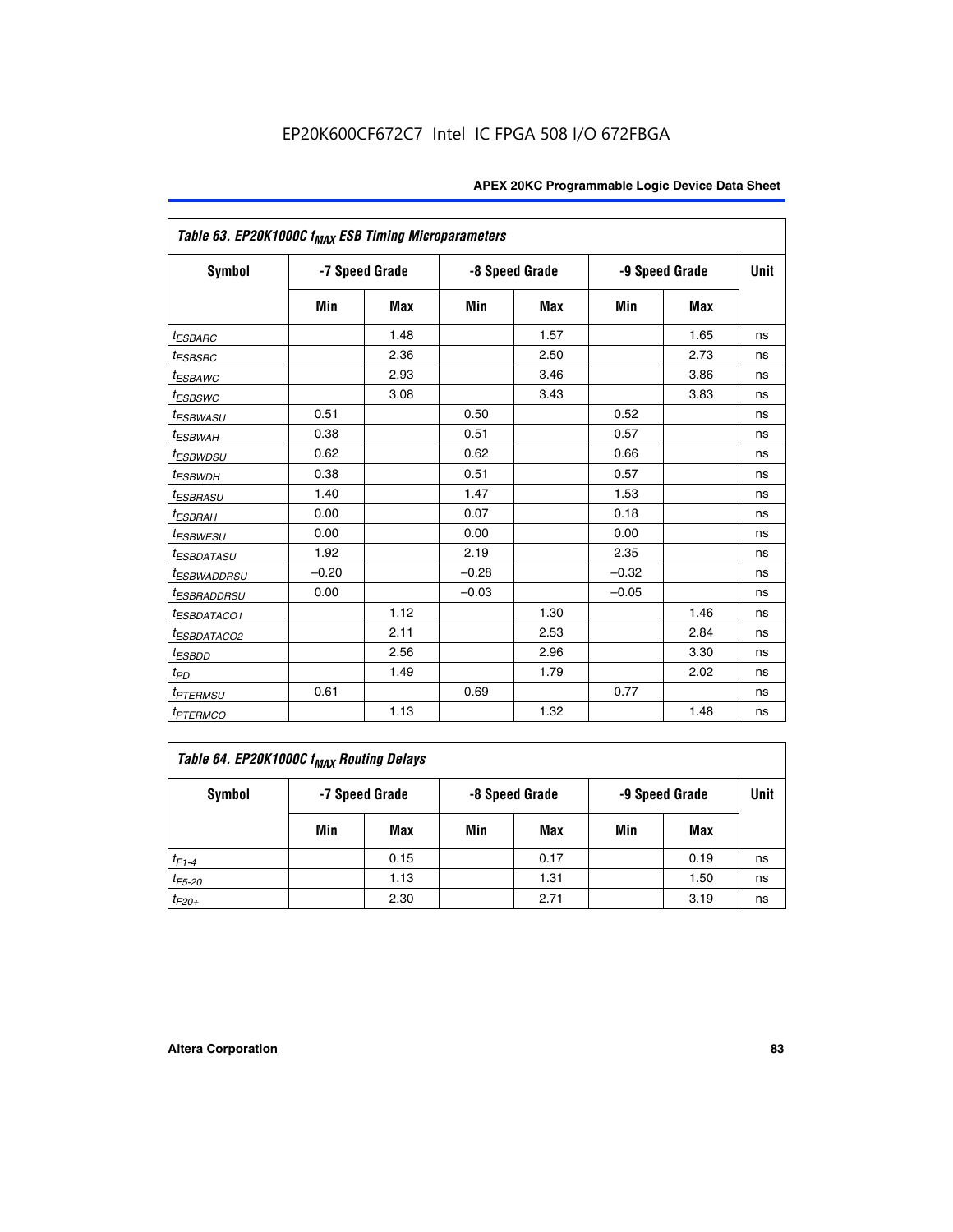| Table 63. EP20K1000C $f_{MAX}$ ESB Timing Microparameters | | | | | | | |
|---|---|---|---|---|---|---|---|
| Symbol | -7 Speed Grade | | -8 Speed Grade | | -9 Speed Grade | | Unit |
| | Min | Max | Min | Max | Min | Max | |
| $t_{ESBARC}$ | | 1.48 | | 1.57 | | 1.65 | ns |
| $t_{ESBSRC}$ | | 2.36 | | 2.50 | | 2.73 | ns |
| $t_{ESBAWC}$ | | 2.93 | | 3.46 | | 3.86 | ns |
| $t_{ESBSWC}$ | | 3.08 | | 3.43 | | 3.83 | ns |
| $t_{ESBWASU}$ | 0.51 | | 0.50 | | 0.52 | | ns |
| $t_{ESBWAH}$ | 0.38 | | 0.51 | | 0.57 | | ns |
| $t_{ESBWDSU}$ | 0.62 | | 0.62 | | 0.66 | | ns |
| $t_{ESBWDH}$ | 0.38 | | 0.51 | | 0.57 | | ns |
| $t_{ESBRASU}$ | 1.40 | | 1.47 | | 1.53 | | ns |
| $t_{ESBRAH}$ | 0.00 | | 0.07 | | 0.18 | | ns |
| $t_{ESBWESU}$ | 0.00 | | 0.00 | | 0.00 | | ns |
| $t_{ESBDATASU}$ | 1.92 | | 2.19 | | 2.35 | | ns |
| $t_{ESBWADDRSU}$ | –0.20 | | –0.28 | | –0.32 | | ns |
| $t_{ESBRADDRSU}$ | 0.00 | | –0.03 | | –0.05 | | ns |
| $t_{ESBDATACO1}$ | | 1.12 | | 1.30 | | 1.46 | ns |
| $t_{ESBDATACO2}$ | | 2.11 | | 2.53 | | 2.84 | ns |
| $t_{ESBDD}$ | | 2.56 | | 2.96 | | 3.30 | ns |
| $t_{PD}$ | | 1.49 | | 1.79 | | 2.02 | ns |
| $t_{PTERMSU}$ | 0.61 | | 0.69 | | 0.77 | | ns |
| $t_{PTERMCO}$ | | 1.13 | | 1.32 | | 1.48 | ns |

| Table 64. EP20K1000C $f_{MAX}$ Routing Delays | | | | | | | |
|---|---|---|---|---|---|---|---|
| Symbol | -7 Speed Grade | | -8 Speed Grade | | -9 Speed Grade | | Unit |
| | Min | Max | Min | Max | Min | Max | |
| $t_{F1-4}$ | | 0.15 | | 0.17 | | 0.19 | ns |
| $t_{F5-20}$ | | 1.13 | | 1.31 | | 1.50 | ns |
| $t_{F20+}$ | | 2.30 | | 2.71 | | 3.19 | ns |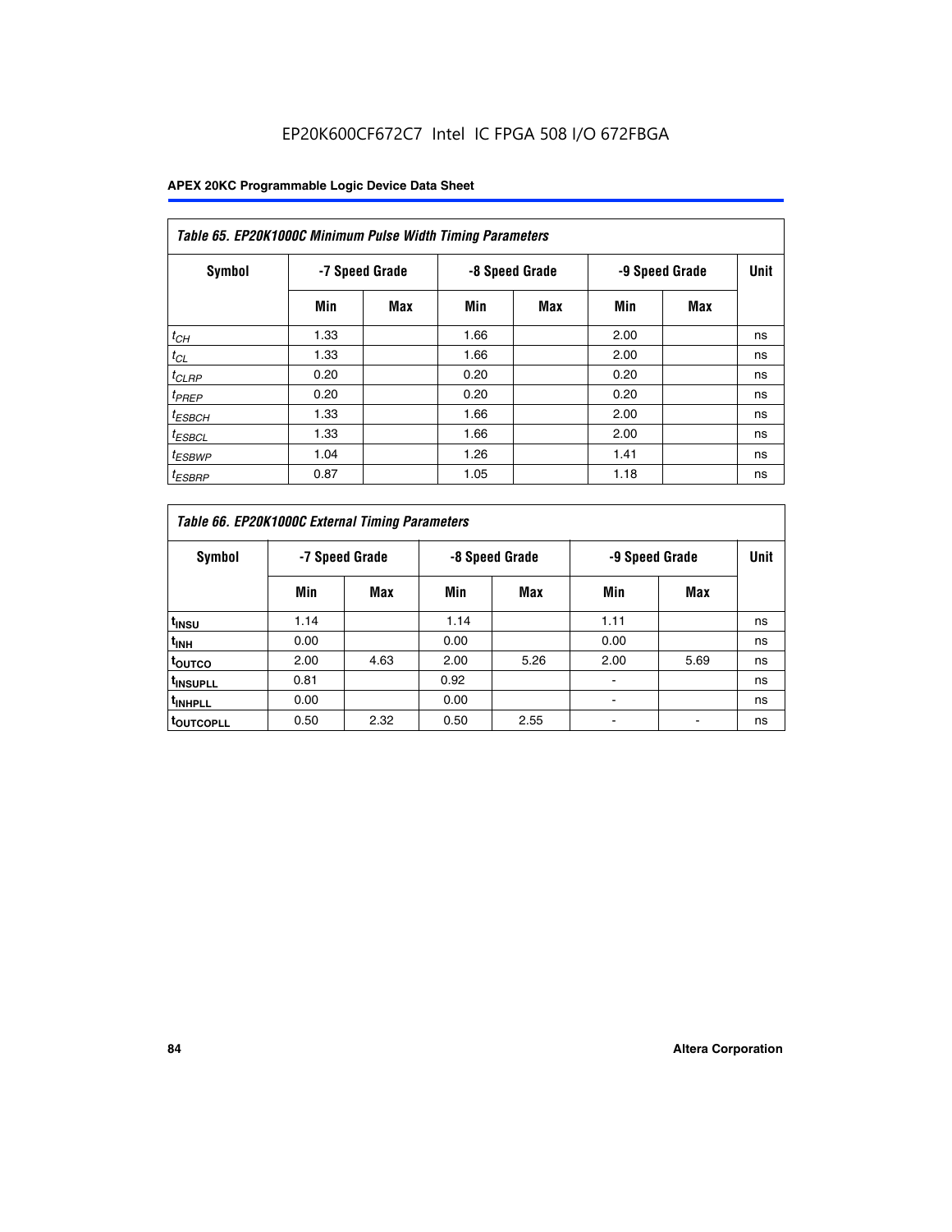EP20K600CF672C7 Intel IC FPGA 508 I/O 672FBGA

| Table 65. EP20K1000C Minimum Pulse Width Timing Parameters | | | | | | | |
|---|---|---|---|---|---|---|---|
| Symbol | -7 Speed Grade | | -8 Speed Grade | | -9 Speed Grade | | Unit |
| | Min | Max | Min | Max | Min | Max | |
| $t_{CH}$ | 1.33 | | 1.66 | | 2.00 | | ns |
| $t_{CL}$ | 1.33 | | 1.66 | | 2.00 | | ns |
| $t_{CLRP}$ | 0.20 | | 0.20 | | 0.20 | | ns |
| $t_{PREP}$ | 0.20 | | 0.20 | | 0.20 | | ns |
| $t_{ESBCH}$ | 1.33 | | 1.66 | | 2.00 | | ns |
| $t_{ESBCL}$ | 1.33 | | 1.66 | | 2.00 | | ns |
| $t_{ESBWP}$ | 1.04 | | 1.26 | | 1.41 | | ns |
| $t_{ESBRP}$ | 0.87 | | 1.05 | | 1.18 | | ns |

| Table 66. EP20K1000C External Timing Parameters | | | | | | | |
|---|---|---|---|---|---|---|---|
| Symbol | -7 Speed Grade | | -8 Speed Grade | | -9 Speed Grade | | Unit |
| | Min | Max | Min | Max | Min | Max | |
| $t_{INSU}$ | 1.14 | | 1.14 | | 1.11 | | ns |
| $t_{INH}$ | 0.00 | | 0.00 | | 0.00 | | ns |
| $t_{OUTCO}$ | 2.00 | 4.63 | 2.00 | 5.26 | 2.00 | 5.69 | ns |
| $t_{INSUPLL}$ | 0.81 | | 0.92 | | - | | ns |
| $t_{INHPLL}$ | 0.00 | | 0.00 | | - | | ns |
| $t_{OUTCOPLL}$ | 0.50 | 2.32 | 0.50 | 2.55 | - | - | ns |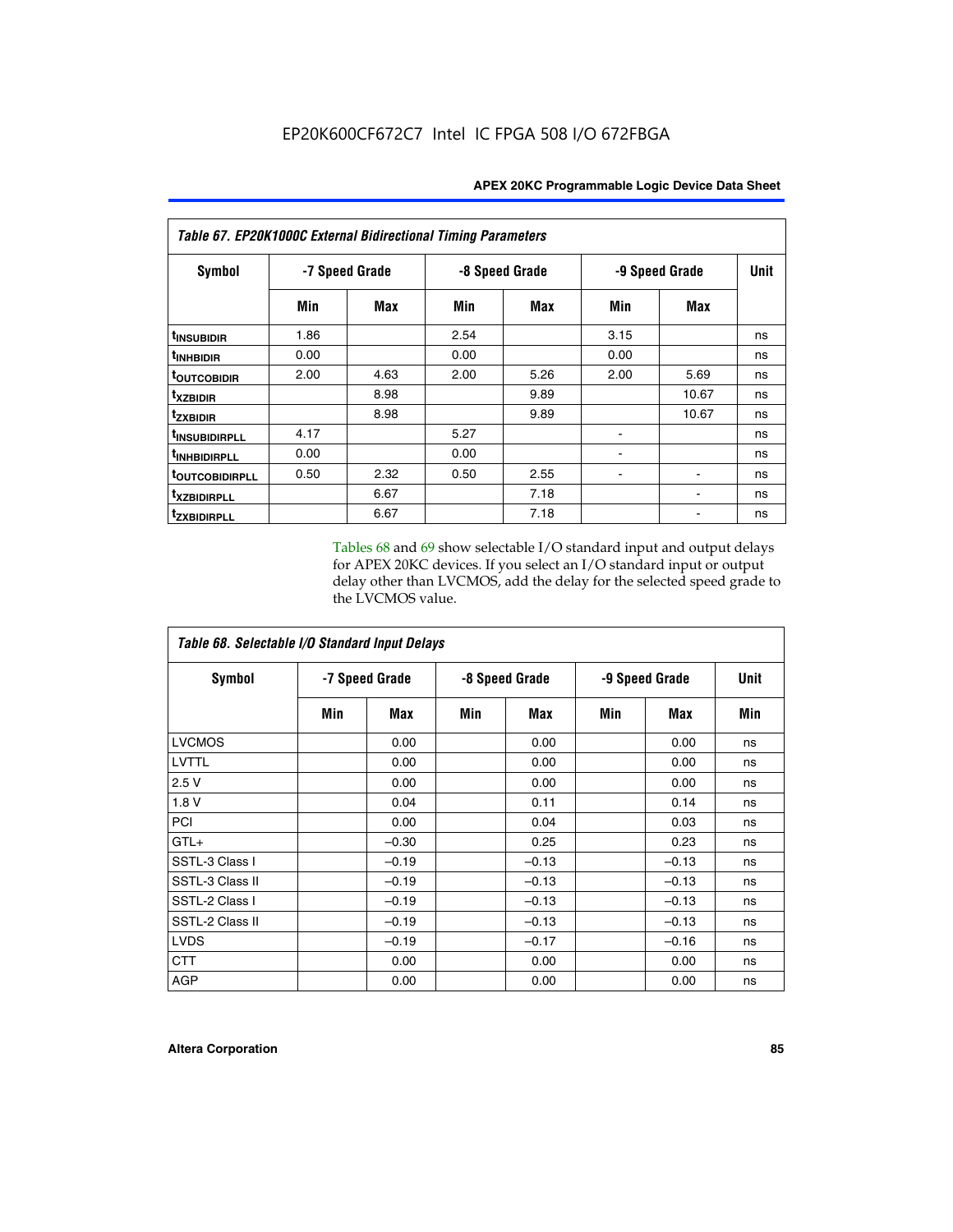| *Table 67. EP20K1000C External Bidirectional Timing Parameters* | | | | | | | |
|---|---|---|---|---|---|---|---|
| **Symbol** | **-7 Speed Grade** | | **-8 Speed Grade** | | **-9 Speed Grade** | | **Unit** |
| | **Min** | **Max** | **Min** | **Max** | **Min** | **Max** | |
| $t_{INSUBIDIR}$ | 1.86 | | 2.54 | | 3.15 | | ns |
| $t_{INHBIDIR}$ | 0.00 | | 0.00 | | 0.00 | | ns |
| $t_{OUTCOBIDIR}$ | 2.00 | 4.63 | 2.00 | 5.26 | 2.00 | 5.69 | ns |
| $t_{XZBIDIR}$ | | 8.98 | | 9.89 | | 10.67 | ns |
| $t_{ZXBIDIR}$ | | 8.98 | | 9.89 | | 10.67 | ns |
| $t_{INSUBIDIRPLL}$ | 4.17 | | 5.27 | | - | | ns |
| $t_{INHBIDIRPLL}$ | 0.00 | | 0.00 | | - | | ns |
| $t_{OUTCOBIDIRPLL}$ | 0.50 | 2.32 | 0.50 | 2.55 | - | - | ns |
| $t_{XZBIDIRPLL}$ | | 6.67 | | 7.18 | | - | ns |
| $t_{ZXBIDIRPLL}$ | | 6.67 | | 7.18 | | - | ns |

Tables 68 and 69 show selectable I/O standard input and output delays for APEX 20KC devices. If you select an I/O standard input or output delay other than LVCMOS, add the delay for the selected speed grade to the LVCMOS value.

| *Table 68. Selectable I/O Standard Input Delays* | | | | | | | |
|---|---|---|---|---|---|---|---|
| **Symbol** | **-7 Speed Grade** | | **-8 Speed Grade** | | **-9 Speed Grade** | | **Unit** |
| | **Min** | **Max** | **Min** | **Max** | **Min** | **Max** | **Min** |
| LVCMOS | | 0.00 | | 0.00 | | 0.00 | ns |
| LVTTL | | 0.00 | | 0.00 | | 0.00 | ns |
| 2.5 V | | 0.00 | | 0.00 | | 0.00 | ns |
| 1.8 V | | 0.04 | | 0.11 | | 0.14 | ns |
| PCI | | 0.00 | | 0.04 | | 0.03 | ns |
| GTL+ | | –0.30 | | 0.25 | | 0.23 | ns |
| SSTL-3 Class I | | –0.19 | | –0.13 | | –0.13 | ns |
| SSTL-3 Class II | | –0.19 | | –0.13 | | –0.13 | ns |
| SSTL-2 Class I | | –0.19 | | –0.13 | | –0.13 | ns |
| SSTL-2 Class II | | –0.19 | | –0.13 | | –0.13 | ns |
| LVDS | | –0.19 | | –0.17 | | –0.16 | ns |
| CTT | | 0.00 | | 0.00 | | 0.00 | ns |
| AGP | | 0.00 | | 0.00 | | 0.00 | ns |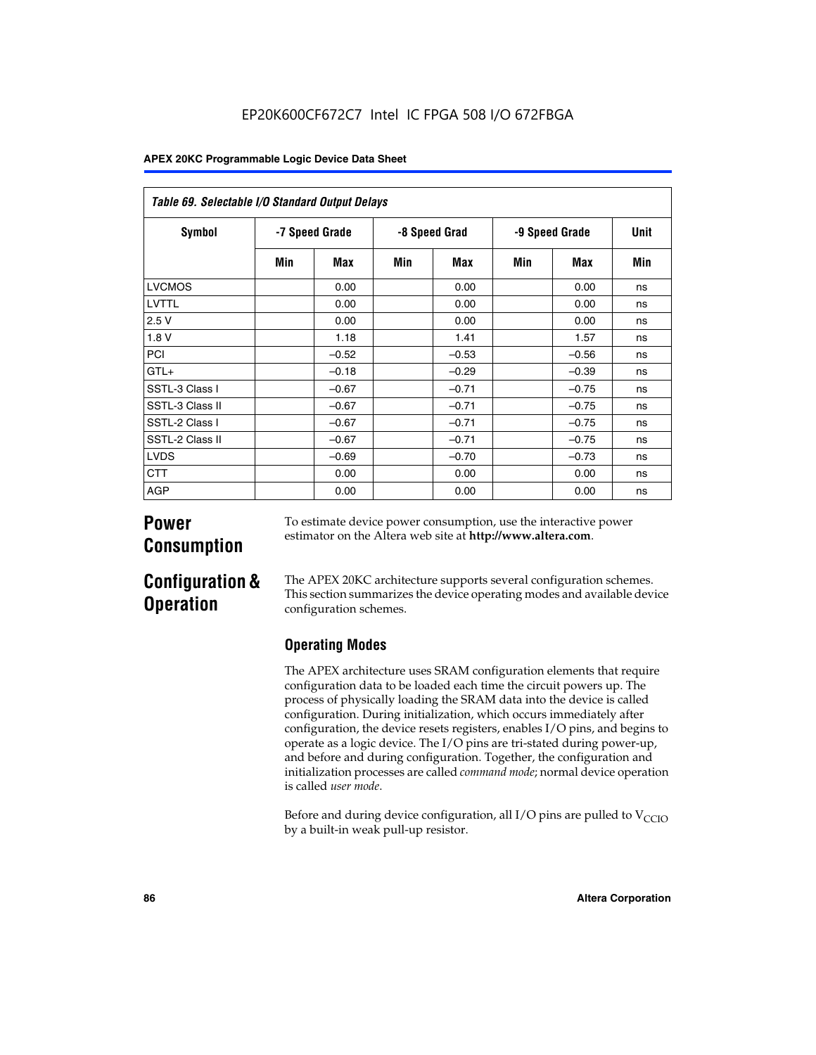**Table 69. Selectable I/O Standard Output Delays**

| Symbol | -7 Speed Grade | | -8 Speed Grad | | -9 Speed Grade | | Unit |
|---|---|---|---|---|---|---|---|
| | Min | Max | Min | Max | Min | Max | Min |
| LVCMOS | | 0.00 | | 0.00 | | 0.00 | ns |
| LVTTL | | 0.00 | | 0.00 | | 0.00 | ns |
| 2.5 V | | 0.00 | | 0.00 | | 0.00 | ns |
| 1.8 V | | 1.18 | | 1.41 | | 1.57 | ns |
| PCI | | –0.52 | | –0.53 | | –0.56 | ns |
| GTL+ | | –0.18 | | –0.29 | | –0.39 | ns |
| SSTL-3 Class I | | –0.67 | | –0.71 | | –0.75 | ns |
| SSTL-3 Class II | | –0.67 | | –0.71 | | –0.75 | ns |
| SSTL-2 Class I | | –0.67 | | –0.71 | | –0.75 | ns |
| SSTL-2 Class II | | –0.67 | | –0.71 | | –0.75 | ns |
| LVDS | | –0.69 | | –0.70 | | –0.73 | ns |
| CTT | | 0.00 | | 0.00 | | 0.00 | ns |
| AGP | | 0.00 | | 0.00 | | 0.00 | ns |

# Power Consumption

To estimate device power consumption, use the interactive power estimator on the Altera web site at **http://www.altera.com**.

# Configuration & Operation

The APEX 20KC architecture supports several configuration schemes. This section summarizes the device operating modes and available device configuration schemes.

## Operating Modes

The APEX architecture uses SRAM configuration elements that require configuration data to be loaded each time the circuit powers up. The process of physically loading the SRAM data into the device is called configuration. During initialization, which occurs immediately after configuration, the device resets registers, enables I/O pins, and begins to operate as a logic device. The I/O pins are tri-stated during power-up, and before and during configuration. Together, the configuration and initialization processes are called *command mode*; normal device operation is called *user mode*.

Before and during device configuration, all I/O pins are pulled to $V_{CCIO}$ by a built-in weak pull-up resistor.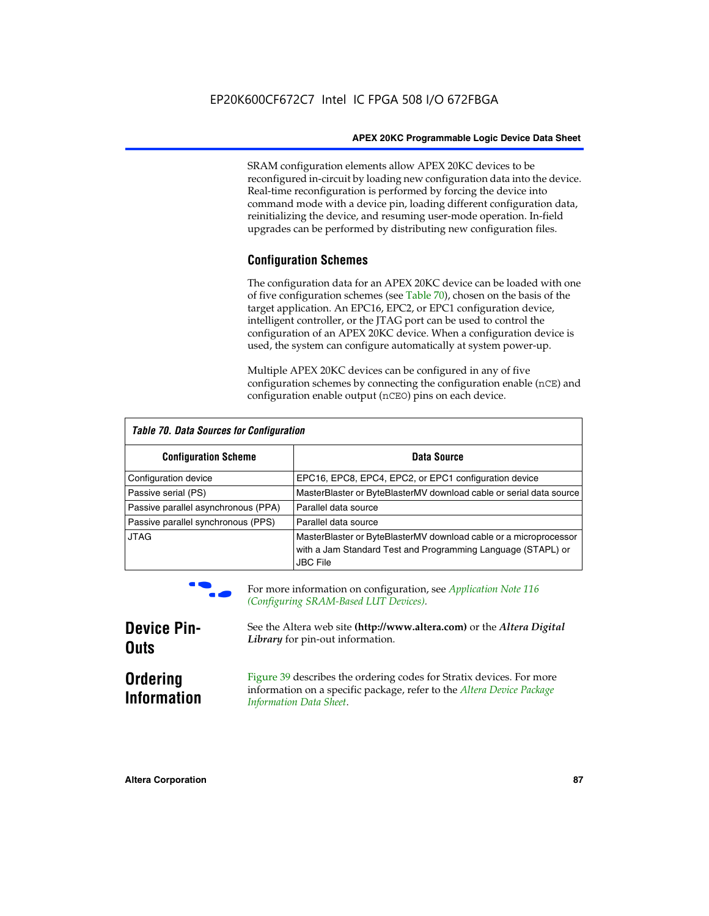SRAM configuration elements allow APEX 20KC devices to be reconfigured in-circuit by loading new configuration data into the device. Real-time reconfiguration is performed by forcing the device into command mode with a device pin, loading different configuration data, reinitializing the device, and resuming user-mode operation. In-field upgrades can be performed by distributing new configuration files.

### Configuration Schemes

The configuration data for an APEX 20KC device can be loaded with one of five configuration schemes (see Table 70), chosen on the basis of the target application. An EPC16, EPC2, or EPC1 configuration device, intelligent controller, or the JTAG port can be used to control the configuration of an APEX 20KC device. When a configuration device is used, the system can configure automatically at system power-up.

Multiple APEX 20KC devices can be configured in any of five configuration schemes by connecting the configuration enable (nCE) and configuration enable output (nCEO) pins on each device.

*Table 70. Data Sources for Configuration*

| Configuration Scheme | Data Source |
|---|---|
| Configuration device | EPC16, EPC8, EPC4, EPC2, or EPC1 configuration device |
| Passive serial (PS) | MasterBlaster or ByteBlasterMV download cable or serial data source |
| Passive parallel asynchronous (PPA) | Parallel data source |
| Passive parallel synchronous (PPS) | Parallel data source |
| JTAG | MasterBlaster or ByteBlasterMV download cable or a microprocessor with a Jam Standard Test and Programming Language (STAPL) or JBC File |

For more information on configuration, see *Application Note 116 (Configuring SRAM-Based LUT Devices).*

## Device Pin-Outs

See the Altera web site **(http://www.altera.com)** or the ***Altera Digital Library*** for pin-out information.

## Ordering Information

Figure 39 describes the ordering codes for Stratix devices. For more information on a specific package, refer to the *Altera Device Package Information Data Sheet*.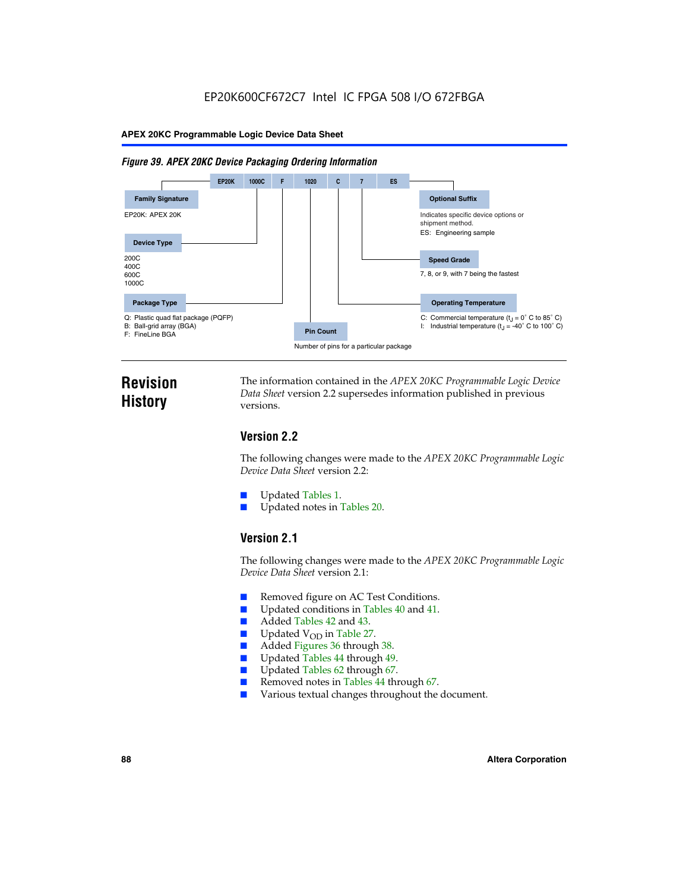EP20K600CF672C7 Intel IC FPGA 508 I/O 672FBGA

*Figure 39. APEX 20KC Device Packaging Ordering Information*

| EP20K | 1000C | F | 1020 | C | 7 | ES |
|---|---|---|---|---|---|---|

**Family Signature**

EP20K: APEX 20K

**Device Type**

200C
400C
600C
1000C

**Package Type**

Q: Plastic quad flat package (PQFP)
B: Ball-grid array (BGA)
F: FineLine BGA

**Pin Count**

Number of pins for a particular package

**Optional Suffix**

Indicates specific device options or shipment method.
ES: Engineering sample

**Speed Grade**

7, 8, or 9, with 7 being the fastest

**Operating Temperature**

C: Commercial temperature ($t_J$ = 0° C to 85° C)
I: Industrial temperature ($t_J$ = -40° C to 100° C)

# Revision History

The information contained in the *APEX 20KC Programmable Logic Device Data Sheet* version 2.2 supersedes information published in previous versions.

## Version 2.2

The following changes were made to the *APEX 20KC Programmable Logic Device Data Sheet* version 2.2:

- Updated Tables 1.
- Updated notes in Tables 20.

## Version 2.1

The following changes were made to the *APEX 20KC Programmable Logic Device Data Sheet* version 2.1:

- Removed figure on AC Test Conditions.
- Updated conditions in Tables 40 and 41.
- Added Tables 42 and 43.
- Updated $V_{OD}$ in Table 27.
- Added Figures 36 through 38.
- Updated Tables 44 through 49.
- Updated Tables 62 through 67.
- Removed notes in Tables 44 through 67.
- Various textual changes throughout the document.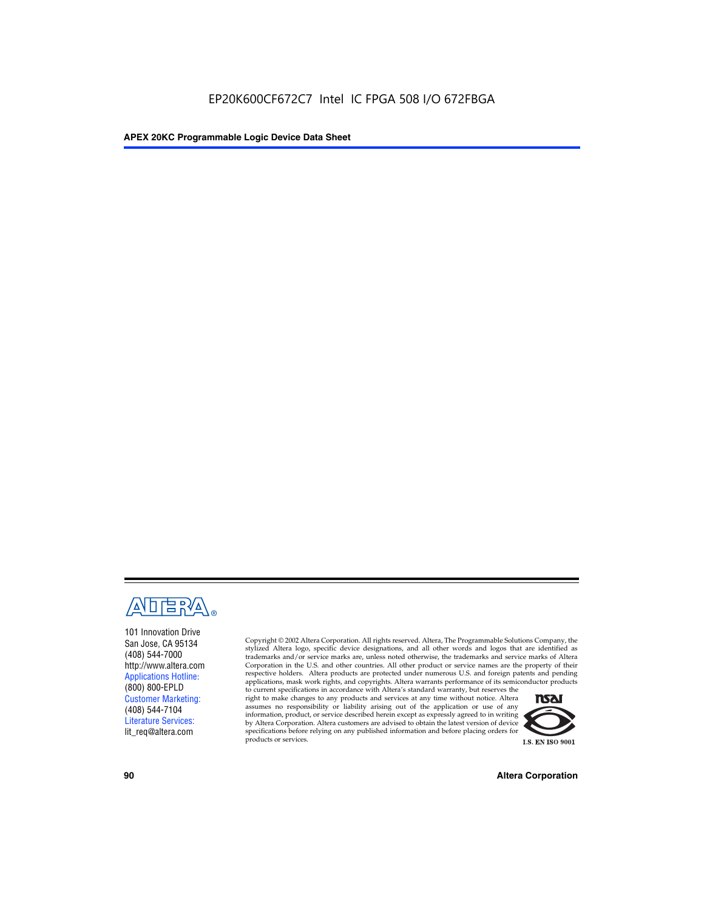101 Innovation Drive
San Jose, CA 95134
(408) 544-7000
http://www.altera.com
Applications Hotline:
(800) 800-EPLD
Customer Marketing:
(408) 544-7104
Literature Services:
lit_req@altera.com

Copyright © 2002 Altera Corporation. All rights reserved. Altera, The Programmable Solutions Company, the stylized Altera logo, specific device designations, and all other words and logos that are identified as trademarks and/or service marks are, unless noted otherwise, the trademarks and service marks of Altera Corporation in the U.S. and other countries. All other product or service names are the property of their respective holders. Altera products are protected under numerous U.S. and foreign patents and pending applications, mask work rights, and copyrights. Altera warrants performance of its semiconductor products to current specifications in accordance with Altera's standard warranty, but reserves the right to make changes to any products and services at any time without notice. Altera assumes no responsibility or liability arising out of the application or use of any information, product, or service described herein except as expressly agreed to in writing by Altera Corporation. Altera customers are advised to obtain the latest version of device specifications before relying on any published information and before placing orders for products or services.

I.S. EN ISO 9001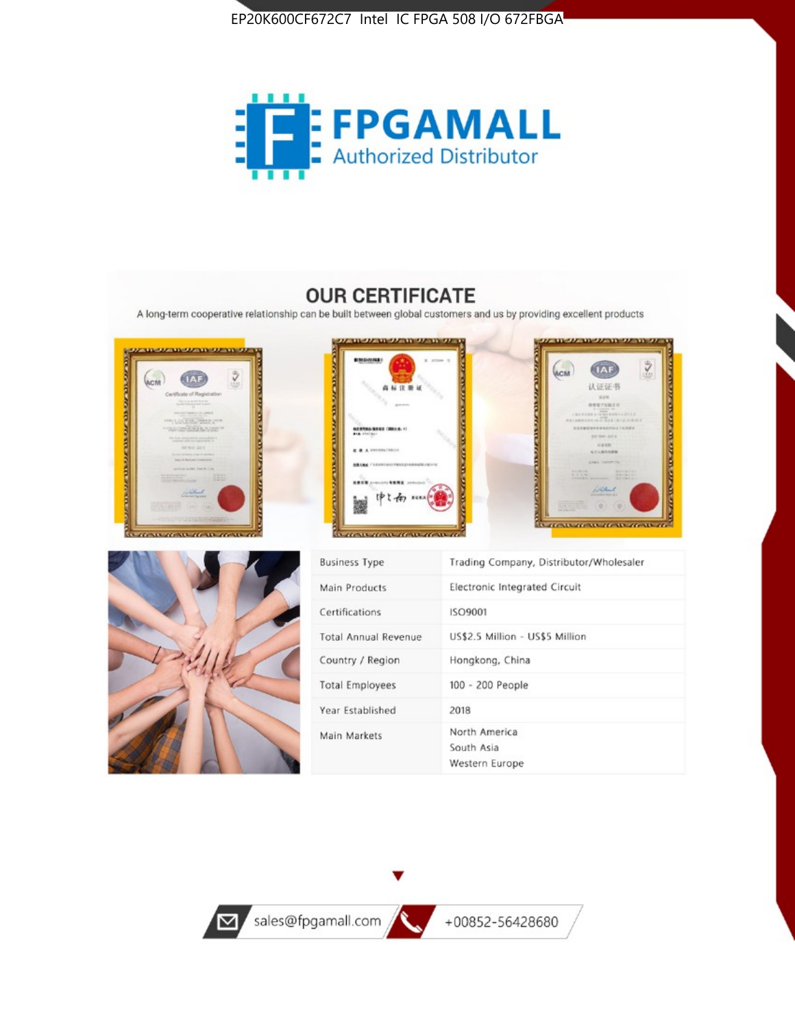FPGAMALL
Authorized Distributor

## OUR CERTIFICATE

A long-term cooperative relationship can be built between global customers and us by providing excellent products

| | |
|---|---|
| Business Type | Trading Company, Distributor/Wholesaler |
| Main Products | Electronic Integrated Circuit |
| Certifications | ISO9001 |
| Total Annual Revenue | US$2.5 Million - US$5 Million |
| Country / Region | Hongkong, China |
| Total Employees | 100 - 200 People |
| Year Established | 2018 |
| Main Markets | North America<br>South Asia<br>Western Europe |

sales@fpgamall.com +00852-56428680